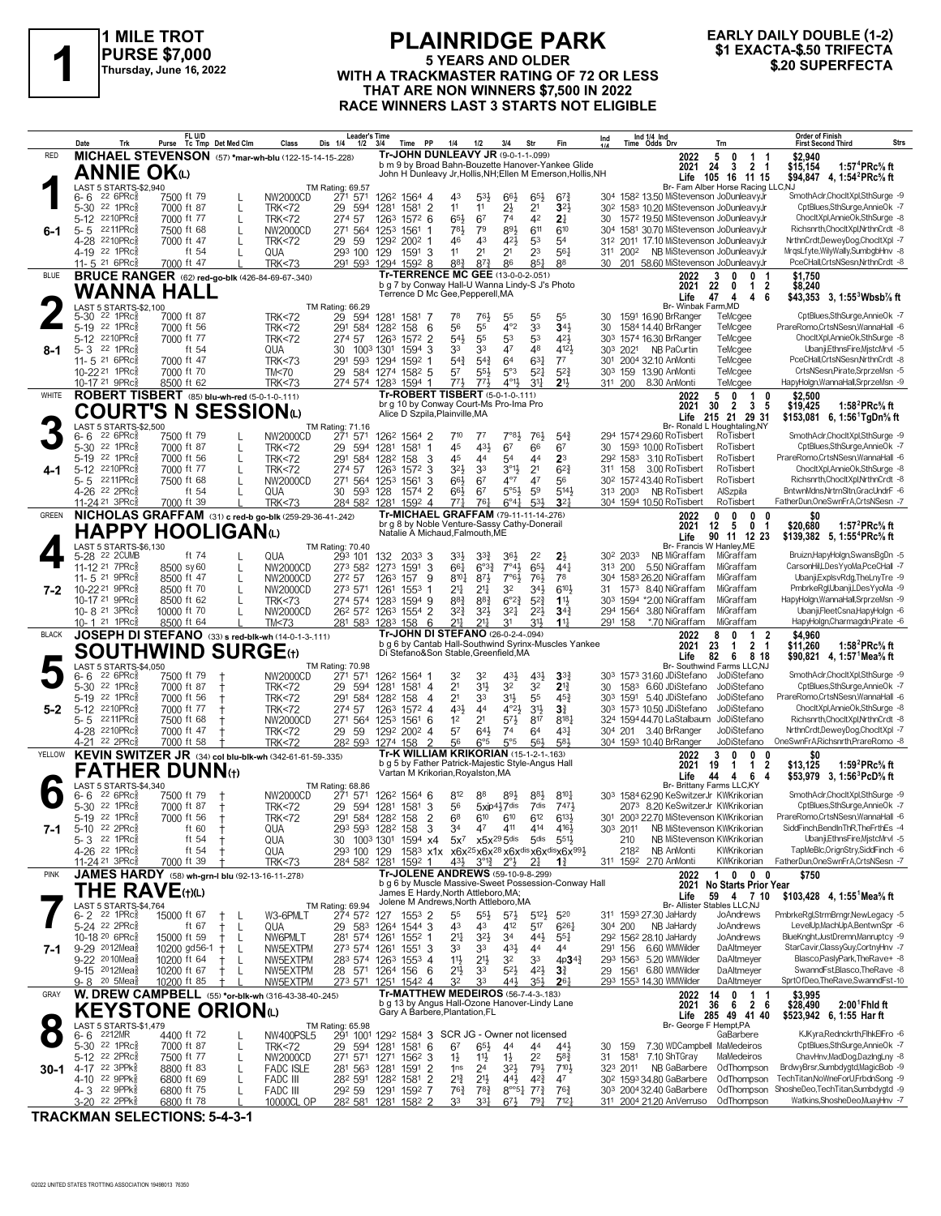# 1 — 1 MILE TROT

**PURSE $7,000**
Thursday, June 16, 2022

## PLAINRIDGE PARK

**5 YEARS AND OLDER**
**WITH A TRACKMASTER RATING OF 72 OR LESS**
**THAT ARE NON WINNERS $7,500 IN 2022**
**RACE WINNERS LAST 3 STARTS NOT ELIGIBLE**

**EARLY DAILY DOUBLE (1-2)**
**$1 EXACTA-$.50 TRIFECTA**
**$.20 SUPERFECTA**

---

### 1 — RED — 6-1
**MICHAEL STEVENSON** (57) *mar-wh-blu (122-15-14-15-.228)
**ANNIE OK(L)**
Tr-JOHN DUNLEAVY JR (9-0-1-1-.099)
b m 9 by Broad Bahn-Bouzette Hanover-Yankee Glide
John H Dunleavy Jr,Hollis,NH;Ellen M Emerson,Hollis,NH
Br- Fam Alber Horse Racing LLC,NJ
LAST 5 STARTS-$2,940 — TM Rating: 69.57

| Year | Starts | Win | Place | Show | Earnings | Record |
|---|---|---|---|---|---|---|
| 2022 | 5 | 0 | 1 | 1 | $2,940 | |
| 2021 | 24 | 3 | 2 | 1 | $15,154 | 1:57⁴PRc⅝ ft |
| Life | 105 | 16 | 11 | 15 | $94,847 | 4, 1:54²PRc⅝ ft |

| Date | Trk | Purse | Cond | Class | Times | PP | 1/4 | 1/2 | 3/4 | Str | Fin | Ind Time | Odds | Drv | Trn | Order of Finish |
|---|---|---|---|---|---|---|---|---|---|---|---|---|---|---|---|---|
| 6-6 22 6PRc⅝ | | 7500 | ft 79 L | NW2000CD | 27¹ 57¹ 126² 156⁴ | 4 | 4³ | 5³½ | 6⁶½ | 6⁵½ | 6⁷¾ | 30⁴ 158² | 13.50 | MiStevenson | JoDunleavyJr | SmothAclr,ChocltXpl,SthSurge -9 |
| 5-30 22 1PRc⅝ | | 7000 | ft 87 L | TRK<72 | 29 59⁴ 128¹ 158¹ | 2 | 1¹ | 1¹ | 2½ | 2¹ | 3²½ | 30² 158³ | 10.20 | MiStevenson | JoDunleavyJr | CptBlues,SthSurge,AnnieOk -7 |
| 5-12 22 10PRc⅝ | | 7000 | ft 77 L | TRK<72 | 27⁴ 57 126³ 157² | 6 | 6⁵½ | 6⁷ | 7⁴ | 4² | 2¾ | 30 157² | 19.50 | MiStevenson | JoDunleavyJr | ChocltXpl,AnnieOk,SthSurge -8 |
| 5-5 22 11PRc⅝ | | 7500 | ft 68 L | NW2000CD | 27¹ 56⁴ 125³ 156¹ | 1 | 7⁸½ | 7⁹ | 8⁹½ | 6¹¹ | 6¹⁰ | 30⁴ 158¹ | 30.70 | MiStevenson | JoDunleavyJr | Richsnrth,ChocltXpl,NrthnCrdt -8 |
| 4-28 22 10PRc⅝ | | 7000 | ft 47 L | TRK<72 | 29 59 129² 200² | 1 | 4⁶ | 4³ | 4²½ | 5³ | 5⁴ | 31² 201¹ | 17.10 | MiStevenson | JoDunleavyJr | NrthnCrdt,DeweyDog,ChocltXpl -7 |
| 4-19 22 1PRc⅝ | | | ft 54 L | QUA | 29³ 100 129 159¹ | 3 | 1¹ | 2¹ | 2¹ | 2³ | 5⁶½ | 31¹ 200² | NB | MiStevenson | JoDunleavyJr | MrqsLfyte,WilyWally,SumbgbHnv -8 |
| 11-5 21 6PRc⅝ | | 7000 | ft 47 | TRK<73 | 29¹ 59³ 129⁴ 159² | 8 | 8⁸¾ | 8⁷¾ | 8⁶ | 8⁵½ | 8⁸ | 30 201 | 58.60 | MiStevenson | JoDunleavyJr | PceCHall,CrtsNSesn,NrthnCrdt -8 |

---

### 2 — BLUE — 8-1
**BRUCE RANGER** (62) red-go-blk (426-84-69-67-.340)
**WANNA HALL**
Tr-TERRENCE MC GEE (13-0-0-2-.051)
b g 7 by Conway Hall-U Wanna Lindy-S J's Photo
Terrence D Mc Gee,Pepperell,MA
Br- Winbak Farm,MD
LAST 5 STARTS-$2,100 — TM Rating: 66.29

| Year | Starts | Win | Place | Show | Earnings | Record |
|---|---|---|---|---|---|---|
| 2022 | 3 | 0 | 0 | 1 | $1,750 | |
| 2021 | 22 | 0 | 1 | 2 | $8,240 | |
| Life | 47 | 4 | 4 | 6 | $43,353 | 3, 1:55³Wbsb⅞ ft |

| Date | Trk | Purse | Cond | Class | Times | PP | 1/4 | 1/2 | 3/4 | Str | Fin | Ind Time | Odds | Drv | Trn | Order of Finish |
|---|---|---|---|---|---|---|---|---|---|---|---|---|---|---|---|---|
| 5-30 22 1PRc⅝ | | 7000 | ft 87 | TRK<72 | 29 59⁴ 128¹ 158¹ | 7 | 7⁸ | 7⁶½ | 5⁵ | 5⁵ | 5⁵ | 30 159¹ | 16.90 | BrRanger | TeMcgee | CptBlues,SthSurge,AnnieOk -7 |
| 5-19 22 1PRc⅝ | | 7000 | ft 56 | TRK<72 | 29¹ 58⁴ 128² 158 | 6 | 5⁶ | 5⁵ | 4°² | 3³ | 3⁴½ | 30 158⁴ | 14.40 | BrRanger | TeMcgee | PrareRomo,CrtsNSesn,WannaHall -6 |
| 5-12 22 10PRc⅝ | | 7000 | ft 77 | TRK<72 | 27⁴ 57 126³ 157² | 2 | 5⁴½ | 5⁵ | 5³ | 5³ | 4²½ | 30³ 157⁴ | 16.30 | BrRanger | TeMcgee | ChocltXpl,AnnieOk,SthSurge -8 |
| 5-3 22 1PRc⅝ | | | ft 54 | QUA | 30 100³ 130¹ 159⁴ | 3 | 3³ | 3³ | 4⁷ | 4⁸ | 4¹²½ | 30³ 202¹ | NB | PaCurtin | TeMcgee | UbanjiJ,EthnsFire,MjstcMrvl -5 |
| 11-5 21 6PRc⅝ | | 7000 | ft 47 | TRK<73 | 29¹ 59³ 129⁴ 159² | 1 | 5⁴¾ | 5⁴¾ | 6⁴ | 6³½ | 7⁷ | 30¹ 200⁴ | 32.10 | AnMonti | TeMcgee | PceCHall,CrtsNSesn,NrthnCrdt -8 |
| 10-22 21 1PRc⅝ | | 7000 | ft 70 | TM<70 | 29 58⁴ 127⁴ 158² | 5 | 5⁷ | 5⁵½ | 5°³ | 5²½ | 5²¾ | 30³ 159 | 13.90 | AnMonti | TeMcgee | CrtsNSesn,Pirate,SrprzeMsn -5 |
| 10-17 21 9PRc⅝ | | 8500 | ft 62 | TRK<73 | 27⁴ 57⁴ 128³ 159⁴ | 1 | 7⁷½ | 7⁷½ | 4°¹½ | 3¹¾ | 2¹½ | 31¹ 200 | 8.30 | AnMonti | TeMcgee | HapyHolgn,WannaHall,SrprzeMsn -9 |

---

### 3 — WHITE — 4-1
**ROBERT TISBERT** (85) blu-wh-red (5-0-1-0-.111)
**COURT'S N SESSION(L)**
Tr-ROBERT TISBERT (5-0-1-0-.111)
br g 10 by Conway Court-Ms Pro-Ima Pro
Alice D Szpila,Plainville,MA
Br- Ronald L Houghtaling,NY
LAST 5 STARTS-$2,500 — TM Rating: 71.16

| Year | Starts | Win | Place | Show | Earnings | Record |
|---|---|---|---|---|---|---|
| 2022 | 5 | 0 | 1 | 0 | $2,500 | |
| 2021 | 30 | 2 | 3 | 5 | $19,425 | 1:58²PRc⅝ ft |
| Life | 215 | 21 | 29 | 31 | $153,081 | 6, 1:56¹TgDn⅝ ft |

| Date | Trk | Purse | Cond | Class | Times | PP | 1/4 | 1/2 | 3/4 | Str | Fin | Ind Time | Odds | Drv | Trn | Order of Finish |
|---|---|---|---|---|---|---|---|---|---|---|---|---|---|---|---|---|
| 6-6 22 6PRc⅝ | | 7500 | ft 79 L | NW2000CD | 27¹ 57¹ 126² 156⁴ | 2 | 7¹⁰ | 7⁷ | 7°⁸½ | 7⁶½ | 5⁴¾ | 29⁴ 157⁴ | 29.60 | RoTisbert | RoTisbert | SmothAclr,ChocltXpl,SthSurge -9 |
| 5-30 22 1PRc⅝ | | 7000 | ft 87 L | TRK<72 | 29 59⁴ 128¹ 158¹ | 1 | 4⁵ | 4³½ | 6⁷ | 6⁶ | 6⁷ | 30 159³ | 10.00 | RoTisbert | RoTisbert | CptBlues,SthSurge,AnnieOk -7 |
| 5-19 22 1PRc⅝ | | 7000 | ft 56 L | TRK<72 | 29¹ 58⁴ 128² 158 | 3 | 4⁵ | 4⁴ | 5⁴ | 4⁴ | 2³ | 29² 158³ | 3.10 | RoTisbert | RoTisbert | PrareRomo,CrtsNSesn,WannaHall -6 |
| 5-12 22 10PRc⅝ | | 7000 | ft 77 L | TRK<72 | 27⁴ 57 126³ 157² | 3 | 3²½ | 3³ | 3°¹½ | 2¹ | 6²¾ | 31¹ 158 | 3.00 | RoTisbert | RoTisbert | ChocltXpl,AnnieOk,SthSurge -8 |
| 5-5 22 11PRc⅝ | | 7500 | ft 68 L | NW2000CD | 27¹ 56⁴ 125³ 156¹ | 3 | 6⁶½ | 6⁷ | 4°⁷ | 4⁷ | 5⁶ | 30² 157² | 43.40 | RoTisbert | RoTisbert | Richsnrth,ChocltXpl,NrthnCrdt -8 |
| 4-26 22 2PRc⅝ | | | ft 54 L | QUA | 30 59³ 128 157⁴ | 2 | 6⁶½ | 6⁷ | 5°⁵½ | 5⁹ | 5¹⁴½ | 31³ 200³ | NB | RoTisbert | AlSzpila | BntwnMdns,NrtrnSltn,GracUndrF -6 |
| 11-24 21 3PRc⅝ | | 7000 | ft 39 | TRK<73 | 28⁴ 58² 128¹ 159² | 4 | 7⁷¼ | 7⁶½ | 6°⁴¼ | 5³¾ | 3²¼ | 30⁴ 159⁴ | 10.50 | RoTisbert | RoTisbert | FatherDun,OneSwnFrA,CrtsNSesn -7 |

---

### 4 — GREEN — 7-2
**NICHOLAS GRAFFAM** (31) c red-b go-blk (259-29-36-41-.242)
**HAPPY HOOLIGAN(L)**
Tr-MICHAEL GRAFFAM (79-11-11-14-.276)
br g 8 by Noble Venture-Sassy Cathy-Donerail
Natalie A Michaud,Falmouth,ME
Br- Francis W Hanley,ME
LAST 5 STARTS-$6,130 — TM Rating: 70.40

| Year | Starts | Win | Place | Show | Earnings | Record |
|---|---|---|---|---|---|---|
| 2022 | 0 | 0 | 0 | 0 | $0 | |
| 2021 | 12 | 5 | 0 | 1 | $20,680 | 1:57²PRc⅝ ft |
| Life | 90 | 11 | 12 | 23 | $139,382 | 5, 1:55⁴PRc⅝ ft |

| Date | Trk | Purse | Cond | Class | Times | PP | 1/4 | 1/2 | 3/4 | Str | Fin | Ind Time | Odds | Drv | Trn | Order of Finish |
|---|---|---|---|---|---|---|---|---|---|---|---|---|---|---|---|---|
| 5-28 22 2CUMB | | | ft 74 L | QUA | 29³ 101 132 203³ | 3 | 3³½ | 3³¾ | 3⁶½ | 2² | 2½ | 30² 203³ | NB | NiGraffam | MiGraffam | Bruizn,HapyHolgn,SwansBgDn -5 |
| 11-12 21 7PRc⅝ | | 8500 | sy 60 L | NW2000CD | 27³ 58² 127³ 159¹ | 3 | 6⁶½ | 6°³¾ | 7°⁴½ | 6⁵½ | 4⁴½ | 31³ 200 | 5.50 | NiGraffam | MiGraffam | CarsonHill,DesYyoMa,PceCHall -7 |
| 11-5 21 9PRc⅝ | | 8500 | ft 47 L | NW2000CD | 27² 57 126³ 157 | 9 | 8¹⁰½ | 8⁷½ | 7°⁶½ | 7⁶½ | 7⁸ | 30⁴ 158³ | 26.20 | NiGraffam | MiGraffam | UbanjiJ,ExplsvRdg,TheLnyTre -9 |
| 10-22 21 9PRc⅝ | | 8500 | ft 70 L | NW2000CD | 27³ 57¹ 126¹ 155³ | 1 | 2¹½ | 2¹½ | 3² | 3⁴½ | 6¹⁰½ | 31 157³ | 8.40 | NiGraffam | MiGraffam | PmbrkeRgl,UbanjiJ,DesYyoMa -9 |
| 10-17 21 9PRc⅝ | | 8500 | ft 62 L | TRK<73 | 27⁴ 57⁴ 128³ 159⁴ | 9 | 8⁸¾ | 8⁸¾ | 6°²¾ | 5²¾ | 1¹½ | 30³ 159⁴ | *2.00 | NiGraffam | MiGraffam | HapyHolgn,WannaHall,SrprzeMsn -9 |
| 10-8 21 3PRc⅝ | | 10000 | ft 70 L | NW2000CD | 26² 57² 126³ 155⁴ | 2 | 3²¾ | 3²½ | 3²¼ | 2²¾ | 3⁴¾ | 29⁴ 156⁴ | 3.80 | NiGraffam | MiGraffam | UbanjiJ,FleetCsna,HapyHolgn -6 |
| 10-1 21 1PRc⅝ | | 8500 | ft 64 L | TM<73 | 28¹ 58³ 128³ 158 | 6 | 2¹½ | 2¹½ | 3¹ | 3¹½ | 1¹¼ | 29¹ 158 | *.70 | NiGraffam | MiGraffam | HapyHolgn,Charmagdn,Pirate -6 |

---

### 5 — BLACK — 5-2
**JOSEPH DI STEFANO** (33) s red-blk-wh (14-0-1-3-.111)
**SOUTHWIND SURGE(†)**
Tr-JOHN DI STEFANO (26-0-2-4-.094)
b g 6 by Cantab Hall-Southwind Syrinx-Muscles Yankee
Di Stefano&Son Stable,Greenfield,MA
Br- Southwind Farms LLC,NJ
LAST 5 STARTS-$4,050 — TM Rating: 70.98

| Year | Starts | Win | Place | Show | Earnings | Record |
|---|---|---|---|---|---|---|
| 2022 | 8 | 0 | 1 | 2 | $4,960 | |
| 2021 | 23 | 1 | 2 | 1 | $11,260 | 1:58²PRc⅝ ft |
| Life | 82 | 6 | 8 | 18 | $90,821 | 4, 1:57¹Mea⅝ ft |

| Date | Trk | Purse | Cond | Class | Times | PP | 1/4 | 1/2 | 3/4 | Str | Fin | Ind Time | Odds | Drv | Trn | Order of Finish |
|---|---|---|---|---|---|---|---|---|---|---|---|---|---|---|---|---|
| 6-6 22 6PRc⅝ | | 7500 | ft 79 † | NW2000CD | 27¹ 57¹ 126² 156⁴ | 1 | 3² | 3² | 4³½ | 4³½ | 3³¾ | 30³ 157³ | 31.60 | JDiStefano | JoDiStefano | SmothAclr,ChocltXpl,SthSurge -9 |
| 5-30 22 1PRc⅝ | | 7000 | ft 87 † | TRK<72 | 29 59⁴ 128¹ 158¹ | 4 | 2¹ | 3¹½ | 3² | 3² | 2¹ | 30 158³ | 6.60 | JDiStefano | JoDiStefano | CptBlues,SthSurge,AnnieOk -7 |
| 5-19 22 1PRc⅝ | | 7000 | ft 56 † | TRK<72 | 29¹ 58⁴ 128² 158 | 4 | 2¹ | 3³ | 3¹½ | 5⁵ | 4⁵¾ | 30³ 159¹ | 5.40 | JDiStefano | JoDiStefano | PrareRomo,CrtsNSesn,WannaHall -6 |
| 5-12 22 10PRc⅝ | | 7000 | ft 77 † | TRK<72 | 27⁴ 57 126³ 157² | 4 | 4³½ | 4⁴ | 4°²½ | 3¹½ | 3¾ | 30³ 157³ | 10.50 | JDiStefano | JoDiStefano | ChocltXpl,AnnieOk,SthSurge -8 |
| 5-5 22 11PRc⅝ | | 7500 | ft 68 † | NW2000CD | 27¹ 56⁴ 125³ 156¹ | 6 | 1² | 2¹ | 5⁷½ | 8¹⁷ | 8¹⁸¼ | 32⁴ 159⁴ | 44.70 | LaStalbaum | JoDiStefano | Richsnrth,ChocltXpl,NrthnCrdt -8 |
| 4-28 22 10PRc⅝ | | 7000 | ft 47 † | TRK<72 | 29 59 129² 200² | 4 | 5⁷ | 6⁴½ | 7⁴ | 6⁴ | 4³¼ | 30⁴ 201 | 3.40 | BrRanger | JoDiStefano | NrthnCrdt,DeweyDog,ChocltXpl -7 |
| 4-21 22 2PRc⅝ | | 7000 | ft 58 † | TRK<72 | 28² 59³ 127⁴ 158 | 2 | 5⁶ | 6°⁵ | 5°⁵ | 5⁶½ | 5⁸½ | 30⁴ 159³ | 10.40 | BrRanger | JoDiStefano | OneSwnFrA,Richsnrth,PrareRomo -8 |

---

### 6 — YELLOW — 7-1
**KEVIN SWITZER JR** (34) col blu-blk-wh (342-61-61-59-.335)
**FATHER DUNN(†)**
Tr-K WILLIAM KRIKORIAN (15-1-2-1-.163)
b g 5 by Father Patrick-Majestic Style-Angus Hall
Vartan M Krikorian,Royalston,MA
Br- Brittany Farms LLC,KY
LAST 5 STARTS-$4,340 — TM Rating: 68.86

| Year | Starts | Win | Place | Show | Earnings | Record |
|---|---|---|---|---|---|---|
| 2022 | 3 | 0 | 0 | 0 | $0 | |
| 2021 | 19 | 1 | 1 | 2 | $13,125 | 1:59²PRc⅝ ft |
| Life | 44 | 4 | 6 | 4 | $53,979 | 3, 1:56³PcD⅝ ft |

| Date | Trk | Purse | Cond | Class | Times | PP | 1/4 | 1/2 | 3/4 | Str | Fin | Ind Time | Odds | Drv | Trn | Order of Finish |
|---|---|---|---|---|---|---|---|---|---|---|---|---|---|---|---|---|
| 6-6 22 6PRc⅝ | | 7500 | ft 79 † | NW2000CD | 27¹ 57¹ 126² 156⁴ | 6 | 8¹² | 8⁸ | 8⁹½ | 8⁸½ | 8¹⁰½ | 30³ 158⁴ | 62.90 | KeSwitzerJr | KWKrikorian | SmothAclr,ChocltXpl,SthSurge -9 |
| 5-30 22 1PRc⅝ | | 7000 | ft 87 † | TRK<72 | 29 59⁴ 128¹ 158¹ | 3 | 5⁶ | 5xip4¹⁄₂ 7dis | | 7dis | 7⁴⁷½ | 207³ | 8.20 | KeSwitzerJr | KWKrikorian | CptBlues,SthSurge,AnnieOk -7 |
| 5-19 22 1PRc⅝ | | 7000 | ft 56 † | TRK<72 | 29¹ 58⁴ 128² 158 | 2 | 6⁸ | 6¹⁰ | 6¹⁰ | 6¹² | 6¹³½ | 30¹ 200³ | 22.70 | MiStevenson | KWKrikorian | PrareRomo,CrtsNSesn,WannaHall -6 |
| 5-10 22 2PRc⅝ | | | ft 60 † | QUA | 29³ 59³ 128² 158 | 3 | 3⁴ | 4⁷ | 4¹¹ | 4¹⁴ | 4¹⁶½ | 30³ 201¹ | NB | MiStevenson | KWKrikorian | SiddFinch,BendInThR,TheFrthEs -4 |
| 5-3 22 1PRc⅝ | | | ft 54 † | QUA | 30 100³ 130¹ 159⁴ | x4 | 5x⁷ | x5x²⁹ | 5dis | 5dis | 5⁵¹½ | 210 | NB | MiStevenson | KWKrikorian | UbanjiJ,EthnsFire,MjstcMrvl -5 |
| 4-26 22 1PRc⅝ | | | ft 54 † | QUA | 29³ 100 129 158³ | x1x | x6x²⁵ | x6x²⁸ | x6xdis | x6xdis | x6x⁹⁹½ | 218² | NB | AnMonti | KWKrikorian | TapMeBlc,OrignStry,SiddFinch -6 |
| 11-24 21 3PRc⅝ | | 7000 | ft 39 † | TRK<73 | 28⁴ 58² 128¹ 159² | 1 | 4³½ | 3°¹¾ | 2°½ | 2¼ | 1¾ | 31¹ 159² | 2.70 | AnMonti | KWKrikorian | FatherDun,OneSwnFrA,CrtsNSesn -7 |

---

### 7 — PINK — 7-1
**JAMES HARDY** (58) wh-grn-l blu (92-13-16-11-.278)
**THE RAVE(†)(L)**
Tr-JOLENE ANDREWS (59-10-9-8-.299)
b g 6 by Muscle Massive-Sweet Possession-Conway Hall
James E Hardy,North Attleboro,MA;
Jolene M Andrews,North Attleboro,MA
Br- Allister Stables LLC,NJ
LAST 5 STARTS-$4,764 — TM Rating: 69.94

| Year | Starts | Win | Place | Show | Earnings | Record |
|---|---|---|---|---|---|---|
| 2022 | 1 | 0 | 0 | 0 | $750 | |
| 2021 | No Starts Prior Year | | | | | |
| Life | 59 | 4 | 7 | 10 | $103,428 | 4, 1:55¹Mea⅝ ft |

| Date | Trk | Purse | Cond | Class | Times | PP | 1/4 | 1/2 | 3/4 | Str | Fin | Ind Time | Odds | Drv | Trn | Order of Finish |
|---|---|---|---|---|---|---|---|---|---|---|---|---|---|---|---|---|
| 6-2 22 1PRc⅝ | | 15000 | ft 67 † L | W3-6PMLT | 27⁴ 57² 127 155³ | 2 | 5⁵ | 5⁵½ | 5⁷½ | 5¹²½ | 5²⁰ | 31¹ 159³ | 27.30 | JaHardy | JoAndrews | PmbrkeRgl,StrmBrngr,NewLegacy -5 |
| 5-24 22 2PRc⅝ | | | ft 67 † L | QUA | 29 58³ 126⁴ 154⁴ | 3 | 4³ | 4³ | 4¹² | 5¹⁷ | 6²⁶½ | 30⁴ 200 | NB | JaHardy | JoAndrews | LevelUp,MachUpA,BentwnSpr -6 |
| 10-18 20 6PRc⅝ | | 15000 | ft 59 † L | NW6PMLT | 28¹ 57⁴ 126¹ 155² | 1 | 2¹½ | 3²½ | 3⁴ | 4⁴½ | 5⁵¼ | 29² 156² | 28.10 | JaHardy | JoAndrews | BlueKnght,JustDremn,Manruptcy -9 |
| 9-29 20 12Mea⅝ | | 10200 | gd56-1 † L | NW5EXTPM | 27³ 57⁴ 126¹ 155¹ | 3 | 3³ | 3³ | 4³½ | 4⁴ | 4⁴ | 29¹ 156 | 6.60 | WMWilder | DaAltmeyer | StarCavir,ClassyGuy,CortnyHnv -7 |
| 9-22 20 10Mea⅝ | | 10200 | ft 64 † L | NW5EXTPM | 28³ 57⁴ 126³ 155³ | 4 | 1¹½ | 2¹½ | 3² | 3⁴ | 4p3⁴¾ | 29³ 156³ | 5.20 | WMWilder | DaAltmeyer | Blasco,PaslyPark,TheRave+ -8 |
| 9-15 20 12Mea⅝ | | 10200 | ft 67 † L | NW5EXTPM | 28 57¹ 126 156 | 6 | 2¹½ | 3³ | 5²½ | 4²½ | 3¾ | 29 156¹ | 6.80 | WMWilder | DaAltmeyer | SwanndFst,Blasco,TheRave -8 |
| 9-8 20 5Mea⅝ | | 10200 | ft 85 † L | NW5EXTPM | 27³ 57¹ 125¹ 154² | 4 | 3² | 3³ | 4⁴½ | 3⁵½ | 2⁶½ | 29³ 155³ | 14.30 | WMWilder | DaAltmeyer | SprtOfDeo,TheRave,SwanndFst -10 |

---

### 8 — GRAY — 30-1
**W. DREW CAMPBELL** (55) *or-blk-wh (316-43-38-40-.245)
**KEYSTONE ORION(L)**
Tr-MATTHEW MEDEIROS (56-7-4-3-.183)
b g 13 by Angus Hall-Ozone Hanover-Lindy Lane
Gary A Barbere,Plantation,FL
Br- George F Hempt,PA
LAST 5 STARTS-$1,479 — TM Rating: 65.98

| Year | Starts | Win | Place | Show | Earnings | Record |
|---|---|---|---|---|---|---|
| 2022 | 14 | 0 | 1 | 1 | $3,995 | |
| 2021 | 36 | 6 | 2 | 6 | $28,490 | 2:00¹Fhld ft |
| Life | 285 | 49 | 41 | 40 | $523,942 | 6, 1:55 Har ft |

| Date | Trk | Purse | Cond | Class | Times | PP | 1/4 | 1/2 | 3/4 | Str | Fin | Ind Time | Odds | Drv | Trn | Order of Finish |
|---|---|---|---|---|---|---|---|---|---|---|---|---|---|---|---|---|
| 6-6 22 12MR | | 4400 | ft 72 L | NW400PSL5 | 29¹ 100¹ 129² 158⁴ | 3 | SCR JG - Owner not licensed | | | | | | | | GaBarbere | KJKyra,Redncknrth,FlhkElFro -6 |
| 5-30 22 1PRc⅝ | | 7000 | ft 87 L | TRK<72 | 29 59⁴ 128¹ 158¹ | 6 | 6⁷ | 6⁵½ | 4⁴ | 4⁴ | 4⁴½ | 30 159 | 7.30 | WDCampbell | MaMedeiros | CptBlues,SthSurge,AnnieOk -7 |
| 5-12 22 2PRc⅝ | | 7500 | ft 77 L | NW2000CD | 27¹ 57¹ 127¹ 156² | 3 | 1½ | 1¹½ | 1½ | 2² | 5⁸¾ | 31 158¹ | 7.10 | ShTGray | MaMedeiros | ChavHnv,MadDog,DazlngLny -8 |
| 4-17 22 3PPk⅝ | | 8800 | ft 83 L | FADC ISLE | 28¹ 56³ 128¹ 159¹ | 2 | 1ns | 2⁴ | 3²½ | 7⁹½ | 7¹⁰½ | 32³ 201¹ | NB | GaBarbere | OdThompson | BrdwyBrsr,Sumbdygtd,MagicBob -9 |
| 4-10 22 9PPk⅝ | | 6800 | ft 69 L | FADC III | 28² 59¹ 128² 158¹ | 2 | 2¹¾ | 2¹½ | 4⁴½ | 4²¾ | 4⁷ | 30² 159³ | 34.80 | GaBarbere | OdThompson | TechTitan,NoWneForU,FrbdnSong -9 |
| 4-3 22 9PPk⅝ | | 6800 | ft 75 L | FADC III | 29² 59 129¹ 159² | 7 | 7⁶¾ | 7⁶½ | 8°°⁵½ | 7⁷¾ | 7⁶¾ | 30³ 200⁴ | 32.40 | GaBarbere | OdThompson | ShosheDeo,TechTitan,Sumbdygtd -9 |
| 3-20 22 2PPk⅝ | | 6800 | ft 78 L | 10000CL OP | 28² 58¹ 128¹ 158² | 2 | 3³ | 3³½ | 6⁷½ | 7⁹½ | 7¹²¼ | 31¹ 200⁴ | 21.20 | AnVerruso | OdThompson | Watkins,ShosheDeo,MuayHnv -7 |

---

**TRACKMAN SELECTIONS: 5-4-3-1**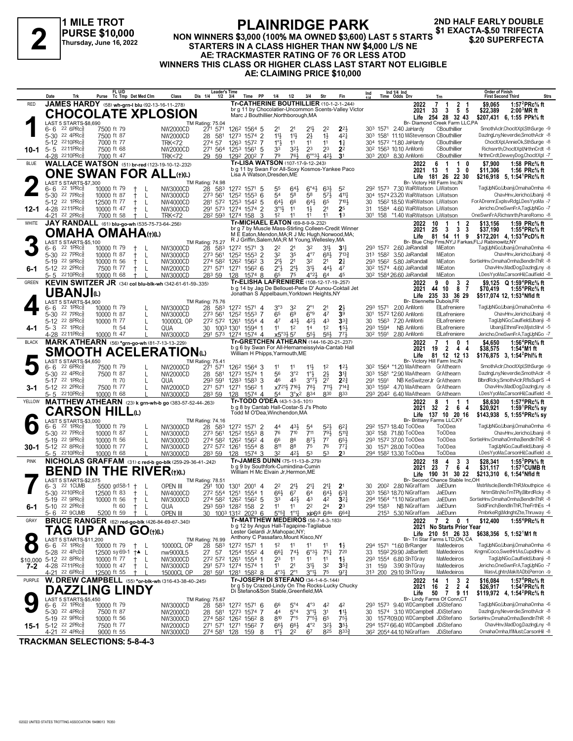# 2

**1 MILE TROT**
**PURSE $10,000**
**Thursday, June 16, 2022**

## PLAINRIDGE PARK

**NON WINNERS $3,000 (100% MA OWNED $3,600) LAST 5 STARTS**
**STARTERS IN A CLASS HIGHER THAN NW $4,000 L/S NE**
**AE: TRACKMASTER RATING OF 76 OR LESS ATOD**
**WINNERS THIS CLASS OR HIGHER CLASS LAST START NOT ELIGIBLE**
**AE: CLAIMING PRICE $10,000**

**2ND HALF EARLY DOUBLE**
**$1 EXACTA-$.50 TRIFECTA**
**$.20 SUPERFECTA**

---

### 1 — RED — CHOCOLATE XPLOSION (10-1)
**JAMES HARDY** (58) wh-grn-l blu (92-13-16-11-.278)
Tr-CATHERINE BOUTHILLIER (10-1-2-1-.244)
br g 11 by Chocolatier-Uncommon Scents-Valley Victor
Marc J Bouthillier, Northborough, MA
Br- Diamond Creek Farm LLC,PA

| | Starts | W | P | S | Earnings | Best |
|---|---|---|---|---|---|---|
| 2022 | 7 | 1 | 2 | 1 | $9,065 | 1:57²PRc⅝ ft |
| 2021 | 33 | 3 | 5 | 5 | $22,389 | 2:00³MR ft |
| Life | 254 | 28 | 32 | 43 | $207,431 | 6, 1:55 PPk⅝ ft |

LAST 5 STARTS-$8,690 — TM Rating: 75.04

| Date | Trk | Purse | Class | 1/4 | 1/2 | 3/4 | Time | PP | 1/4 | 1/2 | 3/4 | Str | Fin | Ind Time | Odds | Drv | Trn | Order of Finish |
|---|---|---|---|---|---|---|---|---|---|---|---|---|---|---|---|---|---|---|
| 6-6 22 6PRc⅝ | | 7500 ft 79 | NW2000CD | 27¹ | 57¹ | 126² | 156⁴ | 5 | 2¹ | 2¹ | 2¹½ | 2² | 2²½ | 30³ 157¹ | 2.40 | JaHardy | CBouthillier | SmothAclr,ChocltXpl,SthSurge -9 |
| 5-30 22 4PRc⅝ | | 7500 ft 87 | NW2000CD | 28 | 58¹ | 127³ | 157⁴ | 2 | 1½ | 1½ | 2½ | 1½ | 4²½ | 30³ 158¹ | 11.10 | MiStevenson | CBouthillier | DazlngLny,Neverdie,SmothAclr -8 |
| 5-12 22 10PRc⅝ | | 7000 ft 77 | TRK<72 | 27⁴ | 57 | 126³ | 157² | 7 | 1°½ | 1¹ | 1¹ | 1¹ | 1¾ | 30⁴ 157² | *1.80 | JaHardy | CBouthillier | ChocltXpl,AnnieOk,SthSurge -8 |
| 5-5 22 11PRc⅝ | | 7500 ft 68 | NW2000CD | 27¹ | 56⁴ | 125³ | 156¹ | 5 | 3³ | 3²½ | 2³ | 2³ | 2² | 30² 156³ | 10.10 | AnMonti | CBouthillier | Richsnrth,ChocltXpl,NrthnCrdt -8 |
| 4-28 22 10PRc⅝ | | 7000 ft 47 | TRK<72 | 29 | 59 | 129² | 200² | 7 | 7⁹ | 7⁶½ | 6°°³½ | 4²½ | 3¹ | 30³ 200³ | 8.30 | AnMonti | CBouthillier | NrthnCrdt,DeweyDog,ChocltXpl -7 |

### 2 — BLUE — ONE SWAN FOR ALL(t)(L) (12-1)
**WALLACE WATSON** (51) br-red (123-19-10-12-.232)
Tr-LISA WATSON (107-17-9-12-.243)
b g 11 by Swan For All-Soxy Kosmos-Yankee Paco
Lisa A Watson, Dresden, ME
Br- Victory Hill Farm Inc,IN

| | Starts | W | P | S | Earnings | Best |
|---|---|---|---|---|---|---|
| 2022 | 6 | 1 | 1 | 0 | $7,900 | 1:58 PRc⅝ ft |
| 2021 | 13 | 1 | 3 | 0 | $11,306 | 1:56 PRc⅝ ft |
| Life | 181 | 26 | 22 | 30 | $216,918 | 5, 1:54¹PRc⅝ ft |

LAST 5 STARTS-$7,300 — TM Rating: 74.98

| Date | Trk | Purse | Class | 1/4 | 1/2 | 3/4 | Time | PP | 1/4 | 1/2 | 3/4 | Str | Fin | Ind Time | Odds | Drv | Trn | Order of Finish |
|---|---|---|---|---|---|---|---|---|---|---|---|---|---|---|---|---|---|---|
| 6-6 22 1PRc⅝ | | 10000 ft 79 | NW3000CD | 28 | 58³ | 127² | 157¹ | 5 | 5⁵ | 6⁴½ | 6°⁴½ | 6³½ | 5² | 29² 157³ | 7.30 | WaRWatson | LiWatson | TagUpNGo,Ubanji,OmahaOmha -6 |
| 5-30 22 7PRc⅝ | | 10000 ft 87 | NW3000CD | 27³ | 56¹ | 125² | 155³ | 6 | 5⁴ | 5⁶ | 5⁸ | 5⁷½ | 4¹¹¾ | 30⁴ 157⁴ | 23.20 | WaRWatson | LiWatson | ChavHnv,Jericho,Ubanji -8 |
| 5-12 22 1PRc⅝ | | 12500 ft 77 | NW4000CD | 28¹ | 57² | 125³ | 154² | 5 | 6⁴½ | 6⁶ | 6⁴½ | 6⁵ | 7¹⁰½ | 30 156² | 18.50 | WaRWatson | LiWatson | ForADremr,ExplsvRdg,LDesYyoMa -7 |
| 4-28 22 11PRc⅝ | | 10000 ft 47 | NW3000CD | 29¹ | 57³ | 127⁴ | 157⁴ | 1 | 3°¹½ | 1¹ | 1½ | 2¹ | 2⁵ | 31 158⁴ | 4.60 | WaRWatson | LiWatson | Jericho,OneSwnFrA,TagUpNGo -7 |
| 4-21 22 2PRc⅝ | | 7000 ft 58 | TRK<72 | 28² | 59³ | 127⁴ | 158 | 3 | 1² | 1¹ | 1¹ | 1¹ | 1³ | 30¹ 158 | *1.40 | WaRWatson | LiWatson | OneSwnFrA,Richsnrth,PrareRomo -8 |

### 3 — WHITE — OMAHA OMAHA(t)(L) (6-1)
**JAY RANDALL** (61) blu-go-wh (535-75-73-64-.256)
Tr-MICHAEL EATON (69-8-9-9-.232)
br g 7 by Muscle Mass-Stirling Colleen-Credit Winner
M E Eaton, Mendon, MA; R J Mc Hugh, Norwood, MA; R J Griffin, Salem, MA; R M Young, Wellesley, MA
Br- Blue Chip Fms,NY;J Farkas,FL;J Rabinowitz,NY

| | Starts | W | P | S | Earnings | Best |
|---|---|---|---|---|---|---|
| 2022 | 10 | 1 | 1 | 2 | $13,156 | 1:59 PRc⅝ ft |
| 2021 | 25 | 3 | 3 | 3 | $37,190 | 1:55⁴PRc⅝ ft |
| Life | 81 | 14 | 11 | 9 | $172,201 | 4, 1:53⁴PcD⅝ ft |

LAST 5 STARTS-$5,100 — TM Rating: 75.27

| Date | Trk | Purse | Class | 1/4 | 1/2 | 3/4 | Time | PP | 1/4 | 1/2 | 3/4 | Str | Fin | Ind Time | Odds | Drv | Trn | Order of Finish |
|---|---|---|---|---|---|---|---|---|---|---|---|---|---|---|---|---|---|---|
| 6-6 22 1PRc⅝ | | 10000 ft 79 | NW3000CD | 28 | 58³ | 127² | 157¹ | 3 | 2² | 2¹ | 3² | 3¹½ | 3¹½ | 29³ 157² | 2.60 | JaRandall | MiEaton | TagUpNGo,Ubanji,OmahaOmha -6 |
| 5-30 22 7PRc⅝ | | 10000 ft 87 | NW3000CD | 27³ | 56¹ | 125² | 155³ | 2 | 3² | 3⁵ | 4°⁷ | 6⁸½ | 7¹³¾ | 31³ 158² | 3.50 | JaRandall | MiEaton | ChavHnv,Jericho,Ubanji -8 |
| 5-19 22 9PRc⅝ | | 10000 ft 56 | NW3000CD | 27⁴ | 58² | 126² | 156² | 3 | 2¹½ | 2¹ | 3² | 2¹ | 2¾ | 29³ 156² | 5.80 | JaRandall | MiEaton | SortieHnv,OmahaOmha,BendInThR -8 |
| 5-12 22 2PRc⅝ | | 7500 ft 77 | NW2000CD | 27¹ | 57¹ | 127¹ | 156² | 6 | 2°½ | 2¹½ | 3¹½ | 4⁴½ | 4⁷ | 30² 157⁴ | 4.60 | JaRandall | MiEaton | ChavHnv,MadDog,DazlngLny -8 |
| 5-5 22 10PRc⅝ | | 10000 ft 68 | NW3000CD | 28³ | 59 | 128 | 157⁴ | 8 | 6⁵ | 7⁵ | 4°²½ | 6⁴ | 4⁵ | 30² 158⁴ | 26.60 | JaRandall | MiEaton | LDesYyoMa,CarsonHil,Caulfield -8 |

### 4 — GREEN — UBANJI(L) (4-1)
**KEVIN SWITZER JR** (34) col blu-blk-wh (342-61-61-59-.335)
Tr-ELISHA LAFRENIERE (108-12-17-19-.257)
b g 14 by Jag De Bellouet-Perle D' Aunou-Coktail Jet
Jonathan S Appelbaum, Yorktown Heights, NY
Br- Etiennette Dubois,FR

| | Starts | W | P | S | Earnings | Best |
|---|---|---|---|---|---|---|
| 2022 | 9 | 0 | 3 | 2 | $9,125 | Q 1:59⁴PRc⅝ ft |
| 2021 | 44 | 10 | 8 | 7 | $70,419 | 1:55⁴PRc⅝ ft |
| Life | 235 | 33 | 36 | 29 | $517,074 | 12, 1:53⁴Nfld ft |

LAST 5 STARTS-$4,900 — TM Rating: 75.76

| Date | Trk | Purse | Class | 1/4 | 1/2 | 3/4 | Time | PP | 1/4 | 1/2 | 3/4 | Str | Fin | Ind Time | Odds | Drv | Trn | Order of Finish |
|---|---|---|---|---|---|---|---|---|---|---|---|---|---|---|---|---|---|---|
| 6-6 22 1PRc⅝ | | 10000 ft 79 | NW3000CD | 28 | 58³ | 127² | 157¹ | 4 | 3°³ | 3² | 2°¹ | 2¹ | 2½ | 29³ 157¹ | 2.00 | AnMonti | ElLafreniere | TagUpNGo,Ubanji,OmahaOmha -6 |
| 5-30 22 7PRc⅝ | | 10000 ft 87 | NW3000CD | 27³ | 56¹ | 125² | 155³ | 7 | 6⁵ | 6⁹ | 6°⁹ | 4⁷ | 3⁹ | 30¹ 157² | 12.60 | AnMonti | ElLafreniere | ChavHnv,Jericho,Ubanji -8 |
| 5-12 22 8PRc⅝ | | 10000 ft 77 | 10000CL OP | 27² | 57² | 126¹ | 155⁴ | 8 | 4⁷ | 4³½ | 4²½ | 4³ | 3³¾ | 30 156³ | 7.20 | AnMonti | ElLafreniere | TagUpNGo,Caulfield,Ubanji -8 |
| 5-3 22 1PRc⅝ | | ft 54 | QUA | 30 | 100³ | 130¹ | 159⁴ | 1 | 1¹ | 1² | 1⁴ | 1² | 1⁵½ | 29³ 159⁴ | NB | AnMonti | ElLafreniere | Ubanji,EthnsFire,MjstcMrvl -5 |
| 4-28 22 11PRc⅝ | | 10000 ft 47 | NW3000CD | 29¹ | 57³ | 127⁴ | 157⁴ | 4 | x5°³½ | 5⁷ | 5⁵½ | 5⁶½ | 7⁷½ | 30² 159¹ | 2.80 | AnMonti | ElLafreniere | Jericho,OneSwnFrA,TagUpNGo -7 |

### 5 — BLACK — SMOOTH ACELERATION(L) (3-1)
**MARK ATHEARN** (56) *grn-go-wh (81-7-13-13-.229)
Tr-GRETCHEN ATHEARN (144-16-20-21-.237)
b g 6 by Swan For All-Hernameissylvia-Cantab Hall
William H Phipps, Yarmouth, ME
Br- Victory Hill Farm Inc,IN

| | Starts | W | P | S | Earnings | Best |
|---|---|---|---|---|---|---|
| 2022 | 7 | 1 | 0 | 1 | $4,650 | 1:56⁴PRc⅝ ft |
| 2021 | 19 | 2 | 4 | 4 | $38,575 | 1:54³M1 ft |
| Life | 81 | 12 | 12 | 13 | $176,875 | 3, 1:54²Phl⅝ ft |

LAST 5 STARTS-$4,650 — TM Rating: 75.41

| Date | Trk | Purse | Class | 1/4 | 1/2 | 3/4 | Time | PP | 1/4 | 1/2 | 3/4 | Str | Fin | Ind Time | Odds | Drv | Trn | Order of Finish |
|---|---|---|---|---|---|---|---|---|---|---|---|---|---|---|---|---|---|---|
| 6-6 22 6PRc⅝ | | 7500 ft 79 | NW2000CD | 27¹ | 57¹ | 126² | 156⁴ | 3 | 1¹ | 1¹ | 1¹½ | 1² | 1²½ | 30² 156⁴ | *1.20 | MaAthearn | GrAthearn | SmothAclr,ChocltXpl,SthSurge -9 |
| 5-30 22 4PRc⅝ | | 7500 ft 87 | NW2000CD | 28 | 58¹ | 127³ | 157⁴ | 1 | 5⁶ | 3°² | 1°½ | 2½ | 3¹¾ | 30³ 158¹ | *2.90 | MaAthearn | GrAthearn | DazlngLny,Neverdie,SmothAclr -8 |
| 5-17 22 1PRc⅝ | | ft 70 | QUA | 29³ | 59¹ | 128³ | 158³ | 3 | 4⁶ | 4⁵ | 3°⁷½ | 2⁷ | 2²¾ | 29¹ 159¹ | NB | KeSwitzerJr | GrAthearn | BlbrdRcky,SmothAclr,RflsSuprS -4 |
| 5-12 22 2PRc⅝ | | 7500 ft 77 | NW2000CD | 27¹ | 57¹ | 127¹ | 156² | 1 | x7²¹½ | 7¹⁶½ | 7⁸½ | 7¹¹½ | 7¹⁴¾ | 30³ 159² | 4.70 | MaAthearn | GrAthearn | ChavHnv,MadDog,DazlngLny -8 |
| 5-5 22 10PRc⅝ | | 10000 ft 68 | NW3000CD | 28³ | 59 | 128 | 157⁴ | 4 | 5⁴ | 3°x² | 8³⁴ | 8³⁰ | 8³³ | 29³ 204² | 6.40 | MaAthearn | GrAthearn | LDesYyoMa,CarsonHil,Caulfield -8 |

### 6 — YELLOW — CARSON HILL(L) (30-1)
**MATTHEW ATHEARN** (23) k grn-wh-b go (383-57-52-44-.263)
Tr-TODD O'DEA (43-1-3-5-.101)
b g 8 by Cantab Hall-Costar-S J's Photo
Todd M O'Dea, Winchendon, MA
Br- Brittany Farms LLC,KY

| | Starts | W | P | S | Earnings | Best |
|---|---|---|---|---|---|---|
| 2022 | 8 | 1 | 1 | 1 | $8,630 | 1:57⁴PRc⅝ ft |
| 2021 | 32 | 2 | 6 | 4 | $20,921 | 1:59¹PRc⅝ sy |
| Life | 137 | 10 | 20 | 16 | $143,938 | 5, 1:55⁴PRc⅝ sy |

LAST 5 STARTS-$3,000 — TM Rating: 74.16

| Date | Trk | Purse | Class | 1/4 | 1/2 | 3/4 | Time | PP | 1/4 | 1/2 | 3/4 | Str | Fin | Ind Time | Odds | Drv | Trn | Order of Finish |
|---|---|---|---|---|---|---|---|---|---|---|---|---|---|---|---|---|---|---|
| 6-6 22 1PRc⅝ | | 10000 ft 79 | NW3000CD | 28 | 58³ | 127² | 157¹ | 2 | 4⁴ | 4³½ | 5⁴ | 5²½ | 6²¼ | 29² 157³ | 18.40 | ToODea | ToODea | TagUpNGo,Ubanji,OmahaOmha -6 |
| 5-30 22 7PRc⅝ | | 10000 ft 87 | NW3000CD | 27³ | 56¹ | 125² | 155³ | 8 | 7⁶ | 7¹⁰ | 7¹¹ | 7⁹½ | 5¹¹¾ | 30² 158 | 71.80 | ToODea | ToODea | ChavHnv,Jericho,Ubanji -8 |
| 5-19 22 9PRc⅝ | | 10000 ft 56 | NW3000CD | 27⁴ | 58² | 126² | 156² | 4 | 6⁶ | 8⁶ | 8⁷½ | 7⁷ | 6⁵½ | 29³ 157² | 37.00 | ToODea | ToODea | SortieHnv,OmahaOmha,BendInThR -8 |
| 5-12 22 8PRc⅝ | | 10000 ft 77 | NW3000CD | 27² | 57² | 126¹ | 155⁴ | 8 | 8¹¹ | 8⁸ | 7⁵ | 7⁶ | 7⁷¼ | 30 157¹ | 28.00 | ToODea | ToODea | TagUpNGo,Caulfield,Ubanji -8 |
| 5-5 22 10PRc⅝ | | 10000 ft 68 | NW3000CD | 28³ | 59 | 128 | 157⁴ | 3 | 3² | 4²½ | 5³ | 5³ | 2³ | 29⁴ 158² | 13.30 | ToODea | ToODea | LDesYyoMa,CarsonHil,Caulfield -8 |

### 7 — PINK — BEND IN THE RIVER(t)(L) (6-1)
**NICHOLAS GRAFFAM** (31) c red-b go-blk (259-29-36-41-.242)
Tr-JAMES DUNN (75-11-13-8-.279)
b g 9 by Southfork-Cumindina-Cumin
William H Mc Elvain Jr, Hermon, ME
Br- Second Chance Stable Inc,OH

| | Starts | W | P | S | Earnings | Best |
|---|---|---|---|---|---|---|
| 2022 | 18 | 4 | 3 | 3 | $28,341 | 1:55³PPk⅝ ft |
| 2021 | 23 | 7 | 6 | 4 | $31,117 | 1:57³CUMB ft |
| Life | 190 | 31 | 30 | 22 | $213,310 | 6, 1:54⁴Nfld ft |

LAST 5 STARTS-$2,575 — TM Rating: 78.51

| Date | Trk | Purse | Class | 1/4 | 1/2 | 3/4 | Time | PP | 1/4 | 1/2 | 3/4 | Str | Fin | Ind Time | Odds | Drv | Trn | Order of Finish |
|---|---|---|---|---|---|---|---|---|---|---|---|---|---|---|---|---|---|---|
| 6-3 22 1CUMB | | 5500 gd58-1 | OPEN III | 29¹ | 100 | 130¹ | 200¹ | 4 | 2² | 2¹½ | 2¹¼ | 2¹¼ | 2¹ | 30 200² | 2.80 | NiGraffam | JaEDunn | MstrMscle,BendInThR,Mouthpice -6 |
| 5-30 22 10PRc⅝ | | 12500 ft 83 | NW4000CD | 27² | 55⁴ | 125¹ | 155⁴ | 1 | 6⁶½ | 6⁷ | 6⁴ | 6⁴½ | 6³¾ | 30³ 156³ | 18.70 | NiGraffam | JaEDunn | NrtmSltn,NoTmTPly,BlbrdRcky -8 |
| 5-19 22 9PRc⅝ | | 10000 ft 56 | NW3000CD | 27⁴ | 58² | 126² | 156² | 5 | 3³ | 4²½ | 4³ | 4² | 3²¼ | 29⁴ 156⁴ | *1.10 | NiGraffam | JaEDunn | SortieHnv,OmahaOmha,BendInThR -8 |
| 5-10 22 2PRc⅝ | | ft 60 | QUA | 29³ | 59³ | 128² | 158 | 2 | 1¹ | 1¹ | 2² | 2⁴ | 2³ | 29⁴ 158³ | NB | NiGraffam | JaEDunn | SiddFinch,BendInThR,TheFrthEs -4 |
| 5-6 22 9CUMB | | 5200 ft 59 | OPEN III | 30 | 100³ | 131² | 202³ | 6 | 5°⁵½ | 1°¹½ | xip6ᵈⁱ | 6ᵈⁱˢ | 6⁶⁴¾ | 215³ | 5.30 | NiGraffam | JaEDunn | PmbrkeRgl,MdnghtZte,Thruway -6 |

### 8 — GRAY — TAG UP AND GO(t)(L) (7-2)
**BRUCE RANGER** (62) red-go-blk (426-84-69-67-.340)
Tr-MATTHEW MEDEIROS (56-7-4-3-.183)
b g 12 by Angus Hall-Tagapine-Tagliabue
Lester Gelardi Jr, Mahopac, NY; Anthony C Passafaro, Mount Kisco, NY
Br- Tri Star Farms LTD,ON, CA

| | Starts | W | P | S | Earnings | Best |
|---|---|---|---|---|---|---|
| 2022 | 7 | 2 | 0 | 1 | $12,400 | 1:55⁴PRc⅝ ft |
| 2021 | | | | | No Starts Prior Year | |
| Life | 210 | 51 | 26 | 33 | $638,356 | 5, 1:52¹M1 ft |

LAST 5 STARTS-$11,200 — TM Rating: 76.99 — $10,000 (claiming)

| Date | Trk | Purse | Class | 1/4 | 1/2 | 3/4 | Time | PP | 1/4 | 1/2 | 3/4 | Str | Fin | Ind Time | Odds | Drv | Trn | Order of Finish |
|---|---|---|---|---|---|---|---|---|---|---|---|---|---|---|---|---|---|---|
| 6-6 22 1PRc⅝ | | 10000 ft 79 | 10000CL OP | 28 | 58³ | 127² | 157¹ | 1 | 1² | 1¹ | 1¹ | 1¹ | 1½ | 29⁴ 157¹ | *1.60 | BrRanger | MaMedeiros | TagUpNGo,Ubanji,OmahaOmha -6 |
| 5-28 22 4PcD⅝ | | 12500 sy69-1 | nw9000L5 | 27 | 57 | 125⁴ | 155² | 4 | 6⁶½ | 7⁴½ | 6°³½ | 7⁵½ | 7²⁰ | 33 159² | 29.90 | JaBartlett | MaMedeiros | KngmiCoco,SwetHrtAs,CupidHnv -8 |
| 5-12 22 8PRc⅝ | | 10000 ft 77 | NW3000CD | 27² | 57² | 126¹ | 155⁴ | 1 | 2³ | 1¹ | 1¹ | 1¹ | 1¾ | 29³ 155⁴ | 6.80 | ShTGray | MaMedeiros | TagUpNGo,Caulfield,Ubanji -8 |
| 4-28 22 11PRc⅝ | | 10000 ft 47 | NW3000CD | 29¹ | 57³ | 127⁴ | 157⁴ | 1 | 1¹ | 2¹ | 3¹½ | 3² | 3⁵¾ | 31 159 | 3.90 | ShTGray | MaMedeiros | Jericho,OneSwnFrA,TagUpNGo -7 |
| 4-21 22 6PRc⅝ | | 12500 ft 55 | 15000CL OP | 28¹ | 59¹ | 128¹ | 158² | 8 | 4°³½ | 2°¹ | 3°¹½ | 7⁵ | 9⁷¾ | 31³ 200 | 29.10 | ShTGray | MaMedeiros | MasvLghtn,MakItADbl,Perron -9 |

### 9 — PURPLE — DAZZLING LINDY (15-1)
**W. DREW CAMPBELL** (55) *or-blk-wh (316-43-38-40-.245)
Tr-JOSEPH DI STEFANO (34-1-4-5-.144)
br g 5 by Crazed-Lindy On The Rocks-Lucky Chucky
Di Stefano&Son Stable, Greenfield, MA
Br- Lindy Farms Of Conn,CT

| | Starts | W | P | S | Earnings | Best |
|---|---|---|---|---|---|---|
| 2022 | 14 | 1 | 3 | 2 | $16,084 | 1:57⁴PRc⅝ ft |
| 2021 | 16 | 2 | 2 | 4 | $26,917 | 1:54²PRc⅝ ft |
| Life | 50 | 7 | 9 | 11 | $119,972 | 4, 1:54²PRc⅝ ft |

LAST 5 STARTS-$5,450 — TM Rating: 75.67

| Date | Trk | Purse | Class | 1/4 | 1/2 | 3/4 | Time | PP | 1/4 | 1/2 | 3/4 | Str | Fin | Ind Time | Odds | Drv | Trn | Order of Finish |
|---|---|---|---|---|---|---|---|---|---|---|---|---|---|---|---|---|---|---|
| 6-6 22 1PRc⅝ | | 10000 ft 79 | NW3000CD | 28 | 58³ | 127² | 157¹ | 6 | 6⁶ | 5°⁴ | 4°³ | 4² | 4² | 29³ 157³ | 9.40 | WDCampbell | JDiStefano | TagUpNGo,Ubanji,OmahaOmha -6 |
| 5-30 22 4PRc⅝ | | 7500 ft 87 | NW2000CD | 28 | 58¹ | 127³ | 157⁴ | 7 | 4⁴ | 5⁴ | 3°¹½ | 3¹ | 1½ | 30 157⁴ | 3.10 | WDCampbell | JDiStefano | DazlngLny,Neverdie,SmothAclr -8 |
| 5-19 22 9PRc⅝ | | 10000 ft 56 | NW3000CD | 27⁴ | 58² | 126² | 156² | 8 | 8¹⁰ | 7°⁵ | 7°⁵½ | 6⁵ | 7⁵½ | 30 157³ | 109.00 | WDCampbell | JDiStefano | SortieHnv,OmahaOmha,BendInThR -8 |
| 5-12 22 2PRc⅝ | | 7500 ft 77 | NW2000CD | 27¹ | 57¹ | 127¹ | 156² | 7 | 6⁶½ | 6⁴½ | 4°² | 3²½ | 3⁵½ | 29⁴ 157² | 66.40 | WDCampbell | JDiStefano | ChavHnv,MadDog,DazlngLny -8 |
| 4-21 22 4PRc⅝ | | 9000 ft 55 | NW3000CD | 27⁴ | 58¹ | 128 | 159 | 8 | 1°½ | 2² | 6⁷ | 8²⁵ | 8³³¾ | 36² 205⁴ | 44.10 | NiGraffam | JDiStefano | OmahaOmha,IflMust,CarsonHil -8 |

**TRACKMAN SELECTIONS: 5-8-4-3**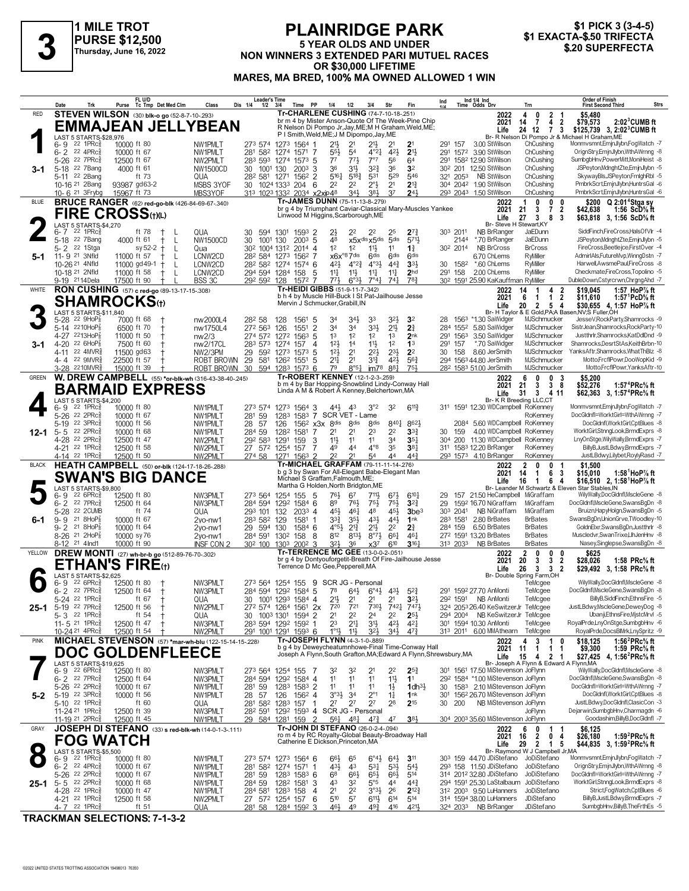# 3

**1 MILE TROT**
**PURSE $12,500**
**Thursday, June 16, 2022**

## PLAINRIDGE PARK

**5 YEAR OLDS AND UNDER**
**NON WINNERS 3 EXTENDED PARI MUTUEL RACES**
**OR $30,000 LIFETIME**
**MARES, MA BRED, 100% MA OWNED ALLOWED 1 WIN**

**$1 PICK 3 (3-4-5)**
**$1 EXACTA-$.50 TRIFECTA**
**$.20 SUPERFECTA**

---

### 1 — RED — 3-1
**STEVEN WILSON** (30) blk-o go (52-8-7-10-.293)
**EMMAJEAN JELLYBEAN**
Tr-CHARLENE CUSHING (74-7-10-18-.251)
br m 4 by Mister Anson-Quote Of The Week-Pine Chip
R Nelson Di Pompo Jr,Jay,ME;M H Graham,Weld,ME; P I Smith,Weld,ME;J M Dipompo,Jay,ME
Br- R Nelson Di Pompo Jr & Michael H Graham,ME
LAST 5 STARTS-$28,976

| | Starts | 1st | 2nd | 3rd | Earnings | Record |
|---|---|---|---|---|---|---|
| 2022 | 4 | 0 | 2 | 1 | $5,480 | |
| 2021 | 14 | 7 | 4 | 2 | $79,573 | 2:02³CUMB ft |
| Life | 24 | 12 | 7 | 3 | $125,739 | 3, 2:02³CUMB ft |

| Date | Trk | Purse | FL U/D Tc Tmp | Class | Leader's Time | Time PP | 1/4 | 1/2 | 3/4 | Str | Fin | Ind Time Odds Drv | Trn | Order of Finish |
|---|---|---|---|---|---|---|---|---|---|---|---|---|---|---|
| 6-9 22 1PRc⅝ | | 10000 ft 80 | | NW1PMLT | 27³ 57⁴ 127³ | 156⁴ 1 | 2½ | 2¹ | 2½ | 2¹ | 2¹ | 29¹ 157 3.00 StWilson | ChCushing | Monmvsmnt,EmjnJlybn,FogWatch -7 |
| 6-2 22 4PRc⅝ | | 10000 ft 67 | | NW1PMLT | 28¹ 58² 127⁴ | 157¹ 7 | 5⁵½ | 5⁴ | 4°²½ | 4²½ | 2½ | 29¹ 157² 3.90 StWilson | ChCushing | OrignStry,EmjnJlybn,WthAWrnng -8 |
| 5-26 22 7PRc⅝ | | 12500 ft 67 | | NW2PMLT | 28³ 59³ 127⁴ | 157³ 5 | 7⁷ | 7⁷½ | 7°⁷ | 5⁶ | 6⁴ | 29¹ 158² 12.90 StWilson | ChCushing | SumbgbHnv,PowerMitt,MoniHeist -8 |
| 5-18 22 7Bang | | 4000 ft 61 | | NW1500CD | 30 100¹ 130 | 200³ 3 | 3⁶ | 3¹½ | 3²¾ | 3⁶ | 3² | 30² 201 12.50 StWilson | ChCushing | JSPeyton,MdnghtZte,EmjnJlybn -5 |
| 5-11 22 2Bang | | ft 73 | | QUA | 28² 58¹ 127¹ | 156² 2 | 5¹⁶½ | 5¹⁶¾ | 5³¹ | 5²⁹ | 5⁴⁶ | 32¹ 205³ NB StWilson | ChCushing | SkywayBls,JSPeyton,FrnlghRbl -5 |
| 10-16 21 2Bang | | 93987 gd63-2 | | MSBS 3YOF | 30 102⁴ 133³ | 204 6 | 2² | 2² | 2°½ | 2¹ | 2¹¾ | 30⁴ 204² 1.90 StWilson | ChCushing | PmbrkScrt,EmjnJlybn,HuntrsGal -6 |
| 10-6 21 3Fryb | | 15967 ft 73 | | MBS3YOF | 31³ 102³ 133² | 203⁴ x2xip4⁸ | | 3⁴½ | 3⁸½ | 3⁷ | 2⁴½ | 29³ 204³ 1.50 StWilson | ChCushing | PmbrkScrt,EmjnJlybn,HuntrsGal -6 |

### 2 — BLUE — 5-1
**BRUCE RANGER** (62) red-go-blk (426-84-69-67-.340)
**FIRE CROSS**(t)(L)
Tr-JAMES DUNN (75-11-13-8-.279)
br g 4 by Triumphant Caviar-Classical Mary-Muscles Yankee
Linwood M Higgins,Scarborough,ME
Br- Steve H Stewart,KY
LAST 5 STARTS-$4,270

| | Starts | 1st | 2nd | 3rd | Earnings | Record |
|---|---|---|---|---|---|---|
| 2022 | 1 | 0 | 0 | 0 | $200 | Q 2:01⁴Stga sy |
| 2021 | 21 | 3 | 7 | 2 | $42,638 | 1:56 ScD⅝ ft |
| Life | 27 | 3 | 8 | 3 | $63,818 | 3, 1:56 ScD⅝ ft |

| Date | Trk | Purse | FL U/D Tc Tmp | Class | Leader's Time | Time PP | 1/4 | 1/2 | 3/4 | Str | Fin | Ind Time Odds Drv | Trn | Order of Finish |
|---|---|---|---|---|---|---|---|---|---|---|---|---|---|---|
| 6-7 22 1PRc⅝ | | ft 78 | † L | QUA | 30 59⁴ 130¹ | 159³ 2 | 2½ | 2² | 2² | 2⁵ | 2⁷¾ | 30³ 201¹ NB BrRanger | JaEDunn | SiddFinch,FireCross,HalsOfVlr -4 |
| 5-18 22 7Bang | | 4000 ft 61 | † L | NW1500CD | 30 100¹ 130 | 200³ 5 | 4⁸ | x5x^dis | x5^dis | 5^dis | 5⁷¹½ | 214⁴ *.70 BrRanger | JaEDunn | JSPeyton,MdnghtZte,EmjnJlybn -5 |
| 5-2 22 1Stga | | sy 52-2 | † L | Qua | 30² 100⁴ 131² | 201⁴ 4 | 1² | 1² | 1¹½ | 1¹ | 1¾ | 30² 201⁴ NB BrCross | BrCross | FireCross,Beetlejce,FirstOver -4 |
| 11-9 21 3Nfld | | 11000 ft 57 | † L | LCNW2CD | 28² 58⁴ 127³ | 156² 7 | x6x^°⁸ | 7^dis | 6^dis | 6^dis | 6^dis | 6.70 ChLems | RyMiller | AdmirlAls,FutureMvp,WinngDstn -7 |
| 10-26 21 4Nfld | | 11000 gd49-1 | † L | LCNW2CD | 28² 58² 127⁴ | 157⁴ 6 | 4²½ | 4°²¾ | 4°³½ | 4⁴¾ | 3³½ | 30 158² *.60 ChLems | RyMiller | Harwell,AwsmePaul,FireCross -8 |
| 10-18 21 2Nfld | | 11000 ft 58 | † L | LCNW2CD | 29⁴ 59⁴ 128⁴ | 158 5 | 1¹½ | 1¹½ | 1¹½ | 1¹½ | 2hd | 29¹ 158 2.00 ChLems | RyMiller | Checkmate,FireCross,Topolino -5 |
| 9-19 21 14Dela | | 17500 ft 90 | † L | BSS 3C | 29² 59² 128 | 157² 7 | 7⁷½ | 6°³½ | 7°⁴½ | 7⁴¼ | 7⁸¾ | 30² 159¹ 25.90 KaKauffman | RyMiller | DubleDown,Cstyrcrwn,ChrgngAhd -7 |

### 3 — WHITE — 3-1
**RON CUSHING** (57) c red-go (89-13-17-15-.308)
**SHAMROCKS**(t)
Tr-HEIDI GIBBS (51-9-11-7-.342)
b h 4 by Muscle Hill-Buck I St Pat-Jailhouse Jesse
Mervin J Schmucker,Grabill,IN
Br- H Taylor & E Gold,PA;A Basen,NV;S Fuller,OH
LAST 5 STARTS-$11,840

| | Starts | 1st | 2nd | 3rd | Earnings | Record |
|---|---|---|---|---|---|---|
| 2022 | 14 | 1 | 4 | 2 | $19,045 | 1:57 HoP⅞ ft |
| 2021 | 6 | 1 | 1 | 2 | $11,610 | 1:57¹PcD⅝ ft |
| Life | 20 | 2 | 5 | 4 | $30,655 | 4, 1:57 HoP⅞ ft |

| Date | Trk | Purse | FL U/D Tc Tmp | Class | Leader's Time | Time PP | 1/4 | 1/2 | 3/4 | Str | Fin | Ind Time Odds Drv | Trn | Order of Finish |
|---|---|---|---|---|---|---|---|---|---|---|---|---|---|---|
| 5-28 22 9HoP⅞ | | 7000 ft 68 | † | nw2000L4 | 28² 58 128 | 156¹ 5 | 3⁴ | 3⁴½ | 3³ | 3²½ | 3² | 28 156³ *1.30 SaWidger | MJSchmucker | JesseV,RockParty,Shamrocks -9 |
| 5-14 22 10HoP⅞ | | 6500 ft 70 | † | nw1750L4 | 27² 56³ 126 | 155¹ 2 | 3⁴ | 3⁴ | 3³½ | 2¹½ | 2¾ | 28⁴ 155² 5.80 SaWidger | MJSchmucker | SistrJean,Shamrocks,RockParty-10 |
| 4-27 22 13HoP⅞ | | 11000 ft 50 | † | nw2/3 | 27⁴ 57² 127² | 156³ 5 | 1³ | 1² | 1² | 1³ | 2nk | 29¹ 156³ 3.50 SaWidger | MJSchmucker | Justthrlr,Shamrocks,KatDdlDnd -9 |
| 4-20 22 6HoP⅞ | | 7500 ft 60 | † | nw2/17CL | 28³ 57³ 127⁴ | 157 4 | 1²½ | 1⁴ | 1¹½ | 1² | 1³ | 29¹ 157 *.70 SaWidger | MJSchmucker | Shamrocks,DesrtStAs,KeithBrbn-10 |
| 4-11 22 4MVR⅝ | | 11500 gd63 | † | NW2/3PM | 29 59² 127³ | 157³ 5 | 1²½ | 2¹ | 2²½ | 2³½ | 2² | 30 158 8.60 JerSmith | MJSchmucker | YanksAftr,Shamrocks,WhatThBlz -8 |
| 4-4 22 9MVR⅝ | | 22500 ft 57 | † | ROBT BROWN | 29 58¹ 126² | 155¹ 5 | 2¹¾ | 2¹ | 3¹¾ | 4²½ | 5⁶¾ | 29⁴ 156³ 44.80 JerSmith | MJSchmucker | Motto,FrcflPowr,DooWopKid -9 |
| 3-28 22 10MVR⅝ | | 15000 ft 39 | † | ROBT BROWN | 30 59⁴ 128³ | 157³ 6 | 7⁹ | 8°⁵½ | im7⁸ | 8⁸½ | 7⁵½ | 28² 158³ 51.00 JerSmith | MJSchmucker | Motto,FrcflPowr,YanksAftr-10 |

### 4 — GREEN — 12-1
**W. DREW CAMPBELL** (55) *or-blk-wh (316-43-38-40-.245)
**BARMAID EXPRESS**
Tr-ROBERT KENNEY (12-1-2-3-.259)
b m 4 by Bar Hopping-Snowblind Lindy-Conway Hall
Linda A M & Robert A Kenney,Belchertown,MA
Br- K R Breeding LLC,CT
LAST 5 STARTS-$4,200

| | Starts | 1st | 2nd | 3rd | Earnings | Record |
|---|---|---|---|---|---|---|
| 2022 | 6 | 0 | 0 | 3 | $5,200 | |
| 2021 | 21 | 3 | 3 | 8 | $52,276 | 1:57⁴PRc⅝ ft |
| Life | 31 | 3 | 4 | 11 | $62,363 | 3, 1:57⁴PRc⅝ ft |

| Date | Trk | Purse | FL U/D Tc Tmp | Class | Leader's Time | Time PP | 1/4 | 1/2 | 3/4 | Str | Fin | Ind Time Odds Drv | Trn | Order of Finish |
|---|---|---|---|---|---|---|---|---|---|---|---|---|---|---|
| 6-9 22 1PRc⅝ | | 10000 ft 80 | | NW1PMLT | 27³ 57⁴ 127³ | 156⁴ 3 | 4⁴½ | 4³ | 3°² | 3² | 6¹¹¾ | 31¹ 159¹ 12.30 WDCampbell | RoKenney | Monmvsmnt,EmjnJlybn,FogWatch -7 |
| 5-26 22 2PRc⅝ | | 10000 ft 67 | | NW1PMLT | 28¹ 59 128³ | 158³ 7 | SCR VET - Lame | | | | | | RoKenney | DocGldnfl=WorktGirl=WthAWrnng -7 |
| 5-19 22 3PRc⅝ | | 10000 ft 56 | | NW1PMLT | 28 57 126 | 156² x3x | 8^dis | 8^dis | 8^dis | 8⁴⁰¼ | 8⁶²½ | 208⁴ 5.60 WDCampbell | RoKenney | DocGldnfl,WorktGirl,CptBlues -8 |
| 5-5 22 2PRc⅝ | | 10000 ft 68 | | NW1PMLT | 28⁴ 59 128² | 158¹ 7 | 2¹ | 2¹ | 2³ | 2² | 3³¾ | 30 159 4.00 WDCampbell | RoKenney | WorktGirl,StrngLook,BrmdExprs -8 |
| 4-28 22 2PRc⅝ | | 12500 ft 47 | | NW2PMLT | 29² 58³ 129¹ | 159 3 | 1¹½ | 1¹ | 1¹ | 3⁴ | 3⁵¼ | 30⁴ 200 11.30 WDCampbell | RoKenney | LnyOnStge,WilyWally,BrmdExprs -7 |
| 4-21 22 1PRc⅝ | | 12500 ft 58 | | NW2PMLT | 27 57² 125⁴ | 157 7 | 4⁹ | 4⁴ | 4°⁸ | 3⁵ | 3⁸¼ | 31¹ 158³ 12.20 BrRanger | RoKenney | BillyB,JustLBdwy,BrmdExprs -7 |
| 4-14 22 1PRc⅝ | | 12500 ft 50 | | NW2PMLT | 27⁴ 58 127¹ | 156³ 2 | 2² | 2¹ | 5⁴ | 4⁴ | 4⁴¾ | 29³ 157³ 4.10 BrRanger | RoKenney | JustLBdwy,Lilybet,RoylyRasd -7 |

### 5 — BLACK — 6-1
**HEATH CAMPBELL** (50) or-blk (124-17-18-26-.288)
**SWAN'S BIG DANCE**
Tr-MICHAEL GRAFFAM (79-11-11-14-.276)
b g 3 by Swan For All-Elegant Babe-Elegant Man
Michael S Graffam,Falmouth,ME; Martha G Holden,North Bridgton,ME
Br- Leander M Schwartz & Eleven Star Stables,IN
LAST 5 STARTS-$9,800

| | Starts | 1st | 2nd | 3rd | Earnings | Record |
|---|---|---|---|---|---|---|
| 2022 | 2 | 0 | 0 | 1 | $1,500 | |
| 2021 | 14 | 1 | 6 | 3 | $15,010 | 1:58¹HoP⅞ ft |
| Life | 16 | 1 | 6 | 4 | $16,510 | 2, 1:58¹HoP⅞ ft |

| Date | Trk | Purse | FL U/D Tc Tmp | Class | Leader's Time | Time PP | 1/4 | 1/2 | 3/4 | Str | Fin | Ind Time Odds Drv | Trn | Order of Finish |
|---|---|---|---|---|---|---|---|---|---|---|---|---|---|---|
| 6-9 22 6PRc⅝ | | 12500 ft 80 | | NW3PMLT | 27³ 56⁴ 125⁴ | 155 5 | 7⁶½ | 6⁷ | 7¹¹½ | 6⁷½ | 6¹⁰¼ | 29 157 21.50 HeCampbell | MiGraffam | WilyWally,DocGldnfl,MscleGene -8 |
| 6-2 22 7PRc⅝ | | 12500 ft 64 | | NW3PMLT | 28⁴ 59⁴ 129² | 158⁴ 6 | 8⁹ | 7⁶½ | 7⁵½ | 7⁵½ | 3²¾ | 29 159² 16.70 NiGraffam | MiGraffam | DocGldnfl,MscleGene,SwansBgDn -8 |
| 5-28 22 2CUMB | | ft 74 | | QUA | 29³ 101 132 | 203³ 4 | 4⁵½ | 4⁶¼ | 4⁸ | 4⁵½ | 3be³ | 30³ 204¹ NB NiGraffam | MiGraffam | Bruizn,HapyHolgn,SwansBgDn -5 |
| 9-9 21 8HoP⅞ | | 10000 ft 67 | | 2yo-nw1 | 28³ 58² 129 | 158¹ 1 | 3³¾ | 3⁵½ | 4³½ | 4⁴½ | 1nk | 28³ 158¹ 2.80 BrBates | BrBates | SwansBgDn,UnionGrve,TWoodley-10 |
| 9-2 21 8HoP⅞ | | 10000 ft 64 | | 2yo-nw1 | 29 59⁴ 130 | 158⁴ 6 | 4°⁵½ | 2¹¾ | 2¹½ | 2² | 2¾ | 28⁴ 159 6.50 BrBates | BrBates | GoldnElxr,SwansBgDn,Justthrlr -8 |
| 8-26 21 2HoP⅞ | | 10000 sy 76 | | 2yo-nw1 | 28⁴ 59¹ 130² | 158 8 | 8¹² | 8¹³½ | 8°⁷½ | 6⁶½ | 4⁶½ | 27² 159¹ 13.20 BrBates | BrBates | Muscledvr,SwanTrixe,LthJenHnv -8 |
| 8-12 21 4Ind1 | | 10000 ft 90 | | INSF CON 2 | 30² 100 130³ | 200² 3 | 3²½ | 3⁶ | x3⁷ | 6¹⁰ | 3¹⁶½ | 31³ 203³ NB BrBates | BrBates | Nasey,Singlepse,SwansBgDn -8 |

### 6 — YELLOW — 25-1
**DREW MONTI** (27) wh-br-b go (512-89-76-70-.302)
**ETHAN'S FIRE**(t)
Tr-TERRENCE MC GEE (13-0-0-2-.051)
br g 4 by Dontyouforgetit-Breath Of Fire-Jailhouse Jesse
Terrence D Mc Gee,Pepperell,MA
Br- Double Spring Farm,OH
LAST 5 STARTS-$2,625

| | Starts | 1st | 2nd | 3rd | Earnings | Record |
|---|---|---|---|---|---|---|
| 2022 | 2 | 0 | 0 | 0 | $625 | |
| 2021 | 20 | 3 | 3 | 2 | $28,026 | 1:58 PRc⅝ ft |
| Life | 26 | 3 | 3 | 2 | $29,492 | 3, 1:58 PRc⅝ ft |

| Date | Trk | Purse | FL U/D Tc Tmp | Class | Leader's Time | Time PP | 1/4 | 1/2 | 3/4 | Str | Fin | Ind Time Odds Drv | Trn | Order of Finish |
|---|---|---|---|---|---|---|---|---|---|---|---|---|---|---|
| 6-9 22 6PRc⅝ | | 12500 ft 80 | † | NW3PMLT | 27³ 56⁴ 125⁴ | 155 9 | SCR JG - Personal | | | | | | TeMcgee | WilyWally,DocGldnfl,MscleGene -8 |
| 6-2 22 7PRc⅝ | | 12500 ft 64 | † | NW3PMLT | 28⁴ 59⁴ 129² | 158⁴ 5 | 7⁸ | 6⁴½ | 6°⁴½ | 4³½ | 5²¾ | 29¹ 159² 27.70 AnMonti | TeMcgee | DocGldnfl,MscleGene,SwansBgDn -8 |
| 5-24 22 1PRc⅝ | | ft 67 | † | QUA | 30 100¹ 129³ | 158⁴ 4 | 2¹½ | 2¹ | 2¹ | 2¹ | 3²½ | 29² 159¹ NB AnMonti | TeMcgee | BillyB,SiddFinch,EthnsFire -5 |
| 5-19 22 7PRc⅝ | | 12500 ft 56 | † | NW2PMLT | 27² 57⁴ 126⁴ | 156¹ 2x | 7²⁰ | 7²¹ | 7³⁰½ | 7⁴²½ | 7⁴⁷½ | 32⁴ 205³ 26.40 KeSwitzerJr | TeMcgee | JustLBdwy,MscleGene,DeweyDog -8 |
| 5-3 22 1PRc⅝ | | ft 54 | † | QUA | 30 100³ 130¹ | 159⁴ 2 | 2¹ | 2² | 2⁴ | 2² | 2⁵½ | 29⁴ 200⁴ NB KeSwitzerJr | TeMcgee | Ubanji,EthnsFire,MjstcMrvl -5 |
| 11-5 21 1PRc⅝ | | 12500 ft 47 | † | NW3PMLT | 28³ 59⁴ 129² | 159² 1 | 2³ | 2¹½ | 3¹½ | 4²½ | 4²½ | 30¹ 159⁴ 10.30 AnMonti | TeMcgee | RoyalPrde,LnyOnStge,SumbgbHnv -6 |
| 10-24 21 4PRc⅝ | | 12500 ft 54 | † | NW2PMLT | 29¹ 100¹ 129¹ | 159³ 6 | 1°¹½ | 1¹½ | 3²½ | 3⁴½ | 4⁷½ | 31³ 201¹ 6.00 MMAthearn | TeMcgee | RoyalPrde,DocsBlMrk,LnySpritz -9 |

### 7 — PINK — 5-2
**MICHAEL STEVENSON** (57) *mar-wh-blu (122-15-14-15-.228)
**DOC GOLDENFLEECE**
Tr-JOSEPH FLYNN (4-3-1-0-.889)
b g 4 by Deweycheatumnhowe-Final Time-Conway Hall
Joseph A Flynn,South Grafton,MA;Edward A Flynn,Shrewsbury,MA
Br- Joseph A Flynn & Edward A Flynn,MA
LAST 5 STARTS-$19,625

| | Starts | 1st | 2nd | 3rd | Earnings | Record |
|---|---|---|---|---|---|---|
| 2022 | 4 | 3 | 1 | 0 | $18,125 | 1:56²PRc⅝ ft |
| 2021 | 11 | 1 | 1 | 1 | $9,300 | 1:59 PRc⅝ ft |
| Life | 15 | 4 | 2 | 1 | $27,425 | 4, 1:56²PRc⅝ ft |

| Date | Trk | Purse | FL U/D Tc Tmp | Class | Leader's Time | Time PP | 1/4 | 1/2 | 3/4 | Str | Fin | Ind Time Odds Drv | Trn | Order of Finish |
|---|---|---|---|---|---|---|---|---|---|---|---|---|---|---|
| 6-9 22 6PRc⅝ | | 12500 ft 80 | | NW3PMLT | 27³ 56⁴ 125⁴ | 155 7 | 3² | 3² | 2¹ | 2² | 2⁵¾ | 30¹ 156¹ 17.50 MiStevenson | JoFlynn | WilyWally,DocGldnfl,MscleGene -8 |
| 6-2 22 7PRc⅝ | | 12500 ft 64 | | NW3PMLT | 28⁴ 59⁴ 129² | 158⁴ 4 | 1¹ | 1¹ | 1¹ | 1¹½ | 1¹ | 29² 158⁴ *1.00 MiStevenson | JoFlynn | DocGldnfl,MscleGene,SwansBgDn -8 |
| 5-26 22 2PRc⅝ | | 10000 ft 67 | | NW1PMLT | 28¹ 59 128³ | 158³ 2 | 1¹ | 1¹ | 1¹ | 1½ | 1dh³½ | 30 158³ 2.10 MiStevenson | JoFlynn | DocGldnfl=WorktGirl=WthAWrnng -7 |
| 5-19 22 3PRc⅝ | | 10000 ft 56 | | NW1PMLT | 28 57 126 | 156² 4 | 3°³½ | 3⁴ | 2°¹ | 1¾ | 1nk | 30¹ 156² 26.70 MiStevenson | JoFlynn | DocGldnfl,WorktGirl,CptBlues -8 |
| 5-10 22 1PRc⅝ | | ft 60 | | QUA | 28¹ 58² 128³ | 157 1 | 2⁷ | 2⁷ | 2⁷ | 2⁸ | 2¹⁵ | 30 200 NB MiStevenson | JoFlynn | JustLBdwy,DocGldnfl,ClasicCon -3 |
| 11-24 21 1PRc⅝ | | 12500 ft 39 | | NW3PMLT | 28² 59¹ 129² | 159³ 4 | SCR JG - Personal | | | | | | JoFlynn | Dejarwin,SumbgbHnv,Charmagdn -6 |
| 11-19 21 2PRc⅝ | | 12500 ft 45 | | NW1PMLT | 29 58⁴ 128¹ | 159 2 | 5⁶½ | 4⁸½ | 4⁷¾ | 4⁷ | 3⁸½ | 30⁴ 200³ 35.60 MiStevenson | JoFlynn | Goodashim,BillyB,DocGldnfl -7 |

### 8 — GRAY — 25-1
**JOSEPH DI STEFANO** (33) s red-blk-wh (14-0-1-3-.111)
**FOG WATCH**
Tr-JOHN DI STEFANO (26-0-2-4-.094)
ro m 4 by RC Royalty-Global Beauty-Broadway Hall
Catherine E Dickson,Princeton,MA
Br- Raymond W J Campbell Jr,MA
LAST 5 STARTS-$5,500

| | Starts | 1st | 2nd | 3rd | Earnings | Record |
|---|---|---|---|---|---|---|
| 2022 | 6 | 0 | 1 | 1 | $6,125 | |
| 2021 | 16 | 2 | 0 | 4 | $26,180 | 1:59²PRc⅝ ft |
| Life | 29 | 2 | 1 | 5 | $44,835 | 3, 1:59²PRc⅝ ft |

| Date | Trk | Purse | FL U/D Tc Tmp | Class | Leader's Time | Time PP | 1/4 | 1/2 | 3/4 | Str | Fin | Ind Time Odds Drv | Trn | Order of Finish |
|---|---|---|---|---|---|---|---|---|---|---|---|---|---|---|
| 6-9 22 1PRc⅝ | | 10000 ft 80 | | NW1PMLT | 27³ 57⁴ 127³ | 156⁴ 6 | 6⁶½ | 6⁵ | 6°⁴½ | 6⁴½ | 3¹¹ | 30³ 159 44.70 JDiStefano | JoDiStefano | Monmvsmnt,EmjnJlybn,FogWatch -7 |
| 6-2 22 4PRc⅝ | | 10000 ft 67 | | NW1PMLT | 28¹ 58² 127⁴ | 157¹ 6 | 4³½ | 4³ | 5³½ | 5³½ | 5⁴½ | 29³ 158 11.50 JDiStefano | JoDiStefano | OrignStry,EmjnJlybn,WthAWrnng -8 |
| 5-26 22 2PRc⅝ | | 10000 ft 67 | | NW1PMLT | 28¹ 59 128³ | 158³ 6 | 6⁸ | 6⁶½ | 6⁵½ | 6⁶½ | 5¹⁴ | 31⁴ 201² 32.80 JDiStefano | JoDiStefano | DocGldnfl=WorktGirl=WthAWrnng -7 |
| 5-5 22 2PRc⅝ | | 10000 ft 68 | | NW1PMLT | 28⁴ 59 128² | 158¹ 3 | 4³ | 3² | 5°⁵ | 4⁴ | 4⁴¾ | 29⁴ 159¹ 25.30 LaStalbaum | JoDiStefano | WorktGirl,StrngLook,BrmdExprs -8 |
| 4-28 22 1PRc⅝ | | 10000 ft 47 | | NW1PMLT | 28⁴ 58¹ 128³ | 158 4 | 2¹ | 2² | 3°³½ | 2⁶ | 2¹²¾ | 31² 200³ 9.50 LuHanners | JoDiStefano | Strict,FogWatch,CptBlues -6 |
| 4-21 22 1PRc⅝ | | 12500 ft 58 | | NW2PMLT | 27 57² 125⁴ | 157 6 | 5¹⁰ | 5⁷ | 6¹¹½ | 6¹⁴ | 5¹⁴ | 31⁴ 159⁴ 38.00 LuHanners | JDiStefano | BillyB,JustLBdwy,BrmdExprs -7 |
| 4-7 22 1PRc⅝ | | ft 51 | | QUA | 28¹ 58 128⁴ | 159² 3 | 4⁶½ | 4⁹ | 4⁹¾ | 4¹⁶ | 4²¹½ | 32⁴ 203³ NB BrRanger | JDiStefano | SumbgbHnv,BillyB,TheFrthEs -5 |

**TRACKMAN SELECTIONS: 7-1-3-2**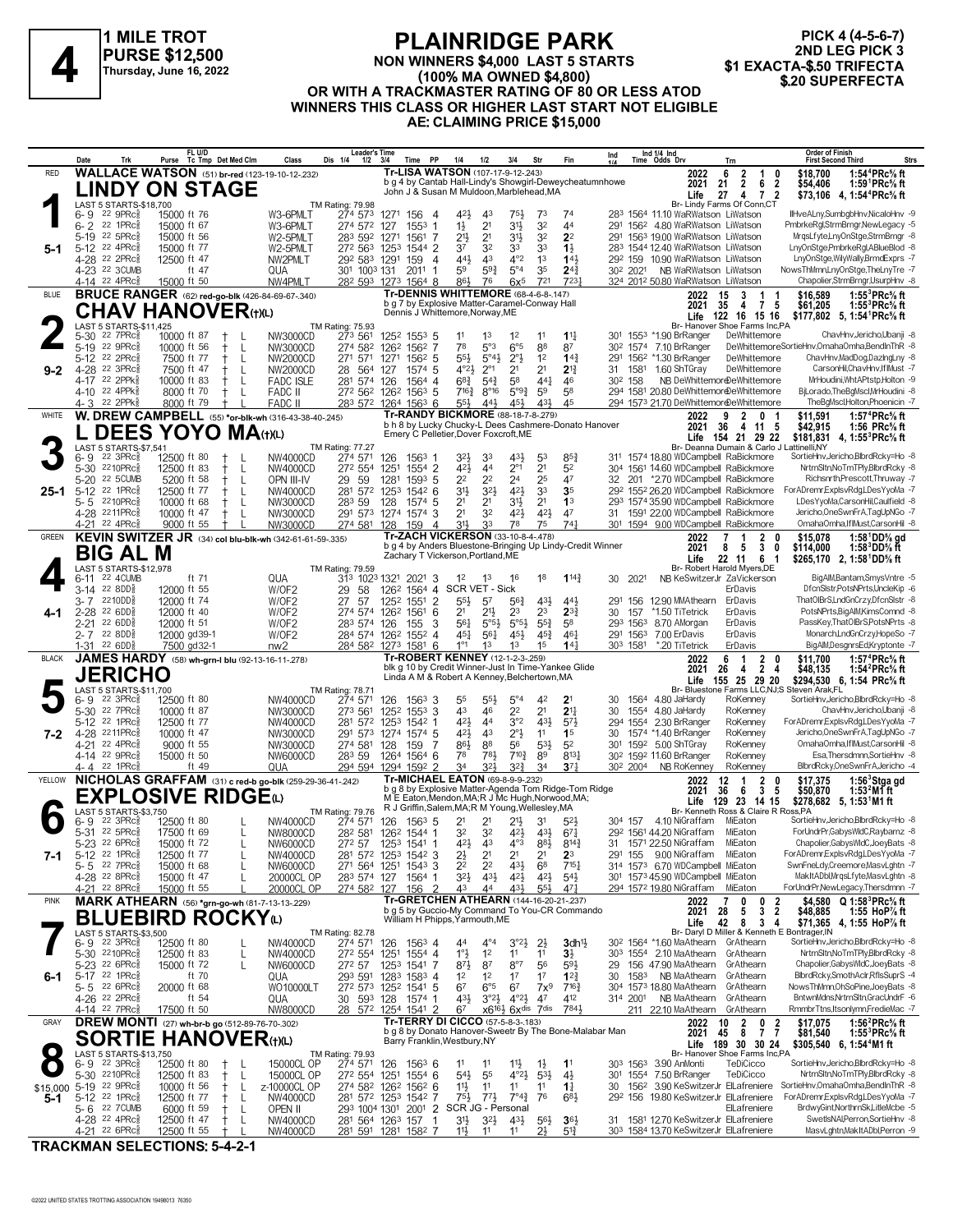# 4

**1 MILE TROT**
**PURSE $12,500**
**Thursday, June 16, 2022**

## PLAINRIDGE PARK

**NON WINNERS $4,000 LAST 5 STARTS (100% MA OWNED $4,800) OR WITH A TRACKMASTER RATING OF 80 OR LESS ATOD WINNERS THIS CLASS OR HIGHER LAST START NOT ELIGIBLE AE: CLAIMING PRICE $15,000**

**PICK 4 (4-5-6-7)**
**2ND LEG PICK 3**
**$1 EXACTA-$.50 TRIFECTA**
**$.20 SUPERFECTA**

---

### 1 — RED — 5-1 — LINDY ON STAGE

**WALLACE WATSON** (51) br-red (123-19-10-12-.232)
Tr-LISA WATSON (107-17-9-12-.243)
b g 4 by Cantab Hall-Lindy's Showgirl-Deweycheatumnhowe
John J & Susan M Muldoon,Marblehead,MA
Br- Lindy Farms Of Conn,CT

| Year | Starts | W | P | S | Earnings | Mark |
|---|---|---|---|---|---|---|
| 2022 | 6 | 2 | 1 | 0 | $18,700 | 1:54⁴PRc⅝ ft |
| 2021 | 21 | 2 | 6 | 2 | $54,406 | 1:59¹PRc⅝ ft |
| Life | 27 | 4 | 7 | 2 | $73,106 | 4, 1:54⁴PRc⅝ ft |

LAST 5 STARTS-$18,700 — TM Rating: 79.98

| Date | Trk | Purse | Class | 1/4 | 1/2 | 3/4 | Time | PP | 1/4 | 1/2 | 3/4 | Str | Fin | Ind 1/4 | Ind Time | Odds | Drv | Trn | Order of Finish |
|---|---|---|---|---|---|---|---|---|---|---|---|---|---|---|---|---|---|---|---|
| 6-9 22 | 9PRc⅝ | 15000 ft 76 | W3-6PMLT | 27⁴ | 57³ | 127¹ | 156 | 4 | 4²½ | 4³ | 7⁵½ | 7³ | 7⁴ | 28³ | 156⁴ | 11.10 | WaRWatson | LiWatson | IlHveALny,SumbgbHnv,NicaloHnv -9 |
| 6-2 22 | 1PRc⅝ | 15000 ft 67 | W3-6PMLT | 27⁴ | 57² | 127 | 155³ | 1 | 1½ | 2¹ | 3¹½ | 3² | 4⁴ | 29¹ | 156² | 4.80 | WaRWatson | LiWatson | PmbrkeRgl,StrmBrngr,NewLegacy -5 |
| 5-19 22 | 5PRc⅝ | 15000 ft 56 | W2-5PMLT | 28³ | 59² | 127¹ | 156¹ | 7 | 2¹½ | 2¹ | 3¹½ | 3² | 2² | 29¹ | 156³ | 19.00 | WaRWatson | LiWatson | MrqsLfyte,LnyOnStge,StrmBrngr -8 |
| 5-12 22 | 4PRc⅝ | 15000 ft 77 | W2-5PMLT | 27² | 56³ | 125³ | 154⁴ | 2 | 3⁷ | 3² | 3³ | 3³ | 1½ | 28³ | 154⁴ | 12.40 | WaRWatson | LiWatson | LnyOnStge,PmbrkeRgl,ABlueBlod -8 |
| 4-28 22 | 2PRc⅝ | 12500 ft 47 | NW2PMLT | 29² | 58³ | 129¹ | 159 | 4 | 4⁴½ | 4³ | 4°² | 1³ | 1⁴½ | 29² | 159 | 10.90 | WaRWatson | LiWatson | LnyOnStge,WilyWally,BrmdExprs -7 |
| 4-23 22 | 3CUMB | ft 47 | QUA | 30¹ | 100³ | 131 | 201¹ | 1 | 5⁹ | 5⁹½ | 5°⁴ | 3⁵ | 2⁴¾ | 30² | 202¹ | NB | WaRWatson | LiWatson | NowsThMmn,LnyOnStge,TheLnyTre -7 |
| 4-14 22 | 4PRc⅝ | 15000 ft 50 | NW4PMLT | 28² | 59³ | 127³ | 156⁴ | 8 | 8⁶½ | 7⁶ | 6x⁵ | 7²¹ | 7²³¾ | 32⁴ | 201² | 50.80 | WaRWatson | LiWatson | Chapolier,StrmBrngr,UsurpHnv -8 |

---

### 2 — BLUE — 9-2 — CHAV HANOVER(t)(L)

**BRUCE RANGER** (62) red-go-blk (426-84-69-67-.340)
Tr-DENNIS WHITTEMORE (68-4-6-8-.147)
b g 7 by Explosive Matter-Caramel-Conway Hall
Dennis J Whittemore,Norway,ME
Br- Hanover Shoe Farms Inc,PA

| Year | Starts | W | P | S | Earnings | Mark |
|---|---|---|---|---|---|---|
| 2022 | 15 | 3 | 1 | 1 | $16,589 | 1:55³PRc⅝ ft |
| 2021 | 35 | 4 | 7 | 5 | $61,205 | 1:55³PRc⅝ ft |
| Life | 122 | 16 | 15 | 16 | $177,802 | 5, 1:54¹PRc⅝ ft |

LAST 5 STARTS-$11,425 — TM Rating: 75.93

| Date | Trk | Purse | Class | 1/4 | 1/2 | 3/4 | Time | PP | 1/4 | 1/2 | 3/4 | Str | Fin | Ind 1/4 | Ind Time | Odds | Drv | Trn | Order of Finish |
|---|---|---|---|---|---|---|---|---|---|---|---|---|---|---|---|---|---|---|---|
| 5-30 22 | 7PRc⅝ | 10000 ft 87 † L | NW3000CD | 27³ | 56¹ | 125² | 155³ | 5 | 1¹ | 1³ | 1² | 1¹ | 1¹½ | 30¹ | 155³ | *1.90 | BrRanger | DeWhittemore | ChavHnv,Jericho,Ubanji -8 |
| 5-19 22 | 9PRc⅝ | 10000 ft 56 † L | NW3000CD | 27⁴ | 58² | 126² | 156² | 7 | 7⁸ | 5°³ | 6°⁵ | 8⁸ | 8⁷ | 30² | 157⁴ | 7.10 | BrRanger | DeWhittemore | SortieHnv,OmahaOmha,BendInThR -8 |
| 5-12 22 | 2PRc⅝ | 7500 ft 77 † L | NW2000CD | 27¹ | 57¹ | 127¹ | 156² | 5 | 5⁵½ | 5°⁴½ | 2°½ | 1² | 1⁴¾ | 29¹ | 156² | *1.30 | BrRanger | DeWhittemore | ChavHnv,MadDog,DazlngLny -8 |
| 4-28 22 | 3PRc⅝ | 7500 ft 47 † L | NW2000CD | 28 | 56⁴ | 127 | 157⁴ | 5 | 4°²½ | 2°¹ | 2¹ | 2¹ | 2¹¾ | 31 | 158¹ | 1.60 | ShTGray | DeWhittemore | CarsonHil,ChavHnv,IfIMust -7 |
| 4-17 22 | 2PPk⅝ | 10000 ft 83 † L | FADC ISLE | 28¹ | 57⁴ | 126 | 156⁴ | 4 | 6⁸¾ | 5⁴¾ | 5⁸ | 4⁴½ | 4⁶ | 30² | 158 | NB | DeWhittemore | DeWhittemore | MrHoudini,WhtAPtstp,Holton -9 |
| 4-10 22 | 4PPk⅝ | 8000 ft 70 † L | FADC II | 27² | 56² | 126² | 156³ | 5 | 7¹⁶½ | 8°¹⁶ | 5°⁹½ | 5⁹ | 5⁸ | 29⁴ | 158¹ | 20.80 | DeWhittemore | DeWhittemore | BjLorado,TheBgMscl,MrHoudini -8 |
| 4-3 22 | 2PPk⅝ | 8000 ft 79 † L | FADC II | 28³ | 57² | 126⁴ | 156³ | 6 | 5⁵½ | 4⁴½ | 4⁵½ | 4³½ | 4⁵ | 29⁴ | 157³ | 21.70 | DeWhittemore | DeWhittemore | TheBgMscl,Holton,Phoenicin -7 |

---

### 3 — WHITE — 25-1 — L DEES YOYO MA(t)(L)

**W. DREW CAMPBELL** (55) *or-blk-wh (316-43-38-40-.245)
Tr-RANDY BICKMORE (88-18-7-8-.279)
b h 8 by Lucky Chucky-L Dees Cashmere-Donato Hanover
Emery C Pelletier,Dover Foxcroft,ME
Br- Deanna Dumain & Carlo J Lattinelli,NY

| Year | Starts | W | P | S | Earnings | Mark |
|---|---|---|---|---|---|---|
| 2022 | 9 | 2 | 0 | 1 | $11,591 | 1:57⁴PRc⅝ ft |
| 2021 | 36 | 4 | 11 | 5 | $42,915 | 1:56 PRc⅝ ft |
| Life | 154 | 21 | 29 | 22 | $181,831 | 4, 1:55³PRc⅝ ft |

LAST 5 STARTS-$7,541 — TM Rating: 77.27

| Date | Trk | Purse | Class | 1/4 | 1/2 | 3/4 | Time | PP | 1/4 | 1/2 | 3/4 | Str | Fin | Ind 1/4 | Ind Time | Odds | Drv | Trn | Order of Finish |
|---|---|---|---|---|---|---|---|---|---|---|---|---|---|---|---|---|---|---|---|
| 6-9 22 | 3PRc⅝ | 12500 ft 80 † L | NW4000CD | 27⁴ | 57¹ | 126 | 156³ | 1 | 3²½ | 3³ | 4³½ | 5³ | 8⁵¾ | 31¹ | 157⁴ | 18.80 | WDCampbell | RaBickmore | SortieHnv,Jericho,BlbrdRcky=Ho -8 |
| 5-30 22 | 10PRc⅝ | 12500 ft 83 † L | NW4000CD | 27² | 55⁴ | 125¹ | 155⁴ | 2 | 4²½ | 4⁴ | 2°¹ | 2¹ | 5² | 30⁴ | 156¹ | 14.60 | WDCampbell | RaBickmore | NrtrnSltn,NoTmTPly,BlbrdRcky -8 |
| 5-20 22 | 5CUMB | 5200 ft 58 † L | OPN III-IV | 29 | 59 | 128¹ | 159³ | 5 | 2² | 2² | 2⁴ | 2⁵ | 4⁷ | 32 | 201 | *2.70 | WDCampbell | RaBickmore | Richsnrth,Prescott,Thruway -7 |
| 5-12 22 | 1PRc⅝ | 12500 ft 77 † L | NW4000CD | 28¹ | 57² | 125³ | 154² | 6 | 3¹½ | 3²½ | 4²½ | 3³ | 3⁵ | 29² | 155² | 26.20 | WDCampbell | RaBickmore | ForADremr,ExplsvRdg,LDesYyoMa -7 |
| 5-5 22 | 10PRc⅝ | 10000 ft 68 † L | NW3000CD | 28³ | 59 | 128 | 157⁴ | 5 | 2¹ | 2¹ | 3¹½ | 2¹ | 1³ | 29³ | 157⁴ | 35.90 | WDCampbell | RaBickmore | LDesYyoMa,CarsonHil,Caulfield -8 |
| 4-28 22 | 11PRc⅝ | 10000 ft 47 † L | NW3000CD | 29¹ | 57³ | 127⁴ | 157⁴ | 3 | 2¹ | 3² | 4²½ | 4²½ | 4⁷ | 31 | 159¹ | 22.00 | WDCampbell | RaBickmore | Jericho,OneSwnFrA,TagUpNGo -7 |
| 4-21 22 | 4PRc⅝ | 9000 ft 55 † | NW3000CD | 27⁴ | 58¹ | 128 | 159 | 4 | 3¹½ | 3³ | 7⁸ | 7⁵ | 7⁴¼ | 30¹ | 159⁴ | 9.00 | WDCampbell | RaBickmore | OmahaOmha,IfIMust,CarsonHil -8 |

---

### 4 — GREEN — 4-1 — BIG AL M

**KEVIN SWITZER JR** (34) col blu-blk-wh (342-61-61-59-.335)
Tr-ZACH VICKERSON (33-10-8-4-.478)
b g 4 by Anders Bluestone-Bringing Up Lindy-Credit Winner
Zachary T Vickerson,Portland,ME
Br- Robert Harold Myers,DE

| Year | Starts | W | P | S | Earnings | Mark |
|---|---|---|---|---|---|---|
| 2022 | 7 | 1 | 2 | 0 | $15,078 | 1:58¹DD⅝ gd |
| 2021 | 8 | 5 | 3 | 0 | $114,000 | 1:58³DD⅝ ft |
| Life | 22 | 11 | 6 | 1 | $265,170 | 2, 1:58¹DD⅝ ft |

LAST 5 STARTS-$12,978 — TM Rating: 79.59

| Date | Trk | Purse | Class | 1/4 | 1/2 | 3/4 | Time | PP | 1/4 | 1/2 | 3/4 | Str | Fin | Ind 1/4 | Ind Time | Odds | Drv | Trn | Order of Finish |
|---|---|---|---|---|---|---|---|---|---|---|---|---|---|---|---|---|---|---|---|
| 6-11 22 | 4CUMB | ft 71 | QUA | 31³ | 102³ | 132¹ | 202¹ | 3 | 1² | 1³ | 1⁶ | 1⁸ | 1¹⁴¾ | 30 | 202¹ | NB | KeSwitzerJr | ZaVickerson | BigAlM,Bantam,SmysVntre -5 |
| 3-14 22 | 8DD⅝ | 12000 ft 55 | W/OF2 | 29 | 58 | 126² | 156⁴ | 4 | SCR VET - Sick | | | | | | | | | ErDavis | DfcnSlstr,PotsNPrts,UncleKip -6 |
| 3-7 22 | 10DD⅝ | 12000 ft 74 | W/OF2 | 27 | 57 | 125² | 155¹ | 2 | 5⁵½ | 5⁷ | 5⁶¾ | 4³½ | 4⁴½ | 29¹ | 156 | 12.90 | MMAthearn | ErDavis | ThatOlBrS,LndGnCrzy,DfcnSlstr -8 |
| 2-28 22 | 6DD⅝ | 12000 ft 40 | W/OF2 | 27⁴ | 57⁴ | 126² | 156¹ | 6 | 2¹ | 2¹½ | 2³ | 2³ | 2³¾ | 30 | 157 | *1.50 | TiTetrick | ErDavis | PotsNPrts,BigAlM,KimsCommd -8 |
| 2-21 22 | 6DD⅝ | 12000 ft 51 | W/OF2 | 28³ | 57⁴ | 126 | 155 | 3 | 5⁶¾ | 5°⁵½ | 5°⁵½ | 5⁵¾ | 5⁸ | 29³ | 156³ | 8.70 | AMorgan | ErDavis | PassKey,ThatOlBrS,PotsNPrts -8 |
| 2-7 22 | 8DD⅝ | 12000 gd39-1 | W/OF2 | 28⁴ | 57⁴ | 126² | 155² | 4 | 4⁵½ | 5⁶½ | 4⁵½ | 4⁵¾ | 4⁶½ | 29¹ | 156³ | 7.00 | ErDavis | ErDavis | Monarch,LndGnCrzy,HopeSo -7 |
| 1-31 22 | 6DD⅝ | 7500 gd32-1 | nw2 | 28⁴ | 58² | 127³ | 158¹ | 4 | 1°¹ | 1³ | 1³ | 1⁵ | 1⁴¾ | 30³ | 158¹ | *.20 | TiTetrick | ErDavis | BigAlM,DesgnrsEd,Kryptonte -7 |

---

### 5 — BLACK — 7-2 — JERICHO

**JAMES HARDY** (59) wh-grn-l blu (92-13-16-11-.278)
Tr-ROBERT KENNEY (12-1-2-3-.259)
blk g 10 by Credit Winner-Just In Time-Yankee Glide
Linda A M & Robert A Kenney,Belchertown,MA
Br- Bluestone Farms LLC,NJ;S Steven Arak,FL

| Year | Starts | W | P | S | Earnings | Mark |
|---|---|---|---|---|---|---|
| 2022 | 6 | 1 | 2 | 0 | $11,700 | 1:57⁴PRc⅝ ft |
| 2021 | 26 | 4 | 2 | 4 | $48,135 | 1:54²PRc⅝ ft |
| Life | 155 | 25 | 29 | 20 | $294,530 | 6, 1:54 PRc⅝ ft |

LAST 5 STARTS-$11,700 — TM Rating: 78.71

| Date | Trk | Purse | Class | 1/4 | 1/2 | 3/4 | Time | PP | 1/4 | 1/2 | 3/4 | Str | Fin | Ind 1/4 | Ind Time | Odds | Drv | Trn | Order of Finish |
|---|---|---|---|---|---|---|---|---|---|---|---|---|---|---|---|---|---|---|---|
| 6-9 22 | 3PRc⅝ | 12500 ft 80 | NW4000CD | 27⁴ | 57¹ | 126 | 156³ | 3 | 5⁵ | 5⁵½ | 5°⁴ | 4² | 2¹ | 30 | 156⁴ | 4.80 | JaHardy | RoKenney | SortieHnv,Jericho,BlbrdRcky=Ho -8 |
| 5-30 22 | 7PRc⅝ | 10000 ft 87 | NW3000CD | 27³ | 56¹ | 125² | 155³ | 3 | 4³ | 4⁶ | 2² | 2¹ | 2¹½ | 30 | 155⁴ | 4.80 | JaHardy | RoKenney | ChavHnv,Jericho,Ubanji -8 |
| 5-12 22 | 1PRc⅝ | 12500 ft 77 | NW4000CD | 28¹ | 57² | 125³ | 154² | 1 | 4²½ | 4⁴ | 3°² | 4³½ | 5⁷½ | 29⁴ | 155⁴ | 2.30 | BrRanger | RoKenney | ForADremr,ExplsvRdg,LDesYyoMa -7 |
| 4-28 22 | 11PRc⅝ | 10000 ft 47 | NW3000CD | 29¹ | 57³ | 127⁴ | 157⁴ | 5 | 4²½ | 4³ | 2°½ | 1¹ | 1⁵ | 30 | 157⁴ | *1.40 | BrRanger | RoKenney | Jericho,OneSwnFrA,TagUpNGo -7 |
| 4-21 22 | 4PRc⅝ | 9000 ft 55 | NW3000CD | 27⁴ | 58¹ | 128 | 159 | 7 | 8⁶½ | 8⁸ | 5⁶ | 5³½ | 5² | 30¹ | 159² | 5.00 | ShTGray | RoKenney | OmahaOmha,IfIMust,CarsonHil -8 |
| 4-14 22 | 9PRc⅝ | 15000 ft 50 | NW6000CD | 28³ | 59 | 126⁴ | 156⁴ | 6 | 7⁸ | 7⁸½ | 7¹⁰½ | 8⁹ | 8¹³½ | 30² | 159² | 11.60 | BrRanger | RoKenney | Esa,Thersdmnn,SortieHnv -8 |
| 4-4 22 | 1PRc⅝ | ft 49 | QUA | 29⁴ | 59⁴ | 129⁴ | 159² | 2 | 3⁴ | 3²½ | 3²½ | 3⁴ | 3⁷¼ | 30² | 200⁴ | NB | RoKenney | RoKenney | BlbrdRcky,OneSwnFrA,Jericho -4 |

---

### 6 — YELLOW — 7-1 — EXPLOSIVE RIDGE(L)

**NICHOLAS GRAFFAM** (31) c red-b go-blk (259-29-36-41-.242)
Tr-MICHAEL EATON (69-8-9-9-.232)
b g 8 by Explosive Matter-Agenda Tom Ridge-Tom Ridge
M E Eaton,Mendon,MA;R J Mc Hugh,Norwood,MA;
R J Griffin,Salem,MA;R M Young,Wellesley,MA
Br- Kenneth Ross & Claire R Ross,PA

| Year | Starts | W | P | S | Earnings | Mark |
|---|---|---|---|---|---|---|
| 2022 | 12 | 1 | 2 | 0 | $17,375 | 1:56³Stga gd |
| 2021 | 36 | 6 | 3 | 5 | $50,870 | 1:53²M1 ft |
| Life | 129 | 23 | 14 | 15 | $278,682 | 5, 1:53¹M1 ft |

LAST 5 STARTS-$3,750 — TM Rating: 79.76

| Date | Trk | Purse | Class | 1/4 | 1/2 | 3/4 | Time | PP | 1/4 | 1/2 | 3/4 | Str | Fin | Ind 1/4 | Ind Time | Odds | Drv | Trn | Order of Finish |
|---|---|---|---|---|---|---|---|---|---|---|---|---|---|---|---|---|---|---|---|
| 6-9 22 | 3PRc⅝ | 12500 ft 80 L | NW4000CD | 27⁴ | 57¹ | 126 | 156³ | 5 | 2¹ | 2¹ | 2¹½ | 3¹ | 5²½ | 30⁴ | 157 | 4.10 | NiGraffam | MiEaton | SortieHnv,Jericho,BlbrdRcky=Ho -8 |
| 5-31 22 | 5PRc⅝ | 17500 ft 69 L | NW8000CD | 28² | 58¹ | 126² | 154⁴ | 1 | 3² | 3² | 4²½ | 4³½ | 6⁷¼ | 29² | 156¹ | 44.20 | NiGraffam | MiEaton | ForUndrPr,GabysWldC,Raybarnz -8 |
| 5-23 22 | 6PRc⅝ | 15000 ft 72 L | NW6000CD | 27² | 57 | 125³ | 154¹ | 1 | 4²½ | 4³ | 4°³ | 8⁸½ | 8¹⁴¾ | 31 | 157¹ | 22.50 | NiGraffam | MiEaton | Chapolier,GabysWldC,JoeyBats -8 |
| 5-12 22 | 1PRc⅝ | 12500 ft 77 L | NW4000CD | 28¹ | 57² | 125³ | 154² | 3 | 2½ | 2¹ | 2¹ | 2¹ | 2³ | 29¹ | 155 | 9.00 | NiGraffam | MiEaton | ForADremr,ExplsvRdg,LDesYyoMa -7 |
| 5-5 22 | 7PRc⅝ | 15000 ft 68 L | NW6000CD | 27¹ | 56⁴ | 125¹ | 154³ | 3 | 2² | 2² | 4³½ | 6⁸ | 7¹⁵¼ | 31⁴ | 157³ | 6.70 | WDCampbell | MiEaton | SwnFneLdy,Creemore,MasvLghtn -7 |
| 4-28 22 | 8PRc⅝ | 20000 ft 47 L | 20000CL OP | 28³ | 57⁴ | 127 | 156⁴ | 1 | 3²½ | 4³½ | 4²½ | 4²½ | 5⁴½ | 30¹ | 157³ | 45.90 | WDCampbell | MiEaton | MakItADbl,MrqsLfyte,MasvLghtn -8 |
| 4-21 22 | 8PRc⅝ | 15000 ft 55 L | 20000CL OP | 27⁴ | 58² | 127 | 156 | 2 | 4³ | 4⁴ | 4³½ | 5⁵½ | 4⁷¼ | 29⁴ | 157² | 19.80 | NiGraffam | MiEaton | ForUndrPr,NewLegacy,Thersdmnn -7 |

---

### 7 — PINK — 6-1 — BLUEBIRD ROCKY(L)

**MARK ATHEARN** (56) *grn-go-wh (81-7-13-13-.229)
Tr-GRETCHEN ATHEARN (144-16-20-21-.237)
b g 5 by Guccio-My Command To You-CR Commando
William H Phipps,Yarmouth,ME
Br- Daryl D Miller & Kenneth E Bontrager,IN

| Year | Starts | W | P | S | Earnings | Mark |
|---|---|---|---|---|---|---|
| 2022 | 7 | 0 | 0 | 2 | $4,580 | Q 1:58³PRc⅝ ft |
| 2021 | 28 | 5 | 3 | 2 | $48,885 | 1:55 HoP⅞ ft |
| Life | 42 | 8 | 3 | 4 | $71,365 | 4, 1:55 HoP⅞ ft |

LAST 5 STARTS-$3,500 — TM Rating: 82.78

| Date | Trk | Purse | Class | 1/4 | 1/2 | 3/4 | Time | PP | 1/4 | 1/2 | 3/4 | Str | Fin | Ind 1/4 | Ind Time | Odds | Drv | Trn | Order of Finish |
|---|---|---|---|---|---|---|---|---|---|---|---|---|---|---|---|---|---|---|---|
| 6-9 22 | 3PRc⅝ | 12500 ft 80 L | NW4000CD | 27⁴ | 57¹ | 126 | 156³ | 4 | 4⁴ | 4°⁴ | 3°²½ | 2½ | 3dh¹½ | 30² | 156⁴ | *1.60 | MaAthearn | GrAthearn | SortieHnv,Jericho,BlbrdRcky=Ho -8 |
| 5-30 22 | 10PRc⅝ | 12500 ft 83 L | NW4000CD | 27² | 55⁴ | 125¹ | 155⁴ | 1 | 1°½ | 1² | 1¹ | 1¹ | 3½ | 30³ | 155⁴ | 2.10 | MaAthearn | GrAthearn | NrtrnSltn,NoTmTPly,BlbrdRcky -8 |
| 5-23 22 | 6PRc⅝ | 15000 ft 72 L | NW6000CD | 27² | 57 | 125³ | 154¹ | 7 | 8⁷½ | 8⁷ | 8°⁷ | 5⁶ | 5⁵½ | 29 | 156 | 47.90 | MaAthearn | GrAthearn | Chapolier,GabysWldC,JoeyBats -8 |
| 5-17 22 | 1PRc⅝ | ft 70 | QUA | 29³ | 59¹ | 128³ | 158³ | 4 | 1² | 1² | 1⁷ | 1⁷ | 1²¾ | 30 | 158³ | NB | MaAthearn | GrAthearn | BlbrdRcky,SmothAclr,RflsSuprS -4 |
| 5-5 22 | 6PRc⅝ | 20000 ft 68 L | WO10000LT | 27² | 57³ | 125² | 154¹ | 5 | 6⁷ | 6°⁵ | 6⁷ | 7x⁹ | 7¹⁶¾ | 30⁴ | 157³ | 18.20 | MaAthearn | GrAthearn | NowsThMmn,OhSoPine,JoeyBats -8 |
| 4-26 22 | 2PRc⅝ | ft 54 | QUA | 30 | 59³ | 128 | 157⁴ | 1 | 4³½ | 3°²½ | 4°²½ | 4²½ | 4¹² | 31⁴ | 200¹ | NB | MaAthearn | GrAthearn | BntwnMdns,NrtrnSltn,GracUndrF -6 |
| 4-14 22 | 7PRc⅝ | 17500 ft 50 | NW8000CD | 28 | 57² | 125⁴ | 154¹ | 2 | 6⁷ | x6¹⁶½ | 6x^dis | 7^dis | 7⁸⁴½ | 21¹ | | 22.10 | MaAthearn | GrAthearn | RmmbrTtns,Itsonlymn,FredieMac -7 |

---

### 8 — GRAY — 5-1 — SORTIE HANOVER(t)(L)

**DREW MONTI** (27) wh-br-b go (512-89-76-70-.302)
Tr-TERRY DI CICCO (57-5-8-3-.183)
b g 8 by Donato Hanover-Sweetr By The Bone-Malabar Man
Barry Franklin,Westbury,NY
Br- Hanover Shoe Farms Inc,PA

| Year | Starts | W | P | S | Earnings | Mark |
|---|---|---|---|---|---|---|
| 2022 | 10 | 2 | 0 | 2 | $17,075 | 1:56²PRc⅝ ft |
| 2021 | 45 | 8 | 7 | 7 | $81,540 | 1:55³PRc⅝ ft |
| Life | 189 | 30 | 30 | 24 | $305,540 | 6, 1:54⁴M1 ft |

LAST 5 STARTS-$13,750 — TM Rating: 79.93

| Date | Trk | Purse | Class | 1/4 | 1/2 | 3/4 | Time | PP | 1/4 | 1/2 | 3/4 | Str | Fin | Ind 1/4 | Ind Time | Odds | Drv | Trn | Order of Finish |
|---|---|---|---|---|---|---|---|---|---|---|---|---|---|---|---|---|---|---|---|
| 6-9 22 | 3PRc⅝ | 12500 ft 80 † L | 15000CL OP | 27⁴ | 57¹ | 126 | 156³ | 6 | 1¹ | 1¹ | 1¹½ | 1½ | 1¹ | 30³ | 156³ | 3.90 | AnMonti | TeDiCicco | SortieHnv,Jericho,BlbrdRcky=Ho -8 |
| 5-30 22 | 10PRc⅝ | 12500 ft 83 † L | 15000CL OP | 27² | 55⁴ | 125¹ | 155⁴ | 6 | 5⁴½ | 5⁵ | 4°²½ | 5³½ | 4½ | 30¹ | 155⁴ | 7.50 | BrRanger | TeDiCicco | NrtrnSltn,NoTmTPly,BlbrdRcky -8 |
| $15,000 5-19 22 | 9PRc⅝ | 10000 ft 56 † L | z-10000CL OP | 27⁴ | 58² | 126² | 156² | 6 | 1¹½ | 1¹ | 1¹ | 1¹ | 1½ | 30 | 156² | 3.90 | KeSwitzerJr | ElLafreniere | SortieHnv,OmahaOmha,BendInThR -8 |
| 5-12 22 | 1PRc⅝ | 12500 ft 77 † L | NW4000CD | 28¹ | 57² | 125³ | 154² | 7 | 7⁵½ | 7⁷½ | 7°⁴¾ | 7⁶ | 6⁸½ | 29² | 156 | 19.80 | KeSwitzerJr | ElLafreniere | ForADremr,ExplsvRdg,LDesYyoMa -7 |
| 5-6 22 | 7CUMB | 6000 ft 59 † L | OPEN II | 29³ | 100⁴ | 130¹ | 200¹ | 2 | SCR JG - Personal | | | | | | | | | ElLafreniere | BrdwyGint,NorthrnSk,LittleMcbe -5 |
| 4-28 22 | 4PRc⅝ | 12500 ft 47 † L | NW4000CD | 28¹ | 56⁴ | 126³ | 157 | 1 | 3¹½ | 3²½ | 4³½ | 5⁶½ | 3⁶½ | 31 | 158¹ | 12.70 | KeSwitzerJr | ElLafreniere | SwetlsNA,Perron,SortieHnv -8 |
| 4-21 22 | 6PRc⅝ | 12500 ft 55 † L | NW4000CD | 28¹ | 59¹ | 128¹ | 158² | 7 | 1¹½ | 1¹ | 1¹ | 2½ | 5¹¾ | 30³ | 158⁴ | 13.70 | KeSwitzerJr | ElLafreniere | MasvLghtn,MakItADbl,Perron -9 |

---

**TRACKMAN SELECTIONS: 5-4-2-1**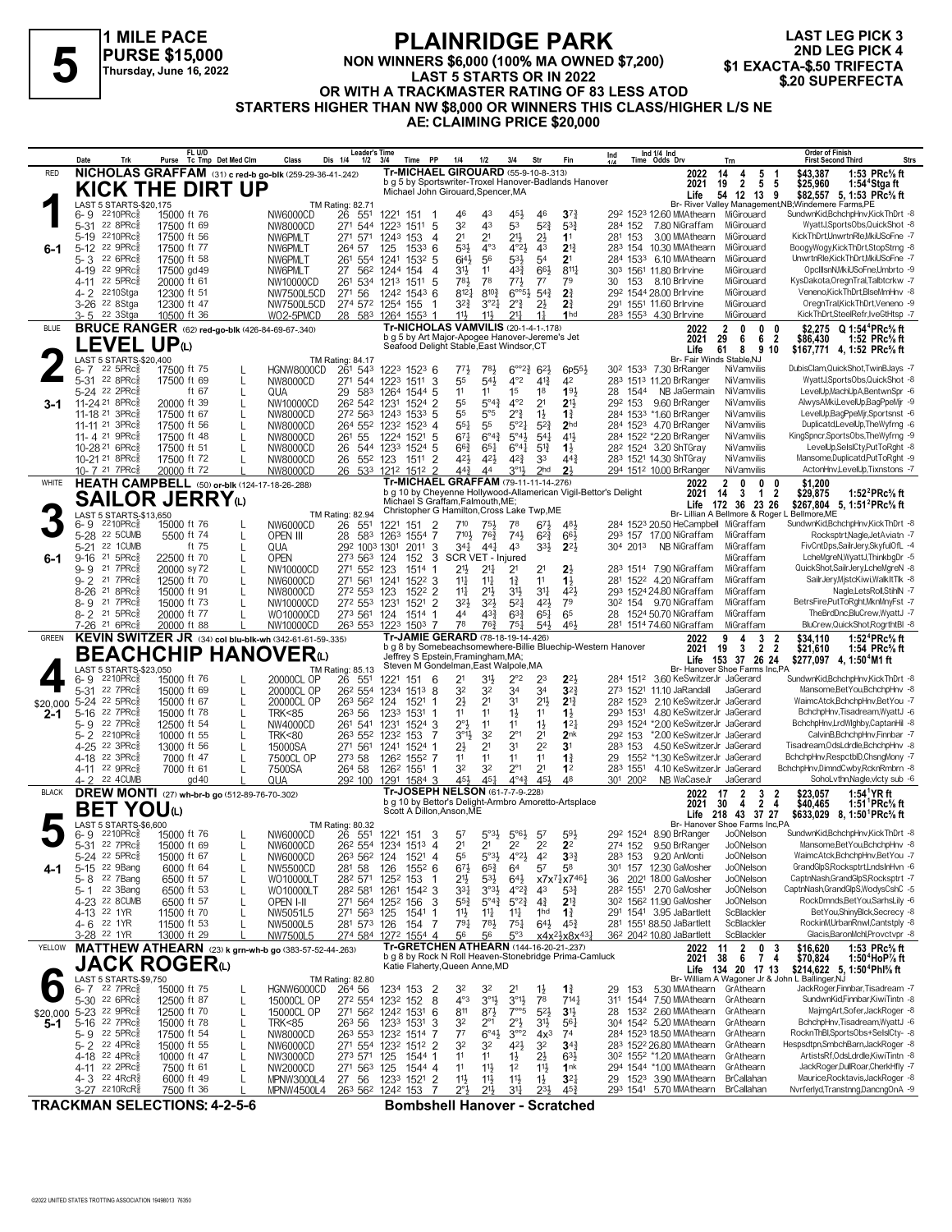# 5

**1 MILE PACE**
**PURSE $15,000**
**Thursday, June 16, 2022**

## PLAINRIDGE PARK

**NON WINNERS $6,000 (100% MA OWNED $7,200) LAST 5 STARTS OR IN 2022 OR WITH A TRACKMASTER RATING OF 83 LESS ATOD STARTERS HIGHER THAN NW $8,000 OR WINNERS THIS CLASS/HIGHER L/S NE AE: CLAIMING PRICE $20,000**

**LAST LEG PICK 3**
**2ND LEG PICK 4**
**$1 EXACTA-$.50 TRIFECTA**
**$.20 SUPERFECTA**

---

### 1 — RED — NICHOLAS GRAFFAM (31) c red-b go-blk (259-29-36-41-.242)
**KICK THE DIRT UP**
Tr-MICHAEL GIROUARD (55-9-10-8-.313)
b g 5 by Sportswriter-Troxel Hanover-Badlands Hanover
Michael John Girouard,Spencer,MA
Br- River Valley Management,NB;Windemere Farms,PE
Morning line: 6-1

| | Starts | 1st | 2nd | 3rd | Earnings | Best |
|---|---|---|---|---|---|---|
| 2022 | 14 | 4 | 5 | 1 | $43,387 | 1:53 PRc⅝ ft |
| 2021 | 19 | 2 | 5 | 5 | $25,960 | 1:54⁴Stga ft |
| Life | 54 | 12 | 13 | 9 | $82,557 | 5, 1:53 PRc⅝ ft |

LAST 5 STARTS-$20,175 — TM Rating: 82.71

| Date | Trk | Purse | Cond | Class | 1/4 | 1/2 | 3/4 | Time | PP | 1/4 | 1/2 | 3/4 | Str | Fin | Ind | Odds Drv | Trn | Order of Finish |
|---|---|---|---|---|---|---|---|---|---|---|---|---|---|---|---|---|---|---|
| 6-9 22 | 10PRc⅝ | 15000 | ft 76 | NW6000CD | 26 | 551 | 1221 | 151 | 1 | 4⁶ | 4³ | 45½ | 4⁶ | 37¾ | 292 1523 12.60 MMAthearn | MiGirouard | SundwnKid,BchchpHnv,KickThDrt -8 |
| 5-31 22 | 8PRc⅝ | 17500 | ft 69 | NW8000CD | 271 | 544 | 1223 | 1511 | 5 | 3² | 4³ | 5³ | 52¾ | 53¾ | 284 152 7.80 NiGraffam | MiGirouard | WyattJ,SportsObs,QuickShot -8 |
| 5-19 22 | 10PRc⅝ | 17500 | ft 56 | NW6PMLT | 271 | 571 | 1243 | 153 | 4 | 2¹ | 2¹ | 21½ | 2½ | 1¹ | 281 153 3.00 MMAthearn | MiGirouard | KickThDrt,UnwrtnRle,MkiUSoFne -7 |
| 5-12 22 | 9PRc⅝ | 17500 | ft 77 | NW6PMLT | 264 | 57 | 125 | 1533 | 6 | 53½ | 4°³ | 4°2½ | 4³ | 21¾ | 283 154 10.30 MMAthearn | MiGirouard | BoogyWogy,KickThDrt,StopStrng -8 |
| 5-3 22 | 6PRc⅝ | 17500 | ft 58 | NW6PMLT | 261 | 554 | 1241 | 1532 | 5 | 6i4½ | 5⁶ | 53½ | 5⁴ | 2¹ | 284 1533 6.10 MMAthearn | MiGirouard | UnwrtnRle,KickThDrt,MkiUSoFne -7 |
| 4-19 22 | 9PRc⅝ | 17500 | gd 49 | NW6PMLT | 27 | 562 | 1244 | 154 | 4 | 31½ | 1¹ | 43¾ | 66¼ | 811½ | 303 1561 11.80 BrIrvine | MiGirouard | OpclllsnN,MkiUSoFne,Umbrto -9 |
| 4-11 22 | 5PRc⅝ | 20000 | ft 61 | NW10000CD | 261 | 534 | 1213 | 1511 | 5 | 78½ | 7⁸ | 77½ | 7⁷ | 7⁹ | 30 153 8.10 BrIrvine | MiGirouard | KysDakota,OregnTral,Talbtcrkw -7 |
| 4-2 22 | 10Stga | 12300 | ft 51 | NW7500L5CD | 271 | 56 | 1242 | 1543 | 6 | 812¾ | 810¾ | 6°°5½ | 54¾ | 2¾ | 292 1544 28.00 BrIrvine | MiGirouard | Veneno,KickThDrt,BlseMmHnv -8 |
| 3-26 22 | 8Stga | 12300 | ft 47 | NW7500L5CD | 274 | 572 | 1254 | 155 | 1 | 32¾ | 3°2¼ | 2°¾ | 2½ | 2¾ | 291 1551 11.60 BrIrvine | MiGirouard | OregnTral,KickThDrt,Veneno -9 |
| 3-5 22 | 3Stga | 10500 | ft 36 | WO2-5PMCD | 28 | 583 | 1264 | 1553 | 1 | 11½ | 11½ | 21¾ | 1½ | 1hd | 283 1553 4.30 BrIrvine | MiGirouard | KickThDrt,SteelRefr,IveGtHtsp -7 |

### 2 — BLUE — BRUCE RANGER (62) red-go-blk (426-84-69-67-.340)
**LEVEL UP(L)**
Tr-NICHOLAS VAMVILIS (20-1-4-1-.178)
b g 5 by Art Major-Apogee Hanover-Jereme's Jet
Seafood Delight Stable,East Windsor,CT
Br- Fair Winds Stable,NJ
Morning line: 3-1

| | Starts | 1st | 2nd | 3rd | Earnings | Best |
|---|---|---|---|---|---|---|
| 2022 | 2 | 0 | 0 | 0 | $2,275 | Q 1:54⁴PRc⅝ ft |
| 2021 | 29 | 6 | 6 | 2 | $86,430 | 1:52 PRc⅝ ft |
| Life | 61 | 8 | 9 | 10 | $167,771 | 4, 1:52 PRc⅝ ft |

LAST 5 STARTS-$20,400 — TM Rating: 84.17

| Date | Trk | Purse | Cond | Class | 1/4 | 1/2 | 3/4 | Time | PP | 1/4 | 1/2 | 3/4 | Str | Fin | Ind | Odds Drv | Trn | Order of Finish |
|---|---|---|---|---|---|---|---|---|---|---|---|---|---|---|---|---|---|---|
| 6-7 22 | 5PRc⅝ | 17500 | ft 75 L | HGNW8000CD | 261 | 543 | 1223 | 1523 | 6 | 77½ | 78½ | 6°°2¾ | 62½ | 6P55½ | 302 1533 7.30 BrRanger | NiVamvilis | DubisClam,QuickShot,TwinBJays -7 |
| 5-31 22 | 8PRc⅝ | 17500 | ft 69 L | NW8000CD | 271 | 544 | 1223 | 1511 | 3 | 5⁵ | 54½ | 4°² | 41¾ | 4² | 283 1513 11.20 BrRanger | NiVamvilis | WyattJ,SportsObs,QuickShot -8 |
| 5-24 22 | 2PRc⅝ | | ft 67 L | QUA | 29 | 583 | 1264 | 1544 | 5 | 1¹ | 1¹ | 1⁵ | 1⁸ | 19½ | 28 1544 NB JaGermain | NiVamvilis | LevelUp,MachUpA,BentwnSpr -6 |
| 11-24 21 | 8PRc⅝ | 20000 | ft 39 L | NW10000CD | 262 | 542 | 1231 | 1524 | 2 | 5⁵ | 5°4¾ | 4°² | 2¹ | 21½ | 292 153 9.60 BrRanger | NiVamvilis | AlwysAMki,LevelUp,BagPpeMjr -9 |
| 11-18 21 | 3PRc⅝ | 17500 | ft 67 L | NW8000CD | 272 | 563 | 1243 | 1533 | 5 | 5⁵ | 5°⁵ | 2°¾ | 1½ | 1¾ | 284 1533 *1.60 BrRanger | NiVamvilis | LevelUp,BagPpeMjr,Sportsnst -6 |
| 11-11 21 | 3PRc⅝ | 17500 | ft 56 L | NW8000CD | 264 | 552 | 1232 | 1523 | 4 | 55½ | 5⁵ | 5°2¼ | 52¾ | 2hd | 284 1523 4.70 BrRanger | NiVamvilis | DuplicatdLevelUp,TheWyfrng -6 |
| 11-4 21 | 9PRc⅝ | 17500 | ft 48 L | NW8000CD | 261 | 55 | 1224 | 1521 | 5 | 67¼ | 6°4¾ | 5°4¼ | 54¼ | 41½ | 284 1522 *2.20 BrRanger | NiVamvilis | KingSpncr,SportsObs,TheWyfrng -9 |
| 10-28 21 | 6PRc⅝ | 17500 | ft 51 L | NW8000CD | 26 | 544 | 1233 | 1524 | 5 | 66¾ | 65¼ | 6°4¼ | 51¾ | 1½ | 282 1524 3.20 ShTGray | NiVamvilis | LevelUp,SelsICty,PutToRght -8 |
| 10-21 21 | 8PRc⅝ | 17500 | ft 72 L | NW8000CD | 26 | 552 | 123 | 1512 | 2 | 42½ | 42½ | 42¾ | 3³ | 44¾ | 283 1521 14.30 ShTGray | NiVamvilis | Mansome,Duplicatd,PutToRght -9 |
| 10-7 21 | 7PRc⅝ | 20000 | ft 72 L | NW8000CD | 26 | 533 | 1212 | 1512 | 2 | 44¾ | 4⁴ | 3°1½ | 2hd | 2½ | 294 1512 10.00 BrRanger | NiVamvilis | ActonHnv,LevelUp,Tixnstons -7 |

### 3 — WHITE — HEATH CAMPBELL (50) or-blk (124-17-18-26-.288)
**SAILOR JERRY(L)**
Tr-MICHAEL GRAFFAM (79-11-11-14-.276)
b g 10 by Cheyenne Hollywood-Allamerican Vigil-Bettor's Delight
Michael S Graffam,Falmouth,ME;
Christopher G Hamilton,Cross Lake Twp,ME
Br- Lillian A Bellmore & Roger L Bellmore,ME
Morning line: 6-1

| | Starts | 1st | 2nd | 3rd | Earnings | Best |
|---|---|---|---|---|---|---|
| 2022 | 2 | 0 | 0 | 0 | $1,200 | |
| 2021 | 14 | 3 | 1 | 2 | $29,875 | 1:52²PRc⅝ ft |
| Life | 172 | 36 | 23 | 26 | $267,804 | 5, 1:51²PRc⅝ ft |

LAST 5 STARTS-$13,650 — TM Rating: 82.94

| Date | Trk | Purse | Cond | Class | 1/4 | 1/2 | 3/4 | Time | PP | 1/4 | 1/2 | 3/4 | Str | Fin | Ind | Odds Drv | Trn | Order of Finish |
|---|---|---|---|---|---|---|---|---|---|---|---|---|---|---|---|---|---|---|
| 6-9 22 | 10PRc⅝ | 15000 | ft 76 L | NW6000CD | 26 | 551 | 1221 | 151 | 2 | 7¹⁰ | 75½ | 7⁸ | 67¾ | 48½ | 284 1523 20.50 HeCampbell | MiGraffam | SundwnKid,BchchpHnv,KickThDrt -8 |
| 5-28 22 | 5CUMB | 5500 | ft 74 L | OPEN III | 28 | 583 | 1263 | 1554 | 7 | 710½ | 76¾ | 74½ | 62¾ | 66½ | 293 157 17.00 NiGraffam | MiGraffam | Rocksptr,Nagle,JetAviatn -7 |
| 5-21 22 | 1CUMB | | ft 75 L | QUA | 292 | 1003 | 1301 | 2011 | 3 | 34¾ | 44¼ | 4³ | 33½ | 22½ | 304 2013 NB NiGraffam | MiGraffam | FivCntDps,SailrJery,SkyfulOfL -4 |
| 9-16 21 | 5PRc⅝ | 22500 | ft 70 L | OPEN | 273 | 563 | 124 | 152 | 3 | SCR VET - Injured | | | | | | MiGraffam | LcheMgreN,WyattJ,ThinkbgDr -5 |
| 9-9 21 | 7PRc⅝ | 20000 | sy 72 L | NW10000CD | 271 | 552 | 123 | 1514 | 1 | 21½ | 21¾ | 2¹ | 2¹ | 2½ | 283 1514 7.90 NiGraffam | MiGraffam | QuickShot,SailrJery,LcheMgreN -8 |
| 9-2 21 | 7PRc⅝ | 12500 | ft 70 L | NW6000CD | 271 | 561 | 1241 | 1522 | 3 | 11¾ | 11¾ | 1¾ | 1¹ | 1½ | 281 1522 4.20 NiGraffam | MiGraffam | SailrJery,MjstcKiwi,WalkItTlk -8 |
| 8-26 21 | 8PRc⅝ | 15000 | ft 91 L | NW8000CD | 272 | 553 | 123 | 1522 | 2 | 11¾ | 21½ | 31½ | 31¾ | 42½ | 293 1524 24.80 NiGraffam | MiGraffam | Nagle,LetsRoll,StihlN -7 |
| 8-9 21 | 7PRc⅝ | 15000 | ft 73 L | NW10000CD | 272 | 553 | 1231 | 1521 | 2 | 32½ | 32½ | 52¼ | 42½ | 7⁹ | 302 154 9.70 NiGraffam | MiGraffam | BetrsFire,PutToRght,MknMnyFst -7 |
| 8-2 21 | 5PRc⅝ | 20000 | ft 77 L | WO10000CD | 273 | 561 | 124 | 1514 | 1 | 4⁴ | 43¾ | 63¾ | 65¼ | 6⁵ | 28 1524 50.70 NiGraffam | MiGraffam | TheBrdDnc,BluCrew,WyattJ -7 |
| 7-26 21 | 6PRc⅝ | 20000 | ft 88 L | NW10000CD | 263 | 553 | 1223 | 1503 | 7 | 7⁸ | 76¾ | 75¾ | 54½ | 46½ | 281 1514 74.60 NiGraffam | MiGraffam | BluCrew,QuickShot,RogrthBl -8 |

### 4 — GREEN — KEVIN SWITZER JR (34) col blu-blk-wh (342-61-61-59-.335)
**BEACHCHIP HANOVER(L)**
Tr-JAMIE GERARD (78-18-19-14-.426)
b g 8 by Somebeachsomewhere-Billie Bluechip-Western Hanover
Jeffrey S Epstein,Framingham,MA;
Steven M Gondelman,East Walpole,MA
Br- Hanover Shoe Farms Inc,PA
$20,000 — Morning line: 2-1

| | Starts | 1st | 2nd | 3rd | Earnings | Best |
|---|---|---|---|---|---|---|
| 2022 | 9 | 4 | 3 | 2 | $34,110 | 1:52⁴PRc⅝ ft |
| 2021 | 19 | 3 | 2 | 2 | $21,610 | 1:54 PRc⅝ ft |
| Life | 153 | 37 | 26 | 24 | $277,097 | 4, 1:50⁴M1 ft |

LAST 5 STARTS-$23,050 — TM Rating: 85.13

| Date | Trk | Purse | Cond | Class | 1/4 | 1/2 | 3/4 | Time | PP | 1/4 | 1/2 | 3/4 | Str | Fin | Ind | Odds Drv | Trn | Order of Finish |
|---|---|---|---|---|---|---|---|---|---|---|---|---|---|---|---|---|---|---|
| 6-9 22 | 10PRc⅝ | 15000 | ft 76 L | 20000CL OP | 26 | 551 | 1221 | 151 | 6 | 2¹ | 31½ | 2°² | 2³ | 22½ | 284 1512 3.60 KeSwitzerJr | JaGerard | SundwnKid,BchchpHnv,KickThDrt -8 |
| 5-31 22 | 7PRc⅝ | 15000 | ft 69 L | 20000CL OP | 262 | 554 | 1234 | 1513 | 8 | 3² | 3² | 3⁴ | 3⁴ | 32¾ | 273 1521 11.10 JaRandall | JaGerard | Mansome,BetYou,BchchpHnv -8 |
| 5-24 22 | 5PRc⅝ | 15000 | ft 67 L | 20000CL OP | 263 | 562 | 124 | 1521 | 1 | 2½ | 2¹ | 3¹ | 21½ | 21¾ | 282 1523 2.10 KeSwitzerJr | JaGerard | WaimcAtck,BchchpHnv,BetYou -7 |
| 5-16 22 | 7PRc⅝ | 15000 | ft 78 L | TRK<85 | 263 | 56 | 1233 | 1531 | 1 | 1¹ | 1¹ | 1½ | 1¹ | 1½ | 293 1531 4.80 KeSwitzerJr | JaGerard | BchchpHnv,Tisadream,WyattJ -6 |
| 5-9 22 | 7PRc⅝ | 12500 | ft 54 L | NW4000CD | 261 | 541 | 1231 | 1524 | 3 | 2°½ | 1¹ | 1¹ | 1½ | 12¼ | 293 1524 *2.00 KeSwitzerJr | JaGerard | BchchpHnv,LrdWlghby,CaptanHil -8 |
| 5-2 22 | 10PRc⅝ | 10000 | ft 55 L | TRK<80 | 263 | 552 | 1232 | 153 | 7 | 3°1½ | 3² | 2°¹ | 2¹ | 2nk | 292 153 *2.00 KeSwitzerJr | JaGerard | CalvinB,BchchpHnv,Finnbar -7 |
| 4-25 22 | 3PRc⅝ | 13000 | ft 56 L | 15000SA | 271 | 561 | 1241 | 1524 | 1 | 2½ | 2¹ | 3¹ | 2² | 3¹ | 283 153 4.50 KeSwitzerJr | JaGerard | Tisadream,OdsLdrdle,BchchpHnv -8 |
| 4-18 22 | 3PRc⅝ | 7000 | ft 47 L | 7500CL OP | 273 | 58 | 1262 | 1552 | 7 | 1¹ | 1¹ | 1¹ | 1¹ | 1¾ | 29 1552 *1.30 KeSwitzerJr | JaGerard | BchchpHnv,RespctblD,ChsngMony -7 |
| 4-11 22 | 9PRc⅝ | 7000 | ft 61 L | 7500SA | 264 | 58 | 1262 | 1551 | 1 | 3² | 3² | 2°¹ | 2¹ | 1² | 283 1551 4.10 KeSwitzerJr | JaGerard | BchchpHnv,DimndCwby,RcknRmbrn -8 |
| 4-2 22 | 4CUMB | | gd 40 | QUA | 292 | 100 | 1291 | 1584 | 3 | 45¼ | 45¼ | 4°4¾ | 45½ | 4⁸ | 301 2002 NB WaCaseJr | JaGerard | SohoLvthn,Nagle,victy sub -6 |

### 5 — BLACK — DREW MONTI (27) wh-br-b go (512-89-76-70-.302)
**BET YOU(L)**
Tr-JOSEPH NELSON (61-7-7-9-.228)
b g 10 by Bettor's Delight-Armbro Amoretto-Artsplace
Scott A Dillon,Anson,ME
Br- Hanover Shoe Farms Inc,PA
Morning line: 4-1

| | Starts | 1st | 2nd | 3rd | Earnings | Best |
|---|---|---|---|---|---|---|
| 2022 | 17 | 2 | 3 | 2 | $23,057 | 1:54¹YR ft |
| 2021 | 30 | 4 | 2 | 4 | $40,465 | 1:51¹PRc⅝ ft |
| Life | 218 | 43 | 37 | 27 | $633,029 | 8, 1:50¹PRc⅝ ft |

LAST 5 STARTS-$6,600 — TM Rating: 80.32

| Date | Trk | Purse | Cond | Class | 1/4 | 1/2 | 3/4 | Time | PP | 1/4 | 1/2 | 3/4 | Str | Fin | Ind | Odds Drv | Trn | Order of Finish |
|---|---|---|---|---|---|---|---|---|---|---|---|---|---|---|---|---|---|---|
| 6-9 22 | 10PRc⅝ | 15000 | ft 76 L | NW6000CD | 26 | 551 | 1221 | 151 | 3 | 5⁷ | 5°3½ | 5°6½ | 5⁷ | 59½ | 292 1524 8.90 BrRanger | JoONelson | SundwnKid,BchchpHnv,KickThDrt -8 |
| 5-31 22 | 7PRc⅝ | 15000 | ft 69 L | NW6000CD | 262 | 554 | 1234 | 1513 | 4 | 2¹ | 2¹ | 2² | 2² | 2² | 274 152 9.50 BrRanger | JoONelson | Mansome,BetYou,BchchpHnv -8 |
| 5-24 22 | 5PRc⅝ | 15000 | ft 67 L | NW6000CD | 263 | 562 | 124 | 1521 | 4 | 5⁵ | 5°3½ | 4°2½ | 4² | 33¾ | 283 153 9.20 AnMonti | JoONelson | WaimcAtck,BchchpHnv,BetYou -7 |
| 5-15 22 | 9Bang | 6000 | ft 64 L | NW5500CD | 281 | 58 | 126 | 1552 | 6 | 67½ | 65¾ | 6⁴ | 5⁷ | 5⁸ | 301 157 12.30 GaMosher | JoONelson | GrandGlpS,Rocksptrt,LndsInHvn -6 |
| 5-8 22 | 7Bang | 6500 | ft 57 L | WO10000LT | 282 | 571 | 1252 | 153 | 1 | 21½ | 53½ | 64¼ | x7°7½x746½ | | 36 2021 18.00 GaMosher | JoONelson | CaptnNash,GrandGlpS,Rocksptrt -7 |
| 5-1 22 | 3Bang | 6500 | ft 53 L | WO10000LT | 282 | 581 | 1261 | 1542 | 3 | 33½ | 3°3½ | 4°2¾ | 4³ | 53¾ | 282 1551 2.70 GaMosher | JoONelson | CaptnNash,GrandGlpS,WodysCshC -5 |
| 4-23 22 | 8CUMB | 6500 | ft 57 L | OPEN I-II | 271 | 564 | 1252 | 156 | 3 | 55¾ | 5°4¾ | 5°2¾ | 4¾ | 21¾ | 302 1562 11.90 GaMosher | JoONelson | RockDmnds,BetYou,SarhsLily -6 |
| 4-13 22 | 1YR | 11500 | ft 70 L | NW5051L5 | 271 | 563 | 125 | 1541 | 1 | 11½ | 11½ | 11¾ | 1hd | 1¾ | 291 1541 3.95 JaBartlett | ScBlackler | BetYou,ShinyBlck,Secrecy -8 |
| 4-6 22 | 1YR | 11500 | ft 53 L | NW5000L5 | 281 | 573 | 126 | 154 | 7 | 79½ | 78½ | 75¾ | 64½ | 45¾ | 281 1551 88.50 JaBartlett | ScBlackler | RockinM,UrbanRnwl,Cantstply -8 |
| 3-28 22 | 1YR | 13000 | ft 29 L | NW7500L5 | 274 | 584 | 1272 | 1554 | 4 | 5⁶ | 5⁶ | 5°³ | x4x2¾x8x43¼ | | 362 2042 10.80 JaBartlett | ScBlackler | Glacis,BaronMchl,Provctvpr -8 |

### 6 — YELLOW — MATTHEW ATHEARN (23) k grn-wh-b go (383-57-52-44-.263)
**JACK ROGER(L)**
Tr-GRETCHEN ATHEARN (144-16-20-21-.237)
b g 8 by Rock N Roll Heaven-Stonebridge Prima-Camluck
Katie Flaherty,Queen Anne,MD
Br- William A Wagoner Jr & John L Ballinger,NJ
$20,000 — Morning line: 5-1

| | Starts | 1st | 2nd | 3rd | Earnings | Best |
|---|---|---|---|---|---|---|
| 2022 | 11 | 2 | 0 | 3 | $16,620 | 1:53 PRc⅝ ft |
| 2021 | 38 | 6 | 7 | 4 | $70,824 | 1:50⁴HoP⅞ ft |
| Life | 134 | 20 | 17 | 13 | $214,622 | 5, 1:50⁴Phl⅝ ft |

LAST 5 STARTS-$9,750 — TM Rating: 82.80

| Date | Trk | Purse | Cond | Class | 1/4 | 1/2 | 3/4 | Time | PP | 1/4 | 1/2 | 3/4 | Str | Fin | Ind | Odds Drv | Trn | Order of Finish |
|---|---|---|---|---|---|---|---|---|---|---|---|---|---|---|---|---|---|---|
| 6-7 22 | 7PRc⅝ | 15000 | ft 75 L | HGNW6000CD | 264 | 56 | 1234 | 153 | 2 | 3² | 3² | 2¹ | 1½ | 1¾ | 29 153 5.30 MMAthearn | GrAthearn | JackRoger,Finnbar,Tisadream -7 |
| 5-30 22 | 6PRc⅝ | 12500 | ft 87 L | 15000CL OP | 272 | 554 | 1232 | 152 | 8 | 4°³ | 3°1½ | 3°1½ | 7⁸ | 714¼ | 311 1544 7.50 MMAthearn | GrAthearn | SundwnKid,Finnbar,KiwiTintn -8 |
| 5-23 22 | 9PRc⅝ | 12500 | ft 70 L | 15000CL OP | 271 | 562 | 1242 | 1531 | 6 | 8¹¹ | 87½ | 7°°5 | 52½ | 31½ | 28 1532 2.60 MMAthearn | GrAthearn | MajrngArt,Sofer,JackRoger -8 |
| 5-16 22 | 7PRc⅝ | 15000 | ft 78 L | TRK<85 | 263 | 56 | 1233 | 1531 | 3 | 3² | 2°¹ | 2°½ | 31½ | 56¼ | 304 1542 5.20 MMAthearn | GrAthearn | BchchpHnv,Tisadream,WyattJ -6 |
| 5-9 22 | 5PRc⅝ | 17500 | ft 54 L | NW8000CD | 263 | 553 | 1232 | 1514 | 7 | 7⁷ | 6°4½ | 3°°2 | 4x³ | 7⁴ | 284 1523 18.50 MMAthearn | GrAthearn | RocknThBl,SportsObs+SelsICty- -8 |
| 5-2 22 | 4PRc⅝ | 15000 | ft 55 L | NW6000CD | 271 | 554 | 1232 | 1512 | 2 | 3² | 3² | 42½ | 3² | 34¾ | 283 1522 26.80 MMAthearn | GrAthearn | Hespsdtpn,SmbchBarn,JackRoger -8 |
| 4-18 22 | 4PRc⅝ | 10000 | ft 47 L | NW3000CD | 273 | 571 | 125 | 1544 | 1 | 1¹ | 1¹ | 1½ | 2½ | 63½ | 302 1552 *1.20 MMAthearn | GrAthearn | ArtistsRf,OdsLdrdle,KiwiTintn -8 |
| 4-11 22 | 2PRc⅝ | 7500 | ft 61 L | NW2000CD | 271 | 563 | 125 | 1544 | 4 | 1¹ | 1¹ | 1² | 11½ | 1nk | 294 1544 *1.00 MMAthearn | GrAthearn | JackRoger,DullRoar,CherkHfly -7 |
| 4-3 22 | 4RcR⅝ | 6000 | ft 49 L | MPNW3000L4 | 27 | 56 | 1233 | 1521 | 2 | 11½ | 11½ | 11½ | 1½ | 32¼ | 29 1523 3.90 MMAthearn | BrCallahan | Maurice,Rocktavis,JackRoger -8 |
| 3-27 22 | 10RcR⅝ | 7500 | ft 36 L | MPNW4500L4 | 263 | 562 | 1242 | 153 | 7 | 2°½ | 21½ | 31¾ | 23½ | 45¾ | 293 1541 5.70 MMAthearn | BrCallahan | Nvrferlyd,Transtnng,DancngOnA -9 |

**TRACKMAN SELECTIONS: 4-2-5-6**

**Bombshell Hanover - Scratched**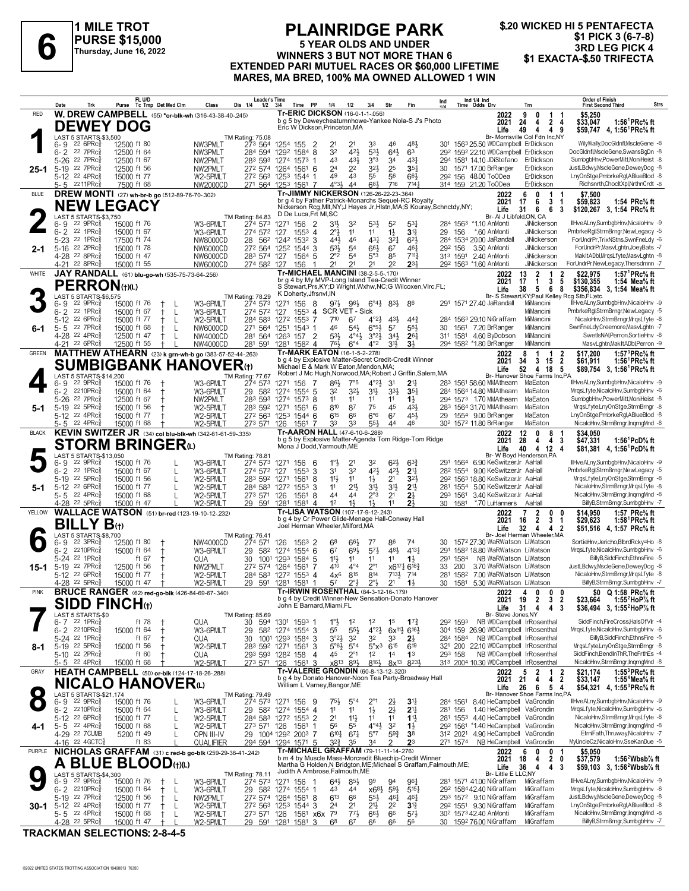# 6

**1 MILE TROT**
**PURSE $15,000**
Thursday, June 16, 2022

## PLAINRIDGE PARK

**5 YEAR OLDS AND UNDER**
**WINNERS 3 BUT NOT MORE THAN 6**
**EXTENDED PARI MUTUEL RACES OR $60,000 LIFETIME**
**MARES, MA BRED, 100% MA OWNED ALLOWED 1 WIN**

**$.20 WICKED HI 5 PENTAFECTA**
**$1 PICK 3 (6-7-8)**
**3RD LEG PICK 4**
**$1 EXACTA-$.50 TRIFECTA**

---

### 1 — RED — 25-1
**W. DREW CAMPBELL** (55) *or-blk-wh (316-43-38-40-.245)
**DEWEY DOG**
Tr-ERIC DICKSON (16-0-1-1-.056)
b g 5 by Deweycheatumnhowe-Yankee Nola-S J's Photo
Eric W Dickson,Princeton,MA
Br- Morrisville Col Fdn Inc,NY
2022: 9 0 1 1 $5,250 | 2021: 24 4 2 4 $33,047 1:56[1]PRc⅝ ft | Life: 49 4 4 9 $59,747 4, 1:56[1]PRc⅝ ft
LAST 5 STARTS-$3,500 | TM Rating: 75.08

| Date | Trk | Purse | Class | Leader's Time | PP | 1/4 | 1/2 | 3/4 | Str | Fin | Ind Time | Odds | Drv | Trn | Order of Finish |
|---|---|---|---|---|---|---|---|---|---|---|---|---|---|---|---|
| 6-9 22 6PRc⅝ | ft 80 | 12500 | NW3PMLT | 27³ 56⁴ 125⁴ 155 | 2 | 2¹ | 2¹ | 3³ | 4⁶ | 4⁸½ | 30¹ 156³ | 25.50 | WDCampbell | ErDickson | WillyWally,DocGldnfl,MscleGene -8 |
| 6-2 22 7PRc⅝ | ft 64 | 12500 | NW3PMLT | 28⁴ 59⁴ 129² 158⁴ | 8 | 3² | 4²½ | 5³½ | 6⁴½ | 6³ | 29² 159² | 22.10 | WDCampbell | ErDickson | DocGldnfl,MscleGene,SwansBgDn -8 |
| 5-26 22 7PRc⅝ | ft 67 | 12500 | NW2PMLT | 28³ 59³ 127⁴ 157³ | 1 | 4³ | 4³½ | 3°³ | 3⁴ | 4³½ | 29⁴ 158¹ | 14.10 | JDiStefano | ErDickson | SumbgbHnv,PowerMitt,MoniHeist -8 |
| 5-19 22 7PRc⅝ | ft 56 | 12500 | NW2PMLT | 27² 57⁴ 126⁴ 156¹ | 6 | 2⁴ | 2² | 3²½ | 2⁵ | 3⁵½ | 30 157¹ | 17.00 | BrRanger | ErDickson | JustLBdwy,MscleGene,DeweyDog -8 |
| 5-12 22 4PRc⅝ | ft 77 | 15000 | W2-5PMLT | 27² 56³ 125³ 154⁴ | 1 | 4⁹ | 4³ | 5⁵ | 5⁶ | 6⁶½ | 29² 156 | 48.00 | ToODea | ErDickson | LnyOnStge,PmbrkeRgl,ABlueBlod -8 |
| 5-5 22 11PRc⅝ | ft 68 | 7500 | NW2000CD | 27¹ 56⁴ 125³ 156¹ | 7 | 4°³½ | 4⁴ | 6⁸½ | 7¹⁶ | 7¹⁴½ | 31⁴ 159 | 21.20 | ToODea | ErDickson | Richsnrth,ChocltXpl,NrthnCrdt -8 |

### 2 — BLUE — 2-1
**DREW MONTI** (27) wh-br-b go (512-89-76-70-.302)
**NEW LEGACY**
Tr-JIMMY NICKERSON (126-26-22-23-.364)
br g 4 by Father Patrick-Monarchs Sequel-RC Royalty
Nickerson Rcg,Mlt,NY;J Hayes Jr,Hlstn,MA;S Kouray,Schnctdy,NY; D De Luca,Frt Ml,SC
Br- Al J Libfeld,ON, CA
2022: 6 0 1 1 $7,500 | 2021: 17 6 3 1 $59,823 1:54 PRc⅝ ft | Life: 31 6 6 3 $120,267 3, 1:54 PRc⅝ ft
LAST 5 STARTS-$3,750 | TM Rating: 84.83

| Date | Trk | Purse | Class | Leader's Time | PP | 1/4 | 1/2 | 3/4 | Str | Fin | Ind Time | Odds | Drv | Trn | Order of Finish |
|---|---|---|---|---|---|---|---|---|---|---|---|---|---|---|---|
| 6-9 22 9PRc⅝ | ft 76 | 15000 | W3-6PMLT | 27⁴ 57³ 127¹ 156 | 2 | 3¹½ | 3² | 5³½ | 5² | 5³½ | 28⁴ 156³ | *1.10 | AnMonti | JiNickerson | IllHveALny,SumbgbHnv,NicaloHnv -9 |
| 6-2 22 1PRc⅝ | ft 67 | 15000 | W3-6PMLT | 27⁴ 57² 127 155³ | 4 | 2°½ | 1¹ | 1¹ | 1½ | 3¹¾ | 29 156 | *.60 | AnMonti | JiNickerson | PmbrkeRgl,StrmBrngr,NewLegacy -5 |
| 5-23 22 1PRc⅝ | ft 74 | 17500 | NW8000CD | 28 56² 124² 153² | 3 | 4⁴½ | 4⁶ | 4³½ | 3²½ | 6²½ | 28⁴ 153⁴ | 20.00 | JaRandall | JiNickerson | ForUndrPr,TrixNStns,SwnFneLdy -6 |
| 5-16 22 2PRc⅝ | ft 78 | 15000 | NW6000CD | 27² 56⁴ 125² 154⁴ | 3 | 5³½ | 5⁴ | 6⁶½ | 6⁷ | 4⁶½ | 29² 156 | 3.50 | AnMonti | JiNickerson | ForUndrPr,MasvLghtn,JoeyBats -7 |
| 4-28 22 8PRc⅝ | ft 47 | 15000 | NW6000CD | 28³ 57⁴ 127 156⁴ | 5 | 2°² | 5⁴ | 5°³ | 8⁵ | 7¹¹¾ | 31³ 159¹ | 2.40 | AnMonti | JiNickerson | ForUndrPr,MasvLghtn,JoeyBats -8 |
| 4-21 22 8PRc⅝ | ft 55 | 15000 | NW6000CD | 27⁴ 58² 127 156 | 1 | 2¹ | 2¹ | 2¹ | 2² | 2³¼ | 29² 156³ | *1.60 | AnMonti | JiNickerson | ForUndrPr,NewLegacy,Thersdmnn -7 |

### 3 — WHITE — 6-1
**JAY RANDALL** (61) blu-go-wh (535-75-73-64-.256)
**PERRON**(†)(L)
Tr-MICHAEL MANCINI (38-2-5-5-.170)
br g 4 by My MVP-Long Island Tea-Credit Winner
S Stewart,Prs,KY;D Wright,Wxhw,NC;G Wilcoxen,Vlrc,FL; K Doherty,Jfrsnvl,IN
Br- S Stewart,KY;Paul Kelley Rcg Stb,FL;etc.
2022: 13 2 1 2 $22,975 1:57[1]PRc⅝ ft | 2021: 17 1 3 5 $130,355 1:54 Mea⅝ ft | Life: 38 5 6 8 $356,834 3, 1:54 Mea⅝ ft
LAST 5 STARTS-$6,575 | TM Rating: 78.29

| Date | Trk | Purse | Class | Leader's Time | PP | 1/4 | 1/2 | 3/4 | Str | Fin | Ind Time | Odds | Drv | Trn | Order of Finish |
|---|---|---|---|---|---|---|---|---|---|---|---|---|---|---|---|
| 6-9 22 9PRc⅝ | ft 76 † L | 15000 | W3-6PMLT | 27⁴ 57³ 127¹ 156 | 8 | 9⁷½ | 9⁶½ | 6°⁴½ | 8³½ | 8⁶ | 29¹ 157¹ | 27.40 | JaRandall | MiMancini | IllHveALny,SumbgbHnv,NicaloHnv -9 |
| 6-2 22 1PRc⅝ | ft 67 † L | 15000 | W3-6PMLT | 27⁴ 57² 127 155³ | 4 | SCR VET - Sick | | | | | | | | MiMancini | PmbrkeRgl,StrmBrngr,NewLegacy -5 |
| 5-12 22 6PRc⅝ | ft 77 † L | 15000 | W2-5PMLT | 28⁴ 58³ 127² 155³ | 7 | 7¹⁰ | 6⁷ | 4°²½ | 4³½ | 4⁴¾ | 28⁴ 156³ | 29.10 | NiGraffam | MiMancini | NicaloHnv,StrmBrngr,MrqsLfyte -8 |
| 5-5 22 7PRc⅝ | ft 68 † L | 15000 | NW6000CD | 27¹ 56⁴ 125¹ 154³ | 1 | 4⁶ | 5⁴½ | 6°⁵½ | 5⁷ | 5⁸½ | 30 156¹ | 7.20 | BrRanger | MiMancini | SwnFneLdy,Creemore,MasvLghtn -7 |
| 4-28 22 4PRc⅝ | ft 47 † L | 12500 | NW4000CD | 28¹ 56⁴ 126³ 157 | 2 | 5³½ | 4°⁴½ | 3°²½ | 3⁴½ | 2⁶¼ | 31¹ 158¹ | 4.60 | ByDobson | MiMancini | SwetlsNA,Perron,SortieHnv -8 |
| 4-21 22 6PRc⅝ | ft 55 † L | 12500 | NW4000CD | 28¹ 59¹ 128¹ 158² | 4 | 7⁶½ | 6°⁴ | 4°² | 3¹½ | 3½ | 29⁴ 158² | *1.80 | BrRanger | MiMancini | MasvLghtn,MakItADbl,Perron -9 |

### 4 — GREEN — 5-1
**MATTHEW ATHEARN** (23) k grn-wh-b go (383-57-52-44-.263)
**SUMBIGBANK HANOVER**(†)
Tr-MARK EATON (16-1-5-2-.278)
b g 4 by Explosive Matter-Secret Credit-Credit Winner
Michael E & Mark W Eaton,Mendon,MA; Robert J Mc Hugh,Norwood,MA;Robert J Griffin,Salem,MA
Br- Hanover Shoe Farms Inc,PA
2022: 8 1 1 2 $17,200 1:57[3]PRc⅝ ft | 2021: 34 3 15 2 $61,911 1:56[1]PRc⅝ ft | Life: 52 4 18 5 $89,754 3, 1:56[1]PRc⅝ ft
LAST 5 STARTS-$14,200 | TM Rating: 77.67

| Date | Trk | Purse | Class | Leader's Time | PP | 1/4 | 1/2 | 3/4 | Str | Fin | Ind Time | Odds | Drv | Trn | Order of Finish |
|---|---|---|---|---|---|---|---|---|---|---|---|---|---|---|---|
| 6-9 22 9PRc⅝ | ft 76 † | 15000 | W3-6PMLT | 27⁴ 57³ 127¹ 156 | 7 | 8⁶½ | 7°⁵ | 4°²½ | 3¹ | 2¹¼ | 28³ 156¹ | 58.60 | MMAthearn | MaEaton | IllHveALny,SumbgbHnv,NicaloHnv -9 |
| 6-2 22 10PRc⅝ | ft 64 † | 15000 | W3-6PMLT | 29 58² 127⁴ 155⁴ | 5 | 3² | 3²½ | 3¹½ | 3³½ | 3⁵½ | 28⁴ 156⁴ | 14.80 | MMAthearn | MaEaton | MrqsLfyte,NicaloHnv,SumbgbHnv -6 |
| 5-26 22 7PRc⅝ | ft 67 † | 12500 | NW2PMLT | 28³ 59³ 127⁴ 157³ | 8 | 1¹ | 1¹ | 1¹ | 1¹ | 1³¼ | 29⁴ 157³ | 1.70 | MMAthearn | MaEaton | SumbgbHnv,PowerMitt,MoniHeist -8 |
| 5-19 22 5PRc⅝ | ft 56 † | 15000 | W2-5PMLT | 28³ 59² 127¹ 156¹ | 6 | 8¹⁰ | 8⁷ | 7⁵ | 4⁵ | 4³½ | 28³ 156⁴ | 31.70 | MMAthearn | MaEaton | MrqsLfyte,LnyOnStge,StrmBrngr -8 |
| 5-12 22 4PRc⅝ | ft 77 † | 15000 | W2-5PMLT | 27² 56³ 125³ 154⁴ | 6 | 6¹⁵ | 6⁶ | 6°⁶ | 6⁷ | 4⁵½ | 29 155⁴ | 9.00 | BrRanger | MaEaton | LnyOnStge,PmbrkeRgl,ABlueBlod -8 |
| 5-5 22 4PRc⅝ | ft 68 † | 15000 | W2-5PMLT | 27³ 57¹ 126 156¹ | 7 | 3³ | 3³ | 5⁵½ | 4⁴ | 4⁶ | 30² 157² | 11.80 | BrRanger | MaEaton | NicaloHnv,StrmBrngr,InqrngMnd -8 |

### 5 — BLACK — 5-1
**KEVIN SWITZER JR** (34) col blu-blk-wh (342-61-61-59-.335)
**STORM BRINGER**(L)
Tr-AARON HALL (47-6-10-6-.288)
b g 5 by Explosive Matter-Agenda Tom Ridge-Tom Ridge
Mona J Dodd,Yarmouth,ME
Br- W Boyd Henderson,PA
2022: 12 0 8 1 $34,050 | 2021: 28 4 4 3 $47,331 1:56[1]PcD⅝ ft | Life: 40 4 12 4 $81,381 4, 1:56[1]PcD⅝ ft
LAST 5 STARTS-$13,050 | TM Rating: 78.81

| Date | Trk | Purse | Class | Leader's Time | PP | 1/4 | 1/2 | 3/4 | Str | Fin | Ind Time | Odds | Drv | Trn | Order of Finish |
|---|---|---|---|---|---|---|---|---|---|---|---|---|---|---|---|
| 6-9 22 9PRc⅝ | ft 76 L | 15000 | W3-6PMLT | 27⁴ 57³ 127¹ 156 | 6 | 1°½ | 2¹ | 3² | 6²½ | 6³¾ | 29¹ 156⁴ | 6.90 | KeSwitzerJr | AaHall | IllHveALny,SumbgbHnv,NicaloHnv -9 |
| 6-2 22 1PRc⅝ | ft 67 L | 15000 | W3-6PMLT | 27⁴ 57² 127 155³ | 3 | 3¹ | 3² | 4²½ | 4²½ | 2¹¼ | 28² 155⁴ | 9.00 | KeSwitzerJr | AaHall | PmbrkeRgl,StrmBrngr,NewLegacy -5 |
| 5-19 22 5PRc⅝ | ft 56 L | 15000 | W2-5PMLT | 28³ 59² 127¹ 156¹ | 8 | 1¹½ | 1¹ | 1½ | 2¹ | 3²½ | 29² 156³ | 18.30 | KeSwitzerJr | AaHall | MrqsLfyte,LnyOnStge,StrmBrngr -8 |
| 5-12 22 6PRc⅝ | ft 77 L | 15000 | W2-5PMLT | 28⁴ 58³ 127² 155³ | 3 | 1¹ | 2¹½ | 3¹½ | 3¹½ | 2¹¼ | 28¹ 155⁴ | 5.00 | KeSwitzerJr | AaHall | NicaloHnv,StrmBrngr,MrqsLfyte -8 |
| 5-5 22 4PRc⅝ | ft 68 L | 15000 | W2-5PMLT | 27³ 57¹ 126 156¹ | 8 | 4⁴ | 4⁴ | 2°³ | 2¹ | 2½ | 29³ 156¹ | 3.40 | KeSwitzerJr | AaHall | NicaloHnv,StrmBrngr,InqrngMnd -8 |
| 4-28 22 5PRc⅝ | ft 47 L | 15000 | W2-5PMLT | 29 59¹ 128¹ 158¹ | 4 | 1² | 1½ | 1½ | 1¹ | 2½ | 30 158¹ | *.70 | LuHanners | AaHall | BillyB,StrmBrngr,SumbgbHnv -7 |

### 6 — YELLOW — 15-1
**WALLACE WATSON** (51) br-red (123-19-10-12-.232)
**BILLY B**(†)
Tr-LISA WATSON (107-17-9-12-.243)
b g 4 by Cr Power Glide-Menage Hall-Conway Hall
Joel Herman Wheeler,Milford,MA
Br- Joel Herman Wheeler,MA
2022: 7 2 0 0 $14,950 1:57 PRc⅝ ft | 2021: 16 2 3 1 $29,623 1:58[1]PRc⅝ ft | Life: 32 4 4 2 $51,516 4, 1:57 PRc⅝ ft
LAST 5 STARTS-$8,700 | TM Rating: 76.41

| Date | Trk | Purse | Class | Leader's Time | PP | 1/4 | 1/2 | 3/4 | Str | Fin | Ind Time | Odds | Drv | Trn | Order of Finish |
|---|---|---|---|---|---|---|---|---|---|---|---|---|---|---|---|
| 6-9 22 3PRc⅝ | ft 80 † | 12500 | NW4000CD | 27⁴ 57¹ 126 156³ | 2 | 6⁸ | 6⁶½ | 7⁷ | 8⁶ | 7⁴ | 30 157² | 27.30 | WaRWatson | LiWatson | SortieHnv,Jericho,BlbrdRcky=Ho -8 |
| 6-2 22 10PRc⅝ | ft 64 † | 15000 | W3-6PMLT | 29 58² 127⁴ 155⁴ | 6 | 6⁷ | 6⁹½ | 5⁷½ | 4⁸½ | 4¹³¼ | 29¹ 158² | 18.80 | WaRWatson | LiWatson | MrqsLfyte,NicaloHnv,SumbgbHnv -6 |
| 5-24 22 1PRc⅝ | ft 67 † | | QUA | 30 100¹ 129³ 158⁴ | 5 | 1¹½ | 1¹ | 1¹ | 1¹ | 1¾ | 29¹ 158⁴ | NB | WaRWatson | LiWatson | BillyB,SiddFinch,EthnsFire -5 |
| 5-19 22 7PRc⅝ | ft 56 † | 12500 | NW2PMLT | 27² 57⁴ 126⁴ 156¹ | 7 | 4¹⁰ | 4°⁴ | 2°¹ | x6¹⁷½ | 6¹⁸¾ | 33 200 | 3.70 | WaRWatson | LiWatson | JustLBdwy,MscleGene,DeweyDog -8 |
| 5-12 22 6PRc⅝ | ft 77 † | 15000 | W2-5PMLT | 28⁴ 58³ 127² 155³ | 4 | 4x⁶ | 8¹⁵ | 8¹⁴ | 7¹³½ | 7¹⁴ | 28¹ 158² | 7.00 | WaRWatson | LiWatson | NicaloHnv,StrmBrngr,MrqsLfyte -8 |
| 4-28 22 5PRc⅝ | ft 47 † | 15000 | W2-5PMLT | 29 59¹ 128¹ 158¹ | 1 | 5⁷ | 2°½ | 2°½ | 2¹ | 1½ | 30 158¹ | 5.30 | WaRWatson | LiWatson | BillyB,StrmBrngr,SumbgbHnv -7 |

### 7 — PINK — 8-1
**BRUCE RANGER** (62) red-go-blk (426-84-69-67-.340)
**SIDD FINCH**(†)
Tr-IRWIN ROSENTHAL (84-3-12-16-.179)
b g 4 by Credit Winner-New Sensation-Donato Hanover
John E Barnard,Miami,FL
Br- Steve Jones,NY
2022: 4 0 0 0 $0 Q 1:58 PRc⅝ ft | 2021: 19 2 3 2 $23,664 1:55[2]HoP⅞ ft | Life: 31 4 4 3 $36,494 3, 1:55[2]HoP⅞ ft
LAST 5 STARTS-$0 | TM Rating: 85.69

| Date | Trk | Purse | Class | Leader's Time | PP | 1/4 | 1/2 | 3/4 | Str | Fin | Ind Time | Odds | Drv | Trn | Order of Finish |
|---|---|---|---|---|---|---|---|---|---|---|---|---|---|---|---|
| 6-7 22 1PRc⅝ | ft 78 † | | QUA | 30 59⁴ 130¹ 159³ | 1 | 1°½ | 1² | 1² | 1⁵ | 1⁷¾ | 29² 159³ | NB | WDCampbell | IrRosenthal | SiddFinch,FireCross,HalsOfVlr -4 |
| 6-2 22 10PRc⅝ | ft 64 † | 15000 | W3-6PMLT | 29 58² 127⁴ 155⁴ | 3 | 5⁵ | 5⁵½ | 4°²½ | 6x¹¹½ | 6¹⁶¼ | 30⁴ 159 | 26.90 | WDCampbell | IrRosenthal | MrqsLfyte,NicaloHnv,SumbgbHnv -6 |
| 5-24 22 1PRc⅝ | ft 67 † | | QUA | 30 100¹ 129³ 158⁴ | 3 | 3°²½ | 3² | 3² | 3³ | 2¾ | 28⁴ 158⁴ | NB | WDCampbell | IrRosenthal | BillyB,SiddFinch,EthnsFire -5 |
| 5-19 22 5PRc⅝ | ft 56 † | 15000 | W2-5PMLT | 28³ 59² 127¹ 156¹ | 3 | 5°⁶½ | 5°⁴ | 5°x³ | 6¹⁵ | 6¹⁹ | 32¹ 200 | 22.10 | WDCampbell | IrRosenthal | MrqsLfyte,LnyOnStge,StrmBrngr -8 |
| 5-10 22 2PRc⅝ | ft 60 † | | QUA | 29³ 59³ 128² 158 | 4 | 4⁵ | 2°¹ | 1² | 1⁴ | 1³ | 29³ 158 | NB | WDCampbell | IrRosenthal | SiddFinch,BendInThR,TheFrthEs -4 |
| 5-5 22 4PRc⅝ | ft 68 † | 15000 | W2-5PMLT | 27³ 57¹ 126 156¹ | 3 | x8¹³ | 8⁹½ | 8¹⁶½ | 8x¹³ | 8²³½ | 31³ 200⁴ | 10.30 | WDCampbell | IrRosenthal | NicaloHnv,StrmBrngr,InqrngMnd -8 |

### 8 — GRAY — 4-1
**HEATH CAMPBELL** (50) or-blk (124-17-18-26-.288)
**NICALO HANOVER**(L)
Tr-VALERIE GRONDIN (60-8-13-12-.320)
b g 4 by Donato Hanover-Noon Tea Party-Broadway Hall
William L Varney,Bangor,ME
Br- Hanover Shoe Farms Inc,PA
2022: 5 2 1 2 $21,174 1:55[3]PRc⅝ ft | 2021: 21 4 4 2 $33,147 1:55[4]Mea⅝ ft | Life: 26 6 5 4 $54,321 4, 1:55[3]PRc⅝ ft
LAST 5 STARTS-$21,174 | TM Rating: 79.49

| Date | Trk | Purse | Class | Leader's Time | PP | 1/4 | 1/2 | 3/4 | Str | Fin | Ind Time | Odds | Drv | Trn | Order of Finish |
|---|---|---|---|---|---|---|---|---|---|---|---|---|---|---|---|
| 6-9 22 9PRc⅝ | ft 76 L | 15000 | W3-6PMLT | 27⁴ 57³ 127¹ 156 | 9 | 7⁵½ | 5°⁴ | 2°¹ | 2½ | 3¹¼ | 28⁴ 156¹ | 8.40 | HeCampbell | VaGrondin | IllHveALny,SumbgbHnv,NicaloHnv -9 |
| 6-2 22 10PRc⅝ | ft 64 L | 15000 | W3-6PMLT | 29 58² 127⁴ 155⁴ | 4 | 1¹ | 1¹ | 1½ | 2½ | 2¹¼ | 28¹ 156 | 1.40 | HeCampbell | VaGrondin | MrqsLfyte,NicaloHnv,SumbgbHnv -6 |
| 5-12 22 6PRc⅝ | ft 77 L | 15000 | W2-5PMLT | 28⁴ 58³ 127² 155³ | 2 | 2¹ | 1¹½ | 1¹ | 1¹ | 1¹¼ | 28¹ 155³ | 4.40 | HeCampbell | VaGrondin | NicaloHnv,StrmBrngr,MrqsLfyte -8 |
| 5-5 22 4PRc⅝ | ft 68 L | 15000 | W2-5PMLT | 27³ 57¹ 126 156¹ | 1 | 5⁶ | 5⁵ | 4°⁴½ | 3² | 1½ | 29² 156¹ | *1.40 | HeCampbell | VaGrondin | NicaloHnv,StrmBrngr,InqrngMnd -8 |
| 4-29 22 7CUMB | ft 49 L | 5200 | OPN III-IV | 29 100⁴ 129² 200³ | 7 | 6¹⁰½ | 6⁷½ | 5°⁷ | 5⁹¾ | 3⁸ | 31² 202¹ | 4.90 | HeCampbell | VaGrondin | EtrnlFath,Thruway,NicaloHnv -7 |
| 4-16 22 4GCTC⅝ | ft 83 L | | QUALIFIER | 29⁴ 59⁴ 129⁴ 157¹ | 5 | 3²½ | 3⁵ | 3⁴ | 2 | 2³ | 27¹ 157⁴ | NB | HeCampbell | VaGrondin | MyUncleCz,NicaloHnv,SseKanDue -5 |

### 9 — PURPLE — 30-1
**NICHOLAS GRAFFAM** (31) c red-b go-blk (259-29-36-41-.242)
**A BLUE BLOOD**(†)(L)
Tr-MICHAEL GRAFFAM (79-11-11-14-.276)
b m 4 by Muscle Mass-Morcredit Bluechip-Credit Winner
Martha G Holden,N Bridgton,ME;Michael S Graffam,Falmouth,ME; Judith A Ambrose,Falmouth,ME
Br- Little E LLC,NY
2022: 6 0 0 1 $5,050 | 2021: 18 4 2 0 $37,579 1:56[2]Wbsb⅞ ft | Life: 36 4 4 3 $59,103 3, 1:56[2]Wbsb⅞ ft
LAST 5 STARTS-$4,300 | TM Rating: 78.11

| Date | Trk | Purse | Class | Leader's Time | PP | 1/4 | 1/2 | 3/4 | Str | Fin | Ind Time | Odds | Drv | Trn | Order of Finish |
|---|---|---|---|---|---|---|---|---|---|---|---|---|---|---|---|
| 6-9 22 9PRc⅝ | ft 76 † L | 15000 | W3-6PMLT | 27⁴ 57³ 127¹ 156 | 1 | 6⁴½ | 8⁵½ | 9⁹ | 9⁴ | 9⁶¼ | 28¹ 157¹ | 41.00 | NiGraffam | MiGraffam | IllHveALny,SumbgbHnv,NicaloHnv -9 |
| 6-2 22 10PRc⅝ | ft 64 † L | 15000 | W3-6PMLT | 29 58² 127⁴ 155⁴ | 1 | 4³ | 4⁴ | x6⁸½ | 5⁹½ | 5¹⁵¼ | 29² 158⁴ | 42.40 | NiGraffam | MiGraffam | MrqsLfyte,NicaloHnv,SumbgbHnv -6 |
| 5-19 22 7PRc⅝ | ft 56 † L | 12500 | NW2PMLT | 27² 57⁴ 126⁴ 156¹ | 8 | 6¹³ | 6⁶ | 5⁵½ | 4⁶½ | 4⁶½ | 29³ 157² | 9.10 | NiGraffam | MiGraffam | JustLBdwy,MscleGene,DeweyDog -8 |
| 5-12 22 4PRc⅝ | ft 77 † L | 15000 | W2-5PMLT | 27² 56³ 125³ 154⁴ | 3 | 2⁴ | 2¹ | 2¹½ | 2² | 3¹¾ | 29² 155¹ | 9.30 | NiGraffam | MiGraffam | LnyOnStge,PmbrkeRgl,ABlueBlod -8 |
| 5-5 22 4PRc⅝ | ft 68 † L | 15000 | W2-5PMLT | 27³ 57¹ 126 156¹ | x6x | 7⁹ | 7⁷½ | 6⁶½ | 6⁶ | 5⁷½ | 30² 157³ | 42.40 | AnMonti | MiGraffam | NicaloHnv,StrmBrngr,InqrngMnd -8 |
| 4-28 22 5PRc⅝ | ft 47 † L | 15000 | W2-5PMLT | 29 59¹ 128¹ 158¹ | 3 | 6⁸ | 6⁷ | 6⁶ | 6⁶ | 5⁶ | 30 159² | 76.00 | NiGraffam | MiGraffam | BillyB,StrmBrngr,SumbgbHnv -7 |

**TRACKMAN SELECTIONS: 2-8-4-5**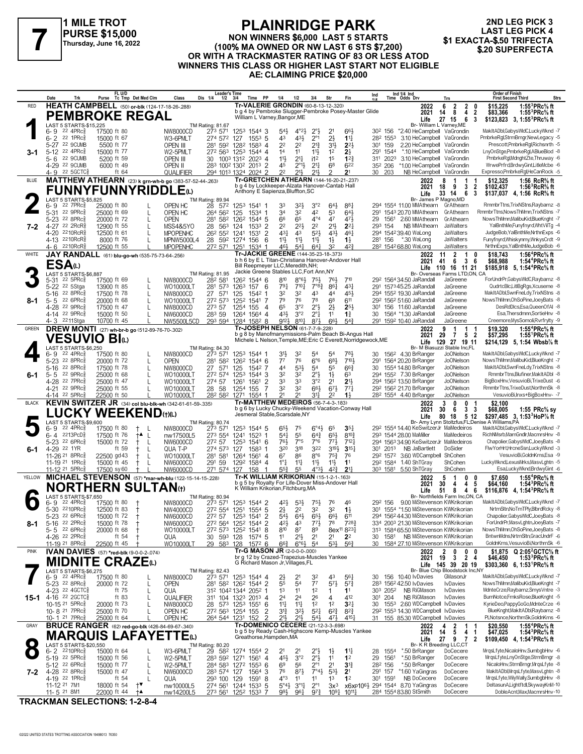# 7

**1 MILE TROT**
**PURSE $15,000**
Thursday, June 16, 2022

## PLAINRIDGE PARK

**NON WINNERS $6,000 LAST 5 STARTS (100% MA OWNED OR NW LAST 6 STS $7,200) OR WITH A TRACKMASTER RATING OF 83 OR LESS ATOD WINNERS THIS CLASS OR HIGHER LAST START NOT ELIGIBLE AE: CLAIMING PRICE $20,000**

**2ND LEG PICK 3**
**LAST LEG PICK 4**
**$1 EXACTA-$.50 TRIFECTA**
**$.20 SUPERFECTA**

---

### 1 — RED — PEMBROKE REGAL (3-1)
**HEATH CAMPBELL** (50) or-blk (124-17-18-26-288)
Tr-VALERIE GRONDIN (60-8-13-12-.320)
b g 4 by Pembroke Slugger-Pembroke Posey-Master Glide
William L Varney,Bangor,ME
Br- William L Varney,ME

2022: 6 2 2 0 $15,225 1:55³PRc⅝ ft
2021: 14 8 4 2 $83,366 1:55³PRc⅝ ft
Life: 27 15 6 3 $123,823 3, 1:55³PRc⅝ ft

LAST 5 STARTS-$15,225 — TM Rating: 81.67

| Date | Trk | Purse | Cond | Class | 1/4 | 1/2 | 3/4 | Time | PP | 1/4 | 1/2 | 3/4 | Str | Fin | Ind | Odds | Drv | Trn | Order of Finish |
|---|---|---|---|---|---|---|---|---|---|---|---|---|---|---|---|---|---|---|---|
| 6-9 22 4PRc⅝ | | 17500 | ft 80 | NW8000CD | 27³ | 57¹ | 125³ | 154⁴ | 3 | 5⁴½ | 4°²½ | 2°½ | 2¹ | 6⁶½ | 30² 156 | *2.40 | HeCampbell | VaGrondin | MakItADbl,GabysWldC,LuckyWknd -7 |
| 6-2 22 1PRc⅝ | | 15000 | ft 67 | W3-6PMLT | 27⁴ | 57² | 127 | 155³ | 5 | 4³ | 4³½ | 2°¹ | 2½ | 1¹½ | 28² 155³ | 3.10 | HeCampbell | VaGrondin | PmbrkeRgl,StrmBrngr,NewLegacy -5 |
| 5-27 22 9CUMB | | 5500 | ft 77 | OPEN III | 28¹ | 59² | 128² | 158³ | 4 | 2² | 2² | 2¹¾ | 3¹½ | 2²½ | 30¹ 159 | 2.20 | HeCampbell | VaGrondin | Prescott,PmbrkeRgl,Richsnrth -5 |
| 5-12 22 4PRc⅝ | | 15000 | ft 77 | W2-5PMLT | 27² | 56³ | 125³ | 154⁴ | 4 | 1⁴ | 1¹ | 1¹½ | 1² | 2½ | 29¹ 154⁴ | *.10 | HeCampbell | VaGrondin | LnyOnStge,PmbrkeRgl,ABlueBlod -8 |
| 5-6 22 9CUMB | | 5200 | ft 59 | OPEN III | 30 | 100³ | 131² | 202³ | 4 | 1¹½ | 2¹½ | i1² | 1⁵ | 1²¾ | 31¹ 202³ | 3.10 | HeCampbell | VaGrondin | PmbrkeRgl,MdnghtZte,Thruway -6 |
| 4-29 22 9CUMB | | 6000 | ft 49 | OPEN II | 28³ | 100² | 130² | 201³ | 2 | 4⁵ | 2°¹½ | 2¹¾ | 6⁸ | 6²² | 35² 206 | *1.00 | HeCampbell | VaGrondin | WrwePrfrd,BrdwyGint,LitleMcbe -6 |
| 4-9 22 5GCTC⅝ | | | ft 64 | QUALIFIER | 29⁴ | 101³ | 132⁴ | 202⁴ | 2 | 2² | 2¹½ | 2¹½ | 2 | 2¹ | 30 203 | NB | HeCampbell | VaGrondin | Expresso,PmbrkeRgl,HeCanRock -5 |

### 2 — BLUE — FUNNYFUNNYRIDDLE(L) (7-2)
**MATTHEW ATHEARN** (23) k grn-wh-b go (383-57-52-44-.263)
Tr-GRETCHEN ATHEARN (144-16-20-21-.237)
b g 4 by Lockkeeper-Alzata Hanover-Cantab Hall
Anthony E Sapienza,Bluffton,SC
Br- James P Magno,MD

2022: 8 1 1 1 $12,325 1:56 RcR⅝ ft
2021: 18 9 3 2 $102,437 1:56³RcR⅝ ft
Life: 33 14 6 3 $137,037 4, 1:56 RcR⅝ ft

LAST 5 STARTS-$5,825 — TM Rating: 89.94

| Date | Trk | Purse | Cond | Class | 1/4 | 1/2 | 3/4 | Time | PP | 1/4 | 1/2 | 3/4 | Str | Fin | Ind | Odds | Drv | Trn | Order of Finish |
|---|---|---|---|---|---|---|---|---|---|---|---|---|---|---|---|---|---|---|---|
| 6-9 22 7PRc⅝ | | 25000 | ft 80 L | OPEN HC | 28 | 57² | 125³ | 154¹ | 1 | 3³ | 3²½ | 3°² | 6⁴½ | 8⁸¼ | 29⁴ 155⁴ | 11.00 | MMAthearn | GrAthearn | RmmbrTtns,TrixNStns,Raybarnz -8 |
| 5-31 22 9PRc⅝ | | 25000 | ft 69 L | OPEN HC | 26⁴ | 56² | 125 | 153⁴ | 1 | 3⁴ | 3² | 4² | 5³ | 6⁴½ | 29¹ 154³ | 20.70 | MMAthearn | GrAthearn | RmmbrTtns,NowsThMmn,TrixNStns -7 |
| 5-23 22 8PRc⅝ | | 20000 | ft 72 L | OPEN | 28¹ | 58² | 126² | 154⁴ | 5 | 6⁶ | 6⁵ | 4°⁴ | 4⁷ | 4⁷½ | 29 156¹ | 2.60 | MMAthearn | GrAthearn | NowsThMmn,MalibuKid,BlueKnght -7 |
| 4-27 22 2RcR⅝ | | 12900 | ft 55 L | MSS4&5YO | 28 | 56³ | 124 | 153³ | 2 | 2² | 2²½ | 2² | 2¹½ | 2²½ | 29³ 154 | NB | MMAthearn | JaWalters | YalBnthMe,Funyfnyrd,WhtVilTg -4 |
| 4-20 22 10RcR⅝ | | 12500 | ft 61 L | MPOPENHC | 26² | 55² | 124¹ | 153¹ | 2 | 4³½ | 4³ | 5²½ | 4³½ | 4⁶½ | 29⁴ 154² | 39.40 | WaLong | JaWalters | JudgeBob,YalBnthMe,NrthnExps -6 |
| 4-13 22 10RcR⅝ | | 8000 | ft 76 L | MPNW5000L4 | 28 | 59² | 127⁴ | 156 | 6 | 1¹½ | 1¹½ | 1¹½ | 1½ | 1½ | 28¹ 156 | *.30 | WaLong | JaWalters | Funyfnyrd,Whiskynmy,WnkysCrdt -9 |
| 4-6 22 10RcR⅝ | | 12500 | ft 55 L | MPOPENHC | 27² | 57¹ | 125¹ | 153⁴ | 1 | 4⁶½ | 5⁴½ | 6⁴¼ | 3² | 4²¾ | 28² 154² | 68.80 | WaLong | JaWalters | NrthnExps,YalBnthMe,JudgeBob -6 |

### 3 — WHITE — ESA(L) (8-1)
**JAY RANDALL** (61) blu-go-wh (535-75-73-64-.256)
Tr-JACKIE GREENE (144-35-23-18-.373)
b h 6 by E L Titan-Christiana Hanover-Andover Hall
Bill Reepmeyer LLC,Meredith,NH;
Jackie Greene Stables LLC,Fort Ann,NY
Br- Overseas Farms LTD,ON, CA

2022: 11 2 1 0 $18,743 1:56⁴PRc⅝ ft
2021: 41 6 3 6 $68,988 1:54⁴PRc⅝ ft
Life: 110 16 11 21 $185,918 5, 1:54⁴PRc⅝ ft

LAST 5 STARTS-$6,887 — TM Rating: 81.95

| Date | Trk | Purse | Cond | Class | 1/4 | 1/2 | 3/4 | Time | PP | 1/4 | 1/2 | 3/4 | Str | Fin | Ind | Odds | Drv | Trn | Order of Finish |
|---|---|---|---|---|---|---|---|---|---|---|---|---|---|---|---|---|---|---|---|
| 5-31 22 5PRc⅝ | | 17500 | ft 69 L | NW8000CD | 28² | 58¹ | 126² | 154⁴ | 6 | 8¹⁰ | 8°⁶½ | 7⁵½ | 7⁶½ | 7¹⁰ | 29² 156⁴ | 34.50 | JaRandall | JaGreene | ForUndrPr,GabysWldC,Raybarnz -8 |
| 5-22 22 5Stga | | 13900 | ft 85 L | WO10000LT | 28¹ | 57³ | 126³ | 157 | 6 | 7⁹½ | 7¹⁰½ | 7°⁸½ | 8⁶½ | 4³½ | 29¹ 157³ | 45.25 | JaRandall | JaGreene | QudrtcBlc,LitlBgRgs,Xcuseme -8 |
| 5-16 22 8PRc⅝ | | 17500 | ft 78 L | NW8000CD | 27 | 57¹ | 125 | 154² | 1 | 3² | 3² | 4³ | 4⁴ | 4⁵½ | 29⁴ 155² | 19.30 | JaRandall | JaGreene | MakItADbl,SwnFneLdy,TrixNStns -8 |
| 5-5 22 6PRc⅝ | | 20000 | ft 68 L | WO10000LT | 27² | 57³ | 125² | 154¹ | 4 | 7⁹ | 7⁶ | 7⁸ | 6⁸ | 6¹¹ | 29² 156² | 51.60 | JaRandall | JaGreene | NowsThMmn,OhSoPine,JoeyBats -8 |
| 4-28 22 9PRc⅝ | | 17500 | ft 47 L | NW8000CD | 27³ | 57 | 125⁴ | 155 | 4 | 6⁵ | 3°² | 2°½ | 2½ | 2⁵½ | 30¹ 156 | 11.60 | JaRandall | JaGreene | DesRdDlcs,Esa,QueenOfAl -8 |
| 4-14 22 9PRc⅝ | | 15000 | ft 50 L | NW6000CD | 28³ | 59 | 126⁴ | 156⁴ | 3 | 4³½ | 3°² | 2°½ | 1¹ | 1¾ | 30 156⁴ | *1.30 | JaRandall | JaGreene | Esa,Thersdmnn,SortieHnv -8 |
| 4-3 22 11Stga | | 10700 | ft 45 L | NW5500L5CD | 29³ | 59⁴ | 128⁴ | 158² | 8 | 9¹²½ | 8¹⁰¼ | 8⁷½ | 6⁶½ | 5⁴¾ | 29¹ 159² | 10.40 | JaRandall | JaGreene | Creemore,MysSomoli,Rvrfrylty -9 |

### 4 — GREEN — VESUVIO BI(L) (6-1)
**DREW MONTI** (27) wh-br-b go (512-89-76-70-.302)
Tr-JOSEPH NELSON (61-7-7-9-.228)
b g 8 by Manofmanymissions-Palm Beach Bi-Angus Hall
Michele L Nelson,Temple,ME;Eric C Everett,Norridgewock,ME
Br- M Biasuzzi Stable Inc,FL

2022: 9 1 1 1 $19,320 1:55⁴PRc⅝ ft
2021: 29 7 5 2 $57,295 1:55¹PRc⅝ ft
Life: 129 27 19 11 $214,129 5, 1:54 Wbsb⅞ ft

LAST 5 STARTS-$6,250 — TM Rating: 84.30

| Date | Trk | Purse | Cond | Class | 1/4 | 1/2 | 3/4 | Time | PP | 1/4 | 1/2 | 3/4 | Str | Fin | Ind | Odds | Drv | Trn | Order of Finish |
|---|---|---|---|---|---|---|---|---|---|---|---|---|---|---|---|---|---|---|---|
| 6-9 22 4PRc⅝ | | 17500 | ft 80 L | NW8000CD | 27³ | 57¹ | 125³ | 154⁴ | 1 | 3¹½ | 3² | 5⁴ | 5⁴ | 7⁸½ | 30 156² | 4.30 | BrRanger | JoONelson | MakItADbl,GabysWldC,LuckyWknd -7 |
| 5-23 22 8PRc⅝ | | 20000 | ft 72 L | OPEN | 28¹ | 58² | 126² | 154⁴ | 6 | 7⁷ | 7⁶ | 6°⁶ | 6⁸½ | 7¹⁰½ | 29¹ 156⁴ | 20.20 | BrRanger | JoONelson | NowsThMmn,MalibuKid,BlueKnght -7 |
| 5-16 22 8PRc⅝ | | 17500 | ft 78 L | NW8000CD | 27 | 57¹ | 125 | 154² | 7 | 4⁴ | 5³½ | 5⁴ | 5⁵ | 6⁶¾ | 30 155⁴ | 14.80 | BrRanger | JoONelson | MakItADbl,SwnFneLdy,TrixNStns -8 |
| 5-5 22 9PRc⅝ | | 25000 | ft 68 L | WO10000LT | 27² | 57⁴ | 125³ | 154⁴ | 3 | 3² | 3² | 2°½ | 1½ | 6³ | 29⁴ 155² | 7.30 | BrRanger | JoONelson | RmmbrTtns,Blufiner,MakItADbl -8 |
| 4-28 22 7PRc⅝ | | 25000 | ft 47 L | WO10000LT | 27⁴ | 57 | 126¹ | 156¹ | 2 | 3³ | 3³ | 3°² | 2¹ | 2¹½ | 29⁴ 156² | 13.50 | BrRanger | JoONelson | BigBoxHnv,VesuvioBi,TrixeDust -6 |
| 4-21 22 9PRc⅝ | | 25000 | ft 55 L | WO10000LT | 28 | 58 | 125⁴ | 155 | 7 | 3² | 3² | 6⁶½ | 6⁷½ | 7⁷¼ | 29² 156² | 21.70 | BrRanger | JoONelson | RmmbrTtns,TrixeDust,NorthrnSk -8 |
| 4-14 22 5PRc⅝ | | 22500 | ft 50 L | WO10000LT | 28² | 58² | 127¹ | 155⁴ | 1 | 2¹ | 2¹ | 3¹½ | 2² | 1½ | 28² 155⁴ | 4.40 | BrRanger | JoONelson | VesuvioBi,Inxs+BigBoxHnv- -7 |

### 5 — BLACK — LUCKY WEEKEND(†)(L) (6-1)
**KEVIN SWITZER JR** (34) col blu-blk-wh (342-61-61-59-.335)
Tr-MATTHEW MEDEIROS (56-7-4-3-.183)
b g 6 by Lucky Chucky-Weekend Vacation-Conway Hall
Jesmeral Stable,Scarsdale,NY
Br- Amy Lynn Stoltzfus,FL;Denise A Williams,PA

2022: 3 0 0 1 $2,100
2021: 30 6 3 3 $68,005 1:55 PRc⅝ sy
Life: 80 18 5 12 $297,485 3, 1:53³HoP⅞ ft

LAST 5 STARTS-$9,600 — TM Rating: 80.74

| Date | Trk | Purse | Cond | Class | 1/4 | 1/2 | 3/4 | Time | PP | 1/4 | 1/2 | 3/4 | Str | Fin | Ind | Odds | Drv | Trn | Order of Finish |
|---|---|---|---|---|---|---|---|---|---|---|---|---|---|---|---|---|---|---|---|
| 6-9 22 4PRc⅝ | | 17500 | ft 80 † L | NW8000CD | 27³ | 57¹ | 125³ | 154⁴ | 5 | 6⁵½ | 7⁵ | 6°⁴½ | 6⁵½ | 3⁵¼ | 29² 155⁴ | 14.40 | KeSwitzerJr | MaMedeiros | MakItADbl,GabysWldC,LuckyWknd -7 |
| 6-4 22 13PcD⅝ | | 17500 | ft 76 †▲ L | nw17500L5 | 27³ | 55⁴ | 124¹ | 152³ | 1 | 5⁴½ | 5⁵ | 6⁴¾ | 6⁵½ | 8¹⁰¾ | 29³ 154⁴ | 28.00 | MaMiller | MaMedeiros | RichNMsrb,MarnGndlr,MacmrsHnv -8 |
| 5-23 22 6PRc⅝ | | 15000 | ft 72 † L | NW6000CD | 27² | 57 | 125³ | 154¹ | 6 | 7⁶½ | 7°⁵ | 7°⁶ | 7⁷½ | 7¹²½ | 29⁴ 156³ | 34.90 | KeSwitzerJr | MaMedeiros | Chapolier,GabysWldC,JoeyBats -8 |
| 4-29 22 1YR | | | ft 59 † L | QUA T-P | 27⁴ | 57³ | 127 | 158³ | 1 | 3²⁰ | 3¹⁸ | 3²² | 3¹⁹½ | 3¹⁵½ | 30¹ 201³ | NB | JaBartlett | DoSider | FlwYorHrt,HrcneSsn,LuckyWknd -3 |
| 11-26 21 8PRc⅝ | | 22500 | gd 43 † L | WO10000LT | 28¹ | 58¹ | 126⁴ | 156¹ | 4 | 6⁷ | 8⁶ | 8°⁶ | 7⁵¾ | 7⁶ | 29² 157² | 3.60 | WDCampbell | ShCohen | VesuvioBi,GoldnKrns,Esa -9 |
| 11-19 21 1PRc⅝ | | 15000 | ft 45 † L | NW6000CD | 29¹ | 59 | 129² | 158⁴ | 4 | 1°½ | 1¹½ | 1¹½ | 1¹½ | 1¹ | 29² 158⁴ | 1.40 | ShTGray | ShCohen | LuckyWknd,LexusMrks,MasvLghtn -5 |
| 11-12 21 5PRc⅝ | | 17500 | sy 60 † L | NW6000CD | 27¹ | 57⁴ | 127 | 158 | 1 | 5⁵½ | 5⁵ | 4°³½ | 4²¾ | 2¹½ | 30³ 158¹ | 5.50 | ShTGray | ShCohen | Esa,LuckyWknd,BrdwyGint -6 |

### 6 — YELLOW — NORTHERN SULTAN(†) (8-1)
**MICHAEL STEVENSON** (57) *mar-wh-blu (122-15-14-15-.228)
Tr-K MICHAEL KRIKORIAN (15-1-2-1-.163)
b g 5 by Royalty For Life-Dover Miss-Andover Hall
K William Krikorian,Fitchburg,MA
Br- Northfields Farm Inc,ON, CA

2022: 5 1 0 0 $7,650 1:55⁴PRc⅝ ft
2021: 30 4 4 5 $64,160 1:54³PRc⅝ ft
Life: 51 8 4 6 $116,876 4, 1:54³PRc⅝ ft

LAST 5 STARTS-$7,650 — TM Rating: 80.94

| Date | Trk | Purse | Cond | Class | 1/4 | 1/2 | 3/4 | Time | PP | 1/4 | 1/2 | 3/4 | Str | Fin | Ind | Odds | Drv | Trn | Order of Finish |
|---|---|---|---|---|---|---|---|---|---|---|---|---|---|---|---|---|---|---|---|
| 6-9 22 4PRc⅝ | | 17500 | ft 80 † | NW8000CD | 27³ | 57¹ | 125³ | 154⁴ | 2 | 4²½ | 5³½ | 7⁵½ | 7⁶ | 4⁶ | 29² 156 | 9.00 | MiStevenson | KWKrikorian | MakItADbl,GabysWldC,LuckyWknd -7 |
| 5-30 22 10PRc⅝ | | 12500 | ft 83 † | NW4000CD | 27² | 55⁴ | 125¹ | 155⁴ | 5 | 2½ | 2² | 3² | 3² | 1½ | 30¹ 155⁴ | *1.50 | MiStevenson | KWKrikorian | NrtrnSltn,NoTmTPly,BlbrdRcky -8 |
| 5-23 22 6PRc⅝ | | 15000 | ft 72 † | NW6000CD | 27² | 57 | 125³ | 154¹ | 2 | 5⁴½ | 6⁴½ | 6⁵½ | 6⁶½ | 6¹¹ | 29⁴ 156² | 44.30 | MiStevenson | KWKrikorian | Chapolier,GabysWldC,JoeyBats -8 |
| 5-16 22 2PRc⅝ | | 15000 | ft 78 † | NW6000CD | 27² | 56⁴ | 125² | 154⁴ | 2 | 4²½ | 4³ | 7⁷½ | 7⁸ | 7²⁸¾ | 33⁴ 200³ | 21.30 | MiStevenson | KWKrikorian | ForUndrPr,MasvLghtn,JoeyBats -7 |
| 5-5 22 6PRc⅝ | | 20000 | ft 68 † | WO10000LT | 27² | 57³ | 125² | 154¹ | 8 | 8¹⁰ | 8⁷ | 8⁹ | 8ex¹¹ | 8²³¼ | 31³ 158⁴ | 65.50 | MiStevenson | KWKrikorian | NowsThMmn,OhSoPine,JoeyBats -8 |
| 4-26 22 2PRc⅝ | | | ft 54 † | QUA | 30 | 59³ | 128 | 157⁴ | 5 | 1¹ | 2¹½ | 2¹ | 2¹ | 2² | 30 158¹ | NB | MiStevenson | KWKrikorian | BntwnMdns,NrtrnSltn,GracUndrF -6 |
| 11-19 21 8PRc⅝ | | 22500 | ft 45 † | WO10000LT | 29 | 58³ | 128 | 157² | 6 | 6⁶¾ | 6°⁶½ | 5⁴ | 5³½ | 5⁶¾ | 30 158⁴ | 27.10 | MiStevenson | KWKrikorian | GoldnKrns,VesuvioBi,NorthrnSk -6 |

### 7 — PINK — MIDNITE CRAZE(L) (15-1)
**IVAN DAVIES** (57) *red-blk (9-0-0-2-.074)
Tr-G MASON JR (2-0-0-0-.000)
br g 12 by Crazed-Trapezius-Muscles Yankee
G Richard Mason Jr,Villages,FL
Br- Blue Chip Bloodstock Inc,NY

2022: 2 0 0 0 $1,875 Q 2:05²GCTC⅝ ft
2021: 19 3 2 4 $46,450 1:53³PRc⅝ ft
Life: 145 39 20 19 $303,360 6, 1:51¹PRc⅝ ft

LAST 5 STARTS-$6,275 — TM Rating: 82.43

| Date | Trk | Purse | Cond | Class | 1/4 | 1/2 | 3/4 | Time | PP | 1/4 | 1/2 | 3/4 | Str | Fin | Ind | Odds | Drv | Trn | Order of Finish |
|---|---|---|---|---|---|---|---|---|---|---|---|---|---|---|---|---|---|---|---|
| 6-9 22 4PRc⅝ | | 17500 | ft 80 L | NW8000CD | 27³ | 57¹ | 125³ | 154⁴ | 4 | 2½ | 2¹ | 3² | 4³ | 5⁶¼ | 30 156 | 10.40 | IvDavies | GMasonJr | MakItADbl,GabysWldC,LuckyWknd -7 |
| 5-23 22 8PRc⅝ | | 20000 | ft 72 L | OPEN | 28¹ | 58² | 126² | 154⁴ | 2 | 5⁵ | 5⁴ | 7⁷ | 5⁷½ | 5⁷¾ | 28³ 156² | 42.50 | IvDavies | IvDavies | NowsThMmn,MalibuKid,BlueKnght -7 |
| 4-23 22 4GCTC⅝ | | | ft 75 L | QUA | 31² | 104² | 134⁴ | 205² | 1 | 1³ | 1¹ | 1² | 1 | 1¹ | 30³ 205² | NB | RiGMason | IvDavies | MdnteCrze,Raybarnz,SmysVntre -3 |
| 4-16 22 2GCTC⅝ | | | ft 83 L | QUALIFIER | 31¹ | 104 | 133³ | 201³ | 4 | 2⁴ | 2⁴ | 2⁶ | 4 | 4¹² | 30¹ 204 | NB | RiGMason | IvDavies | BurnNotce,FrnksRose,BlueKnght -5 |
| 10-15 21 5PRc⅝ | | 20000 | ft 73 L | NW8000CD | 28 | 57³ | 125³ | 155¹ | 6 | 1¹½ | 1¹½ | 1² | 1² | 3²¼ | 30 155³ | 2.60 | WDCampbell | IvDavies | KyrieDeo,PappyGoGo,MdnteCrze -6 |
| 10-8 21 5PRc⅝ | | 25000 | ft 70 L | OPEN HC | 27² | 56³ | 125⁴ | 155 | 1 | 3¹½ | 3²½ | 5²¼ | 6²¾ | 8²¾ | 29² 155³ | 14.30 | WDCampbell | IvDavies | BlueKnght,MakItADbl,Raybarnz -8 |
| 10-1 21 7PRc⅝ | | 25000 | ft 64 L | OPEN HC | 26⁴ | 54⁴ | 123¹ | 152 | 2 | 2¹½ | 2¹½ | 5⁴½ | 4⁷½ | 4¹⁵¼ | 31 155 | 85.30 | WDCampbell | IvDavies | PLNotsnce,NorthrnSk,GoldnKrns -6 |

### 8 — GRAY — MARQUIS LAFAYETTE(L) (7-2)
**BRUCE RANGER** (62) red-go-blk (426-84-69-67-.340)
Tr-DOMENICO CECERE (21-12-3-3-.698)
b g 5 by Ready Cash-Highscore Kemp-Muscles Yankee
Greathorse,Hampden,MA
Br- K R Breeding LLC,CT

2022: 4 2 1 1 $20,550 1:55⁴PRc⅝ ft
2021: 14 5 4 1 $47,025 1:54³PRc⅝ ft
Life: 27 9 7 2 $109,450 4, 1:54³PRc⅝ ft

LAST 5 STARTS-$20,550 — TM Rating: 80.20

| Date | Trk | Purse | Cond | Class | 1/4 | 1/2 | 3/4 | Time | PP | 1/4 | 1/2 | 3/4 | Str | Fin | Ind | Odds | Drv | Trn | Order of Finish |
|---|---|---|---|---|---|---|---|---|---|---|---|---|---|---|---|---|---|---|---|
| 6-2 22 10PRc⅝ | | 15000 | ft 64 L | W3-6PMLT | 29 | 58² | 127⁴ | 155⁴ | 2 | 2¹ | 2¹ | 2°½ | 1½ | 1¹½ | 28 155⁴ | *.50 | BrRanger | DoCecere | MrqsLfyte,NicaloHnv,SumbgbHnv -6 |
| 5-19 22 5PRc⅝ | | 15000 | ft 56 L | W2-5PMLT | 28³ | 59² | 127¹ | 156¹ | 4 | 4⁵½ | 3°² | 2°½ | 1¹ | 1² | 29 156¹ | *.50 | BrRanger | DoCecere | MrqsLfyte,LnyOnStge,StrmBrngr -8 |
| 5-12 22 6PRc⅝ | | 15000 | ft 77 L | W2-5PMLT | 28⁴ | 58³ | 127² | 155³ | 6 | 6⁹ | 5⁶ | 2°¹ | 2¹ | 3¹¾ | 28² 156 | *.50 | BrRanger | DoCecere | NicaloHnv,StrmBrngr,MrqsLfyte -8 |
| 4-28 22 8PRc⅝ | | 15000 | ft 47 L | NW6000CD | 28³ | 57⁴ | 127 | 156⁴ | 3 | 7⁶ | 8⁷½ | 7°⁴½ | 5³½ | 2¹ | 29¹ 157 | *1.60 | YaGingras | DoCecere | MakItADbl,MrqsLfyte,MasvLghtn -8 |
| 4-19 22 1PRc⅝ | | | ft 54 L | QUA | 29³ | 100 | 129 | 159¹ | 8 | 4°³ | 1¹ | 1¹ | 1³ | 1² | 30¹ 159¹ | NB | BoCecere | DoCecere | MrqsLfyte,WilyWally,SumbgbHnv -8 |
| 11-12 21 7M1 | | 18000 | ft 54 †▼ | nw10000L5 | 27⁴ | 56¹ | 124⁴ | 153³ | 5 | 5°⁴½ | 3°¹½ | 2°¹ | 3x³ | x6xp10⁶½ | 29⁴ 154⁴ | 8.70 | YaGingras | DoCecere | DeltasunA,LghtFtd,SkywayKnM-10 |
| 11-5 21 8M1 | | 22000 | ft 44 †▲ | nw14200L5 | 27³ | 56¹ | 125² | 153³ | 7 | 9⁹½ | 9⁶½ | 9⁷¾ | 10⁹½ | 10¹¹½ | 28⁴ 155⁴ | 83.80 | StSmith | DoCecere | DobleAcnt,Max,MacmrsHnv-10 |

**TRACKMAN SELECTIONS: 1-2-8-4**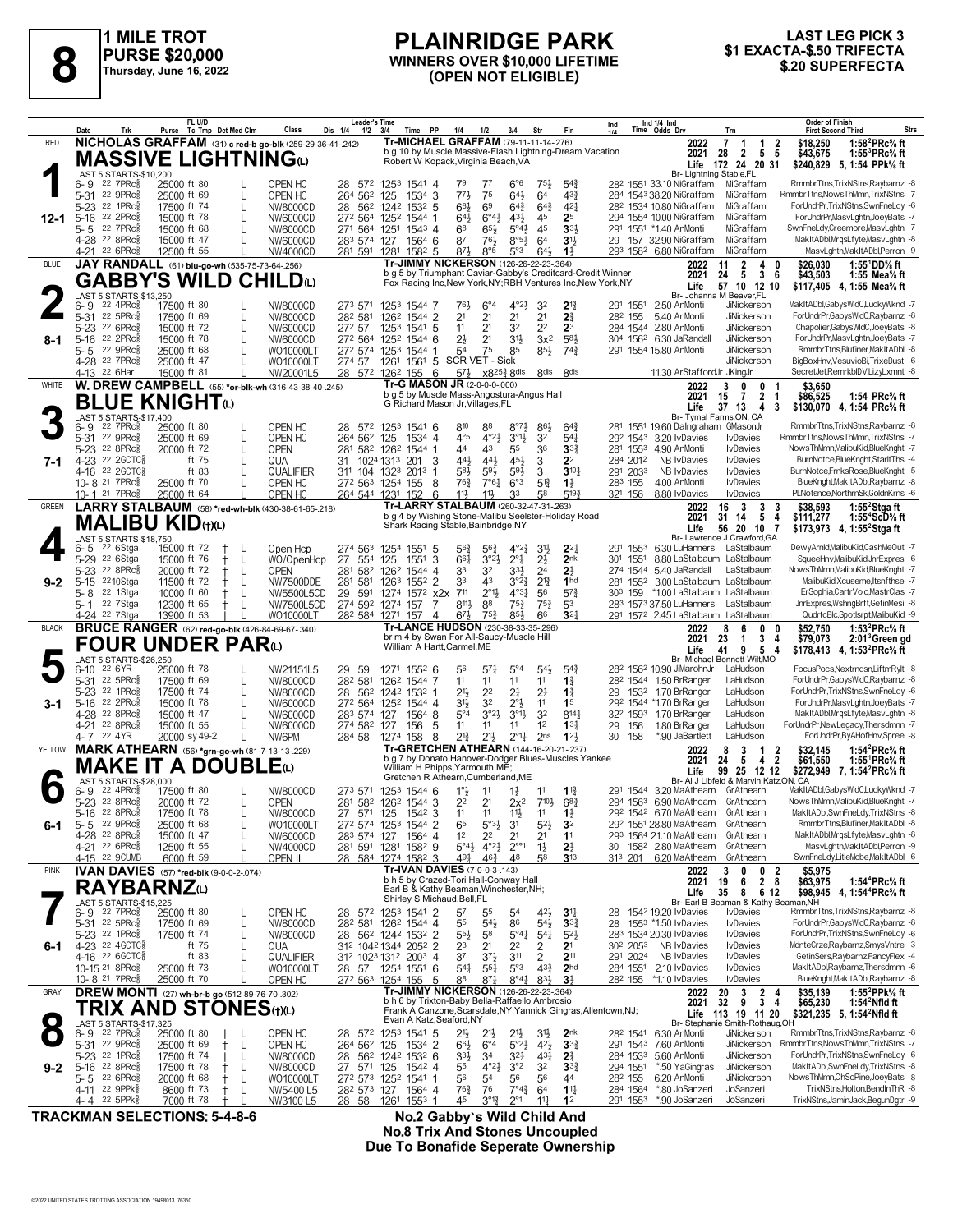# PLAINRIDGE PARK

**8** — 1 MILE TROT — PURSE $20,000 — Thursday, June 16, 2022

**WINNERS OVER $10,000 LIFETIME (OPEN NOT ELIGIBLE)**

LAST LEG PICK 3 — $1 EXACTA-$.50 TRIFECTA — $.20 SUPERFECTA

---

## RED — 1 — 12-1
**NICHOLAS GRAFFAM** (31) c red-b go-blk (259-29-36-41-.242)

**MASSIVE LIGHTNING(L)**

Tr-MICHAEL GRAFFAM (79-11-11-14-.276)
b g 10 by Muscle Massive-Flash Lightning-Dream Vacation
Robert W Kopack,Virginia Beach,VA

LAST 5 STARTS-$10,200

| Year | Sts | W | P | S | Earnings | Mark |
|---|---|---|---|---|---|---|
| 2022 | 7 | 1 | 1 | 2 | $18,250 | 1:58²PRc⅝ ft |
| 2021 | 28 | 2 | 5 | 5 | $43,675 | 1:55³PRc⅝ ft |
| Life | 172 | 24 | 20 | 31 | $240,829 | 5, 1:54 PPk⅝ ft |

Br- Lightning Stable,FL

| Date | Trk | Purse | Tc | Tmp | Med | Class | Leader's Time | PP | 1/4 | 1/2 | 3/4 | Str | Fin | Ind Time | Odds Drv | Trn | Order of Finish |
|---|---|---|---|---|---|---|---|---|---|---|---|---|---|---|---|---|---|
| 6-9 22 7PRc⅝ | | 25000 | ft 80 | | L | OPEN HC | 28 57² 125³ 154¹ | 4 | 7⁹ | 7⁷ | 6°⁶ | 7⁵½ | 5⁴¾ | 28² 155¹ 33.10 NiGraffam | MiGraffam | RmmbrTtns,TrixNStns,Raybarnz -8 |
| 5-31 22 9PRc⅝ | | 25000 | ft 69 | | L | OPEN HC | 26⁴ 56² 125 153⁴ | 3 | 7⁷½ | 7⁵ | 6⁴½ | 6⁴ | 4³¾ | 28⁴ 154³ 38.20 NiGraffam | MiGraffam | RmmbrTtns,NowsThMmn,TrixNStns -7 |
| 5-23 22 1PRc⅝ | | 17500 | ft 74 | | L | NW8000CD | 28 56² 124² 153² | 5 | 6⁶½ | 6⁹ | 6⁴¾ | 6⁴¾ | 4²¾ | 28² 153⁴ 10.80 NiGraffam | MiGraffam | ForUndrPr,TrixNStns,SwnFneLdy -6 |
| 5-16 22 2PRc⅝ | | 15000 | ft 78 | | L | NW6000CD | 27² 56⁴ 125² 154⁴ | 1 | 6⁴½ | 6°⁴½ | 4³½ | 4⁵ | 2⁵ | 29⁴ 155⁴ 10.00 NiGraffam | MiGraffam | ForUndrPr,MasvLghtn,JoeyBats -7 |
| 5-5 22 7PRc⅝ | | 15000 | ft 68 | | L | NW6000CD | 27¹ 56⁴ 125¹ 154³ | 4 | 6⁸ | 6⁵½ | 5°⁴½ | 4⁵ | 3³½ | 29¹ 155¹ *1.40 AnMonti | MiGraffam | SwnFneLdy,Creemore,MasvLghtn -7 |
| 4-28 22 8PRc⅝ | | 15000 | ft 47 | | L | NW6000CD | 28³ 57⁴ 127 156⁴ | 6 | 8⁷ | 7⁶½ | 8°⁵½ | 6⁴ | 3¹½ | 29 157 32.90 NiGraffam | MiGraffam | MakItADbl,MrqsLfyte,MasvLghtn -8 |
| 4-21 22 6PRc⅝ | | 12500 | ft 55 | | L | NW4000CD | 28¹ 59¹ 128¹ 158² | 5 | 8⁷½ | 8°⁵ | 5°³ | 6⁴½ | 1½ | 29³ 158² 6.80 NiGraffam | MiGraffam | MasvLghtn,MakItADbl,Perron -9 |

---

## BLUE — 2 — 8-1
**JAY RANDALL** (61) blu-go-wh (535-75-73-64-.256)

**GABBY'S WILD CHILD(L)**

Tr-JIMMY NICKERSON (126-26-22-23-.364)
b g 5 by Triumphant Caviar-Gabby's Creditcard-Credit Winner
Fox Racing Inc,New York,NY;RBH Ventures Inc,New York,NY

LAST 5 STARTS-$13,250

| Year | Sts | W | P | S | Earnings | Mark |
|---|---|---|---|---|---|---|
| 2022 | 11 | 2 | 4 | 0 | $26,030 | 1:55¹DD⅝ ft |
| 2021 | 24 | 5 | 3 | 6 | $43,503 | 1:55 Mea⅝ ft |
| Life | 57 | 10 | 12 | 10 | $117,405 | 4, 1:55 Mea⅝ ft |

Br- Johanna M Beaver,FL

| Date | Trk | Purse | Tc | Tmp | Med | Class | Leader's Time | PP | 1/4 | 1/2 | 3/4 | Str | Fin | Ind Time | Odds Drv | Trn | Order of Finish |
|---|---|---|---|---|---|---|---|---|---|---|---|---|---|---|---|---|---|
| 6-9 22 4PRc⅝ | | 17500 | ft 80 | | L | NW8000CD | 27³ 57¹ 125³ 154⁴ | 7 | 7⁶½ | 6°⁴ | 4°²½ | 3² | 2¹¾ | 29¹ 155¹ 2.50 AnMonti | JiNickerson | MakItADbl,GabysWldC,LuckyWknd -7 |
| 5-31 22 5PRc⅝ | | 17500 | ft 69 | | L | NW8000CD | 28² 58¹ 126² 154⁴ | 2 | 2¹ | 2¹ | 2¹ | 2¹ | 2¾ | 28² 155 5.40 AnMonti | JiNickerson | ForUndrPr,GabysWldC,Raybarnz -8 |
| 5-23 22 6PRc⅝ | | 15000 | ft 72 | | L | NW6000CD | 27² 57 125³ 154¹ | 5 | 1¹ | 2¹ | 3² | 2² | 2³ | 28⁴ 154⁴ 2.80 AnMonti | JiNickerson | Chapolier,GabysWldC,JoeyBats -8 |
| 5-16 22 2PRc⅝ | | 15000 | ft 78 | | L | NW6000CD | 27² 56⁴ 125² 154⁴ | 6 | 2½ | 2¹ | 3¹½ | 3x² | 5⁸½ | 30⁴ 156² 6.30 JaRandall | JiNickerson | ForUndrPr,MasvLghtn,JoeyBats -7 |
| 5-5 22 9PRc⅝ | | 15000 | ft 68 | | L | WO10000LT | 27² 57⁴ 125³ 154⁴ | 1 | 5⁴ | 7⁵ | 8⁵ | 8⁵½ | 7⁴¾ | 29¹ 155⁴ 15.80 AnMonti | JiNickerson | RmmbrTtns,Blufiner,MakItADbl -8 |
| 4-28 22 7PRc⅝ | | 25000 | ft 47 | | L | WO10000LT | 27⁴ 57 126¹ 156¹ | 5 | SCR VET - Sick | | | | | | JiNickerson | BigBoxHnv,VesuvioBi,TrixeDust -6 |
| 4-13 22 6Har | | 15000 | ft 81 | | L | NW20001L5 | 28 57² 126² 155 | 6 | 5⁷½ | x8²⁵³ | 8dis | 8dis | 8dis | 11.30 ArStaffordJr | JKingJr | SecretJet,RemrkblDV,LizyLxmnt -8 |

---

## WHITE — 3 — 7-1
**W. DREW CAMPBELL** (55) *or-blk-wh (316-43-38-40-.245)

**BLUE KNIGHT(L)**

Tr-G MASON JR (2-0-0-0-.000)
b g 5 by Muscle Mass-Angostura-Angus Hall
G Richard Mason Jr,Villages,FL

LAST 5 STARTS-$17,400

| Year | Sts | W | P | S | Earnings | Mark |
|---|---|---|---|---|---|---|
| 2022 | 3 | 0 | 0 | 1 | $3,650 | |
| 2021 | 15 | 7 | 2 | 1 | $86,525 | 1:54 PRc⅝ ft |
| Life | 37 | 13 | 4 | 3 | $130,070 | 4, 1:54 PRc⅝ ft |

Br- Tymal Farms,ON, CA

| Date | Trk | Purse | Tc | Tmp | Med | Class | Leader's Time | PP | 1/4 | 1/2 | 3/4 | Str | Fin | Ind Time | Odds Drv | Trn | Order of Finish |
|---|---|---|---|---|---|---|---|---|---|---|---|---|---|---|---|---|---|
| 6-9 22 7PRc⅝ | | 25000 | ft 80 | | L | OPEN HC | 28 57² 125³ 154¹ | 6 | 8¹⁰ | 8⁸ | 8°⁷½ | 8⁶½ | 6⁴¾ | 28¹ 155¹ 19.60 DaIngraham | GMasonJr | RmmbrTtns,TrixNStns,Raybarnz -8 |
| 5-31 22 9PRc⅝ | | 25000 | ft 69 | | L | OPEN HC | 26⁴ 56² 125 153⁴ | 4 | 4°⁵ | 4°²½ | 3°¹½ | 3² | 5⁴¼ | 29² 154³ 3.20 IvDavies | IvDavies | RmmbrTtns,NowsThMmn,TrixNStns -7 |
| 5-23 22 8PRc⅝ | | 20000 | ft 72 | | L | OPEN | 28¹ 58² 126² 154⁴ | 1 | 4⁴ | 4³ | 5⁵ | 3⁶ | 3³¾ | 28¹ 155³ 4.90 AnMonti | IvDavies | NowsThMmn,MalibuKid,BlueKnght -7 |
| 4-23 22 2GCTC⅝ | | | ft 75 | | L | QUA | 31 102⁴ 131³ 201 | 3 | 4⁴¾ | 4⁴½ | 4⁵½ | 3 | 2² | 28⁴ 201² NB IvDavies | IvDavies | BurnNotce,BlueKnght,StarItThs -4 |
| 4-16 22 2GCTC⅝ | | | ft 83 | | L | QUALIFIER | 31¹ 104 132³ 201³ | 1 | 5⁸½ | 5⁸½ | 5⁹½ | 3 | 3¹⁰¼ | 29¹ 203³ NB IvDavies | IvDavies | BurnNotce,FrnksRose,BlueKnght -5 |
| 10-8 21 7PRc⅝ | | 25000 | ft 70 | | L | OPEN HC | 27² 56³ 125⁴ 155 | 8 | 7⁶¾ | 7°⁶½ | 6°³ | 5¹¾ | 1¾ | 28³ 155 4.00 AnMonti | IvDavies | BlueKnght,MakItADbl,Raybarnz -8 |
| 10-1 21 7PRc⅝ | | 25000 | ft 64 | | L | OPEN HC | 26⁴ 54⁴ 123¹ 152 | 6 | 1¹½ | 1¹½ | 3³ | 5⁸ | 5¹⁹¾ | 32¹ 156 8.80 IvDavies | IvDavies | PLNotsnce,NorthrnSk,GoldnKrns -6 |

---

## GREEN — 4 — 9-2
**LARRY STALBAUM** (58) *red-wh-blk (430-38-61-65-.218)

**MALIBU KID(†)(L)**

Tr-LARRY STALBAUM (260-32-47-31-.263)
b g 4 by Wishing Stone-Malibu Seelster-Holiday Road
Shark Racing Stable,Bainbridge,NY

LAST 5 STARTS-$18,750

| Year | Sts | W | P | S | Earnings | Mark |
|---|---|---|---|---|---|---|
| 2022 | 16 | 3 | 3 | 3 | $38,593 | 1:55²Stga ft |
| 2021 | 31 | 14 | 5 | 4 | $111,277 | 1:55⁴ScD⅝ ft |
| Life | 56 | 20 | 10 | 7 | $173,973 | 4, 1:55²Stga ft |

Br- Lawrence J Crawford,GA

| Date | Trk | Purse | Tc | Tmp | Med | Class | Leader's Time | PP | 1/4 | 1/2 | 3/4 | Str | Fin | Ind Time | Odds Drv | Trn | Order of Finish |
|---|---|---|---|---|---|---|---|---|---|---|---|---|---|---|---|---|---|
| 6-5 22 6Stga | | 15000 | ft 72 | † | L | Open Hcp | 27⁴ 56³ 125⁴ 155¹ | 5 | 5⁶¾ | 5⁶¾ | 4°²¾ | 3¹½ | 2²¼ | 29¹ 155³ 6.30 LuHanners | LaStalbaum | DewyArnld,MalibuKid,CashMeOut -7 |
| 5-29 22 6Stga | | 15000 | ft 76 | † | L | WO/OpenHcp | 27 55⁴ 125 155¹ | 3 | 6⁶½ | 3°²½ | 2°¼ | 2½ | 2nk | 30¹ 155¹ 8.80 LaStalbaum | LaStalbaum | SqueeHnv,MalibuKid,JnrExpres -6 |
| 5-23 22 8PRc⅝ | | 20000 | ft 72 | † | L | OPEN | 28¹ 58² 126² 154⁴ | 4 | 3³ | 3² | 3³½ | 2⁴ | 2½ | 27⁴ 154⁴ 5.40 JaRandall | LaStalbaum | NowsThMmn,MalibuKid,BlueKnght -7 |
| 5-15 22 10Stga | | 11500 | ft 72 | † | L | NW7500DDE | 28¹ 58¹ 126³ 155² | 2 | 3³ | 4³ | 3°²¾ | 2¹¾ | 1hd | 28¹ 155² 3.00 LaStalbaum | LaStalbaum | MalibuKid,Xcuseme,Itsnfthse -7 |
| 5-8 22 1Stga | | 10000 | ft 60 | † | L | NW5500L5CD | 29 59¹ 127⁴ 157² | x2x | 7¹¹ | 2°¹½ | 4°³½ | 5⁶ | 5⁷¾ | 30³ 159 *1.00 LaStalbaum | LaStalbaum | ErSophia,CartrVolo,MastrClas -7 |
| 5-1 22 7Stga | | 12300 | ft 65 | † | L | NW7500L5CD | 27⁴ 59² 127⁴ 157 | 7 | 8¹¹½ | 8⁸ | 7⁵¾ | 7⁵¾ | 5³ | 28³ 157³ 37.50 LuHanners | LaStalbaum | JnrExpres,WshngBrft,GetinMesi -8 |
| 4-24 22 7Stga | | 13900 | ft 53 | † | L | WO10000LT | 28² 58⁴ 127¹ 157 | 4 | 6⁷½ | 7⁵¾ | 8⁵½ | 6⁶ | 3²¼ | 29¹ 157² 2.45 LaStalbaum | LaStalbaum | QudrtcBlc,Spotlsrpt,MalibuKid -9 |

---

## BLACK — 5 — 3-1
**BRUCE RANGER** (62) red-go-blk (426-84-69-67-.340)

**FOUR UNDER PAR(L)**

Tr-LANCE HUDSON (230-38-33-35-.296)
br m 4 by Swan For All-Saucy-Muscle Hill
William A Hartt,Carmel,ME

LAST 5 STARTS-$26,250

| Year | Sts | W | P | S | Earnings | Mark |
|---|---|---|---|---|---|---|
| 2022 | 8 | 6 | 0 | 0 | $52,750 | 1:53²PRc⅝ ft |
| 2021 | 23 | 1 | 3 | 4 | $79,073 | 2:01³Green gd |
| Life | 41 | 9 | 5 | 4 | $178,413 | 4, 1:53²PRc⅝ ft |

Br- Michael Bennett Wilt,MO

| Date | Trk | Purse | Tc | Tmp | Med | Class | Leader's Time | PP | 1/4 | 1/2 | 3/4 | Str | Fin | Ind Time | Odds Drv | Trn | Order of Finish |
|---|---|---|---|---|---|---|---|---|---|---|---|---|---|---|---|---|---|
| 6-10 22 6YR | | 25000 | ft 78 | | L | NW21151L5 | 29 59 127¹ 155² | 6 | 5⁶ | 5⁷½ | 5°⁴ | 5⁴½ | 5⁴¾ | 28² 156² 10.90 JiMarohnJr | LaHudson | FocusPocs,Nextrndsn,LiftmRylt -8 |
| 5-31 22 5PRc⅝ | | 17500 | ft 69 | | L | NW8000CD | 28² 58¹ 126² 154⁴ | 7 | 1¹ | 1¹ | 1¹ | 1¹ | 1¾ | 28² 154⁴ 1.50 BrRanger | LaHudson | ForUndrPr,GabysWldC,Raybarnz -8 |
| 5-23 22 1PRc⅝ | | 17500 | ft 74 | | L | NW8000CD | 28 56² 124² 153² | 1 | 2¹½ | 2² | 2½ | 2¼ | 1¾ | 29 153² 1.70 BrRanger | LaHudson | ForUndrPr,TrixNStns,SwnFneLdy -6 |
| 5-16 22 2PRc⅝ | | 15000 | ft 78 | | L | NW6000CD | 27² 56⁴ 125² 154⁴ | 4 | 3¹½ | 3² | 2°½ | 1¹ | 1⁵ | 29² 154⁴ *1.70 BrRanger | LaHudson | ForUndrPr,MasvLghtn,JoeyBats -7 |
| 4-28 22 8PRc⅝ | | 15000 | ft 47 | | L | NW6000CD | 28³ 57⁴ 127 156⁴ | 8 | 5°⁴ | 3°²½ | 3°¹½ | 3² | 8¹⁴¼ | 32² 159³ 1.70 BrRanger | LaHudson | MakItADbl,MrqsLfyte,MasvLghtn -8 |
| 4-21 22 8PRc⅝ | | 15000 | ft 55 | | L | NW6000CD | 27⁴ 58² 127 156 | 5 | 1¹ | 1¹ | 1¹ | 1² | 1³¾ | 29 156 1.80 BrRanger | LaHudson | ForUndrPr,NewLegacy,Thersdmnn -7 |
| 4-7 22 4YR | | 20000 | sy 49-2 | | L | NW6PM | 28⁴ 58 127⁴ 158 | 8 | 2¹¾ | 2¹½ | 2°¹¼ | 2ns | 1²½ | 30 158 *.90 JaBartlett | LaHudson | ForUndrPr,ByAHofHnv,Spree -8 |

---

## YELLOW — 6 — 6-1
**MARK ATHEARN** (56) *grn-go-wh (81-7-13-13-.229)

**MAKE IT A DOUBLE(L)**

Tr-GRETCHEN ATHEARN (144-16-20-21-.237)
b g 7 by Donato Hanover-Dodger Blues-Muscles Yankee
William H Phipps,Yarmouth,ME;
Gretchen R Athearn,Cumberland,ME

LAST 5 STARTS-$28,000

| Year | Sts | W | P | S | Earnings | Mark |
|---|---|---|---|---|---|---|
| 2022 | 8 | 3 | 1 | 2 | $32,145 | 1:54²PRc⅝ ft |
| 2021 | 24 | 5 | 4 | 2 | $61,550 | 1:55¹PRc⅝ ft |
| Life | 99 | 25 | 12 | 12 | $272,949 | 7, 1:54²PRc⅝ ft |

Br- Al J Libfeld & Marvin Katz,ON, CA

| Date | Trk | Purse | Tc | Tmp | Med | Class | Leader's Time | PP | 1/4 | 1/2 | 3/4 | Str | Fin | Ind Time | Odds Drv | Trn | Order of Finish |
|---|---|---|---|---|---|---|---|---|---|---|---|---|---|---|---|---|---|
| 6-9 22 4PRc⅝ | | 17500 | ft 80 | | L | NW8000CD | 27³ 57¹ 125³ 154⁴ | 6 | 1°½ | 1¹ | 1½ | 1¹ | 1¹¾ | 29¹ 154⁴ 3.20 MaAthearn | GrAthearn | MakItADbl,GabysWldC,LuckyWknd -7 |
| 5-23 22 8PRc⅝ | | 20000 | ft 72 | | L | OPEN | 28¹ 58² 126² 154⁴ | 3 | 2² | 2¹ | 2x² | 7¹⁰½ | 6⁸¾ | 29⁴ 156³ 6.90 MaAthearn | GrAthearn | NowsThMmn,MalibuKid,BlueKnght -7 |
| 5-16 22 8PRc⅝ | | 17500 | ft 78 | | L | NW8000CD | 27 57¹ 125 154² | 3 | 1¹ | 1¹ | 1¹½ | 1¹ | 1½ | 29² 154² 6.70 MaAthearn | GrAthearn | MakItADbl,SwnFneLdy,TrixNStns -8 |
| 5-5 22 9PRc⅝ | | 25000 | ft 68 | | L | WO10000LT | 27² 57⁴ 125³ 154⁴ | 2 | 6⁵ | 5°³½ | 3¹ | 5²½ | 3² | 29² 155¹ 28.80 MaAthearn | GrAthearn | RmmbrTtns,Blufiner,MakItADbl -8 |
| 4-28 22 8PRc⅝ | | 15000 | ft 47 | | L | NW6000CD | 28³ 57⁴ 127 156⁴ | 4 | 1² | 2² | 2¹ | 2¹ | 1¹ | 29³ 156⁴ 21.10 MaAthearn | GrAthearn | MakItADbl,MrqsLfyte,MasvLghtn -8 |
| 4-21 22 6PRc⅝ | | 12500 | ft 55 | | L | NW4000CD | 28¹ 59¹ 128¹ 158² | 9 | 5°⁴½ | 4°²½ | 2°°¹ | 1½ | 2½ | 30 158² 2.80 MaAthearn | GrAthearn | MasvLghtn,MakItADbl,Perron -9 |
| 4-15 22 9CUMB | | 6000 | ft 59 | | L | OPEN II | 28 58⁴ 127⁴ 158² | 3 | 4⁹½ | 4⁶¾ | 4⁸ | 5⁸ | 3¹³ | 31³ 201 6.20 MaAthearn | GrAthearn | SwnFneLdy,LitleMcbe,MakItADbl -6 |

---

## PINK — 7 — 6-1
**IVAN DAVIES** (57) *red-blk (9-0-0-2-.074)

**RAYBARNZ(L)**

Tr-IVAN DAVIES (7-0-0-3-.143)
b h 5 by Crazed-Tori Hall-Conway Hall
Earl B & Kathy Beaman,Winchester,NH;
Shirley S Michaud,Bell,FL

LAST 5 STARTS-$15,225

| Year | Sts | W | P | S | Earnings | Mark |
|---|---|---|---|---|---|---|
| 2022 | 3 | 0 | 0 | 2 | $5,975 | |
| 2021 | 19 | 6 | 2 | 8 | $63,975 | 1:54⁴PRc⅝ ft |
| Life | 35 | 8 | 6 | 12 | $98,945 | 4, 1:54⁴PRc⅝ ft |

Br- Earl B Beaman & Kathy Beaman,NH

| Date | Trk | Purse | Tc | Tmp | Med | Class | Leader's Time | PP | 1/4 | 1/2 | 3/4 | Str | Fin | Ind Time | Odds Drv | Trn | Order of Finish |
|---|---|---|---|---|---|---|---|---|---|---|---|---|---|---|---|---|---|
| 6-9 22 7PRc⅝ | | 25000 | ft 80 | | L | OPEN HC | 28 57² 125³ 154¹ | 2 | 5⁷ | 5⁵ | 5⁴ | 4²½ | 3¹¼ | 28 154² 19.20 IvDavies | IvDavies | RmmbrTtns,TrixNStns,Raybarnz -8 |
| 5-31 22 5PRc⅝ | | 17500 | ft 69 | | L | NW8000CD | 28² 58¹ 126² 154⁴ | 8 | 5⁵ | 5⁴½ | 8⁶ | 5⁴½ | 3³¾ | 28 155³ *1.50 IvDavies | IvDavies | ForUndrPr,GabysWldC,Raybarnz -8 |
| 5-23 22 1PRc⅝ | | 17500 | ft 74 | | L | NW8000CD | 28 56² 124² 153² | 6 | 5⁵½ | 5⁸ | 5°⁴½ | 5⁴½ | 5²½ | 28³ 153⁴ 20.30 IvDavies | IvDavies | ForUndrPr,TrixNStns,SwnFneLdy -6 |
| 4-23 22 4GCTC⅝ | | | ft 75 | | L | QUA | 31² 104² 134⁴ 205² | 2 | 2³ | 2¹ | 2² | 2 | 2¹ | 30² 205³ NB IvDavies | IvDavies | MdnteCrze,Raybarnz,SmysVntre -3 |
| 4-16 22 6GCTC⅝ | | | ft 83 | | L | QUALIFIER | 31² 102³ 131² 200³ | 4 | 3⁷ | 3⁷½ | 3¹¹ | 2 | 2¹¹ | 29¹ 202⁴ NB IvDavies | IvDavies | GetinSers,Raybarnz,FancyFlex -4 |
| 10-15 21 8PRc⅝ | | 25000 | ft 73 | | L | WO10000LT | 28 57 125⁴ 155¹ | 6 | 5⁴¾ | 5⁵½ | 5°³ | 4³¾ | 2hd | 28⁴ 155¹ 2.10 IvDavies | IvDavies | MakItADbl,Raybarnz,Thersdmnn -6 |
| 10-8 21 7PRc⅝ | | 25000 | ft 70 | | L | OPEN HC | 27² 56³ 125⁴ 155 | 5 | 8⁸ | 8⁷½ | 8°⁴½ | 8³¾ | 3¾ | 28² 155 *1.10 IvDavies | IvDavies | BlueKnght,MakItADbl,Raybarnz -8 |

---

## GRAY — 8 — 9-2
**DREW MONTI** (27) wh-br-b go (512-89-76-70-.302)

**TRIX AND STONES(†)(L)**

Tr-JIMMY NICKERSON (126-26-22-23-.364)
b h 6 by Trixton-Baby Bella-Raffaello Ambrosio
Frank A Canzone,Scarsdale,NY;Yannick Gingras,Allentown,NJ;
Evan A Katz,Seaford,NY

LAST 5 STARTS-$17,325

| Year | Sts | W | P | S | Earnings | Mark |
|---|---|---|---|---|---|---|
| 2022 | 20 | 3 | 2 | 4 | $35,139 | 1:55²PPk⅝ ft |
| 2021 | 32 | 9 | 3 | 4 | $65,230 | 1:54²Nfld ft |
| Life | 113 | 19 | 11 | 20 | $321,235 | 5, 1:54²Nfld ft |

Br- Stephanie Smith-Rothaug,OH

| Date | Trk | Purse | Tc | Tmp | Med | Class | Leader's Time | PP | 1/4 | 1/2 | 3/4 | Str | Fin | Ind Time | Odds Drv | Trn | Order of Finish |
|---|---|---|---|---|---|---|---|---|---|---|---|---|---|---|---|---|---|
| 6-9 22 7PRc⅝ | | 25000 | ft 80 | † | L | OPEN HC | 28 57² 125³ 154¹ | 5 | 2¹½ | 2¹½ | 2¹½ | 3¹½ | 2nk | 28² 154¹ 6.30 AnMonti | JiNickerson | RmmbrTtns,TrixNStns,Raybarnz -8 |
| 5-31 22 9PRc⅝ | | 25000 | ft 69 | † | L | OPEN HC | 26⁴ 56² 125 153⁴ | 2 | 6⁶½ | 6°⁴ | 5°²½ | 4²½ | 3³¾ | 29¹ 154³ 7.60 AnMonti | JiNickerson | RmmbrTtns,NowsThMmn,TrixNStns -7 |
| 5-23 22 1PRc⅝ | | 17500 | ft 74 | † | L | NW8000CD | 28 56² 124² 153² | 6 | 3³½ | 3⁴ | 3²¾ | 4³½ | 2¾ | 28⁴ 153³ 5.60 AnMonti | JiNickerson | ForUndrPr,TrixNStns,SwnFneLdy -6 |
| 5-16 22 8PRc⅝ | | 17500 | ft 78 | † | L | NW8000CD | 27 57¹ 125 154² | 4 | 5⁵ | 4°²½ | 3°² | 3² | 3³¾ | 29⁴ 155¹ *.50 YaGingras | JiNickerson | MakItADbl,SwnFneLdy,TrixNStns -8 |
| 5-5 22 6PRc⅝ | | 20000 | ft 68 | † | L | WO10000LT | 27² 57³ 125² 154¹ | 1 | 5⁶ | 5⁴ | 5⁶ | 5⁶ | 4⁴ | 28² 155 6.20 AnMonti | JiNickerson | NowsThMmn,OhSoPine,JoeyBats -8 |
| 4-11 22 9PPk⅝ | | 8600 | ft 73 | † | L | NW5400 L5 | 28² 57³ 127 156⁴ | 8 | 7⁶¾ | 7⁶ | 7°⁴¾ | 6⁴ | 1¹½ | 28⁴ 156⁴ *.80 JoSanzeri | JoSanzeri | TrixNStns,Holton,BendInThR -8 |
| 4-4 22 5PPk⅝ | | 7000 | ft 78 | † | L | NW3100 L5 | 28 58 126¹ 155³ | 1 | 4⁵ | 3°¹¾ | 2°¹ | 1¹½ | 1² | 29¹ 155³ *.90 JoSanzeri | JoSanzeri | TrixNStns,JaminJack,BegunDgtr -9 |

---

**TRACKMAN SELECTIONS: 5-4-8-6**

**No.2 Gabby's Wild Child And No.8 Trix And Stones Uncoupled Due To Bonafide Seperate Ownership**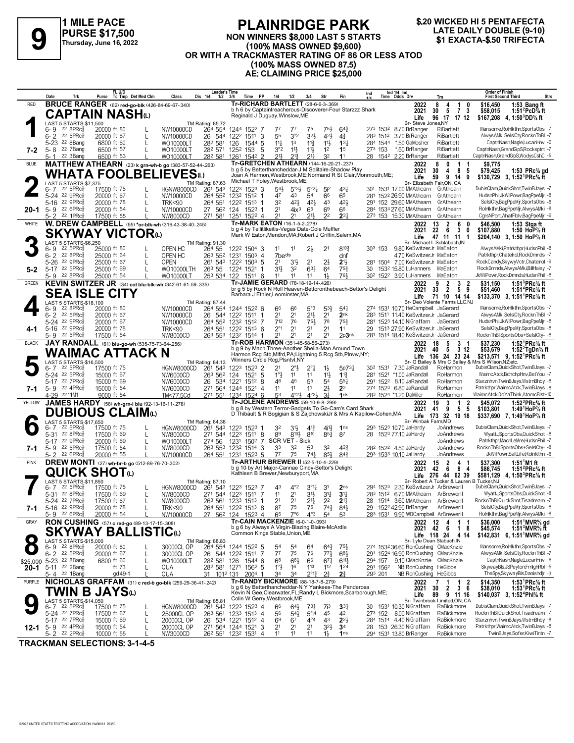# 9

**1 MILE PACE**
**PURSE $17,500**
**Thursday, June 16, 2022**

## PLAINRIDGE PARK

**NON WINNERS $8,000 LAST 5 STARTS (100% MASS OWNED $9,600) OR WITH A TRACKMASTER RATING OF 86 OR LESS ATOD (100% MASS OWNED 87.5)**
**AE: CLAIMING PRICE $25,000**

**$.20 WICKED HI 5 PENTAFECTA**
**LATE DAILY DOUBLE (9-10)**
**$1 EXACTA-$.50 TRIFECTA**

---

### 1 — RED — 7-2
**BRUCE RANGER** (62) red-go-blk (426-84-69-67-.340)
**CAPTAIN NASH(L)**
Tr-RICHARD BARTLETT (28-6-6-3-.369)
b h 6 by Captaintreacherous-Discoverer-Four Starzzz Shark
Reginald J Duguay,Winslow,ME
Br- Steve Jones,NY
2022: 8 4 1 0 $16,450 1:53 Bang ft
2021: 30 5 7 3 $58,015 1:51²PcD⅝ ft
Life: 96 17 17 12 $167,208 4, 1:50³DD⅝ ft
LAST 5 STARTS-$11,500 — TM Rating: 85.72

| Date | Trk | Purse | Class | Times | PP | 1/4 | 1/2 | 3/4 | Str | Fin | Ind | Odds Drv | Trn | Order of Finish |
|---|---|---|---|---|---|---|---|---|---|---|---|---|---|---|
| 6-9 22 8PRc⅝ | | 20000 ft 80 L | NW10000CD | 26⁴ 55⁴ 124⁴ 152² | 7 | 7⁷ | 7⁷ | 7⁵ | 7⁵½ | 6⁴¾ | 27³ 153² | 8.70 BrRanger | RiBartlett | Mansome,RolnIkthn,SportsObs -7 |
| 6-2 22 5PRc⅝ | | 20000 ft 67 L | NW10000CD | 26 54⁴ 122² 151¹ | 3 | 5⁵ | 3°² | 3²½ | 4²½ | 4¾ | 28³ 151² | 3.70 BrRanger | RiBartlett | AlwysAMki,SelslCty,RocknThBl -7 |
| 5-23 22 8Bang | | 6800 ft 60 L | WO10000LT | 28² 58¹ 126 154⁴ | 5 | 1¹½ | 1³ | 1¹¾ | 1¹½ | 1³¼ | 28⁴ 154⁴ | *.50 GaMosher | RiBartlett | CaptnNash,Nagle,LucanHnv -6 |
| 5-8 22 7Bang | | 6500 ft 57 L | WO10000LT | 28² 57¹ 125² 153 | 5 | 3°² | 1¹½ | 1¹½ | 1² | 1⁵ | 27³ 153 | *.50 BrRanger | RiBartlett | CaptnNash,GrandGlpS,Rocksptrt -7 |
| 5-1 22 3Bang | | 6500 ft 53 L | WO10000LT | 28² 58¹ 126¹ 154² | 2 | 2¹½ | 2¹¾ | 2¹¼ | 3² | 1¹ | 28 154² | 2.20 BrRanger | RiBartlett | CaptnNash,GrandGlpS,WodysCshC -5 |

### 2 — BLUE — 20-1
**MATTHEW ATHEARN** (23) k grn-wh-b go (383-57-52-44-.263)
**WHATA FOOLBELIEVES(L)**
Tr-GRETCHEN ATHEARN (144-16-20-21-.237)
b g 5 by Betterthancheddar-J M Solitaire-Shadow Play
Joan A Harmon,Westbrook,ME;Normand R St Clair,Monmouth,ME;
Michael T Foley,Westbrook,ME
Br- Elizabeth Fair,ON, CA
2022: 8 0 1 1 $9,775
2021: 30 4 8 5 $79,425 1:53 PRc⅝ gd
Life: 59 9 14 9 $130,729 3, 1:52¹PRc⅝ ft
LAST 5 STARTS-$7,375 — TM Rating: 87.63

| Date | Trk | Purse | Class | Times | PP | 1/4 | 1/2 | 3/4 | Str | Fin | Ind | Odds Drv | Trn | Order of Finish |
|---|---|---|---|---|---|---|---|---|---|---|---|---|---|---|
| 6-7 22 5PRc⅝ | | 17500 ft 75 L | HGNW8000CD | 26¹ 54³ 122³ 152³ | 3 | 5⁴½ | 5°³½ | 5°²¼ | 5j² | 4³¼ | 30¹ 153¹ | 17.00 MMAthearn | GrAthearn | DubisClam,QuickShot,TwinBJays -7 |
| 5-24 22 9PRc⅝ | | 20000 ft 67 L | NW10000CD | 26⁴ 55² 123² 151² | 7 | 4⁷ | 4³ | 5⁴ | 6⁶ | 6⁵ | 28¹ 152² | 26.90 MMAthearn | GrAthearn | HudsnPhil,JkWilPowr,BagPpeMjr -8 |
| 5-16 22 9PRc⅝ | | 20000 ft 78 L | TRK<90 | 26⁴ 55¹ 122² 151³ | 1 | 3² | 4²½ | 4²½ | 4³ | 4²½ | 29¹ 152 | 29.60 MMAthearn | GrAthearn | SelslCty,BagPpeMjr,SportsObs -8 |
| 5-9 22 6PRc⅝ | | 20000 ft 54 L | NW10000CD | 27 56² 124 152³ | 1 | 2¹ | 4ix³ | 6⁵ | 6⁹ | 6⁶ | 28⁴ 153⁴ | 27.60 MMAthearn | GrAthearn | RolnIkthn,BagPpeMjr,AlwysAMki -8 |
| 5-2 22 1PRc⅝ | | 17500 ft 55 L | NW8000CD | 27¹ 58¹ 125¹ 152² | 4 | 2¹ | 2¹ | 2¹½ | 2² | 2³½ | 27³ 153 | 15.30 MMAthearn | GrAthearn | CgrsNPort,WhatFlblv,BagPpeMjr -6 |

### 3 — WHITE — 5-2
**W. DREW CAMPBELL** (55) *or-blk-wh (316-43-38-40-.245)
**SKYWAY VICTOR(L)**
Tr-MARK EATON (16-1-5-2-.278)
b g 4 by Tellitlikeitis-Vegas Date-Cole Muffler
Mark W Eaton,Mendon,MA;Robert J Griffin,Salem,MA
Br- Michael L Schlabach,IN
2022: 13 2 6 0 $46,500 1:53 Stga ft
2021: 22 6 3 0 $107,880 1:50 HoP⅞ ft
Life: 47 11 11 1 $204,140 3, 1:50 HoP⅞ ft
LAST 5 STARTS-$6,250 — TM Rating: 91.30

| Date | Trk | Purse | Class | Times | PP | 1/4 | 1/2 | 3/4 | Str | Fin | Ind | Odds Drv | Trn | Order of Finish |
|---|---|---|---|---|---|---|---|---|---|---|---|---|---|---|
| 6-9 22 5PRc⅝ | | 25000 ft 80 L | OPEN HC | 26⁴ 55 122² 150⁴ | 3 | 1¹ | 1¹ | 2½ | 2¹ | 8¹⁰¾ | 30³ 153 | 9.80 KeSwitzerJr | MaEaton | AlwysAMki,Patrkthpr,HudsnPhil -8 |
| 6-2 22 8PRc⅝ | | 25000 ft 64 L | OPEN HC | 26³ 55² 123¹ 150³ | 4 | 7be^dis | | | | dnf | | 4.70 KeSwitzerJr | MaEaton | Patrkthpr,Chatelrol,RockDmnds -7 |
| 5-26 22 9PRc⅝ | | 25000 ft 67 L | OPEN | 26¹ 54³ 122² 150³ | 5 | 2¹ | 3¹½ | 2¹ | 2½ | 2¹½ | 28¹ 150⁴ | 7.00 KeSwitzerJr | MaEaton | RockCandy,SkywyVctr,Chatelrol -9 |
| 5-17 22 5PRc⅝ | | 25000 ft 69 L | WO10000LTH | 26³ 55 122⁴ 152¹ | 1 | 3¹½ | 3² | 6³¼ | 6⁴ | 7⁵¾ | 30 153² | 15.80 LuHanners | MaEaton | RockDmnds,AlwysAMki,BillHaley -7 |
| 5-9 22 8PRc⅝ | | 25000 ft 54 L | WO10000LT | 25³ 53⁴ 122 151¹ | 6 | 1¹ | 1¹ | 1¹ | 1½ | 7⁶½ | 30² 152² | 3.90 LuHanners | MaEaton | JkWilPowr,RockDmnds,HudsnPhil -8 |

### 4 — GREEN — 4-1
**KEVIN SWITZER JR** (34) col blu-blk-wh (342-61-61-59-.335)
**SEA ISLE CITY**
Tr-JAMIE GERARD (78-18-19-14-.426)
br g 5 by Rock N Roll Heaven-Bettorinthebeach-Bettor's Delight
Barbara J Ethier,Leominster,MA
Br- Deo Volente Farms LLC,NJ
2022: 9 2 3 2 $31,150 1:51³PRc⅝ ft
2021: 33 2 5 9 $51,460 1:51⁴PRc⅝ ft
Life: 71 10 14 14 $133,370 3, 1:51¹PRc⅝ ft
LAST 5 STARTS-$18,100 — TM Rating: 87.44

| Date | Trk | Purse | Class | Times | PP | 1/4 | 1/2 | 3/4 | Str | Fin | Ind | Odds Drv | Trn | Order of Finish |
|---|---|---|---|---|---|---|---|---|---|---|---|---|---|---|
| 6-9 22 8PRc⅝ | | 20000 ft 80 | NW10000CD | 26⁴ 55⁴ 124⁴ 152² | 6 | 6⁶ | 6⁶ | 5°³ | 5³½ | 5⁴¼ | 27⁴ 153¹ | 10.70 HeCampbell | JaGerard | Mansome,RolnIkthn,SportsObs -7 |
| 6-2 22 5PRc⅝ | | 20000 ft 67 | NW10000CD | 26 54⁴ 122² 151¹ | 1 | 2¹ | 2¹ | 2¹½ | 2¹ | 2^nk | 28³ 151¹ | 11.40 KeSwitzerJr | JaGerard | AlwysAMki,SelslCty,RocknThBl -7 |
| 5-24 22 9PRc⅝ | | 20000 ft 67 | NW10000CD | 26⁴ 55² 123² 151² | 7 | 7¹² | 7⁶ | 7⁵½ | 7⁸ | 7⁵¾ | 28¹ 152³ | 14.10 NiGraffam | JaGerard | HudsnPhil,JkWilPowr,BagPpeMjr -8 |
| 5-16 22 9PRc⅝ | | 20000 ft 78 | TRK<90 | 26⁴ 55¹ 122² 151³ | 6 | 2°¹ | 2¹ | 2¹ | 2¹ | 1¹ | 29 151³ | 27.90 KeSwitzerJr | JaGerard | SelslCty,BagPpeMjr,SportsObs -8 |
| 5-9 22 5PRc⅝ | | 17500 ft 54 | NW8000CD | 26³ 55³ 123² 151⁴ | 1 | 2¹ | 2¹ | 2¹ | 2¹ | 2p3^nk | 28¹ 151⁴ | 18.40 KeSwitzerJr | JaGerard | RocknThBl,SportsObs+SelslCty- -8 |

### 5 — BLACK — 7-1
**JAY RANDALL** (61) blu-go-wh (535-75-73-64-.256)
**WAIMAC ATTACK N**
Tr-ROB HARMON (351-45-58-56-.273)
b g 9 by Mach Three-Another Sheila-Man Around Town
Harmon Rcg Stb,Mlfrd,PA;Lightning 5 Rcg Stb,Plnvw,NY;
Winners Circle Rcg,Plsntvl,NY
Br- G Bailey & Mrs C Bailey & Mrs S Wilson,NZ;etc.
2022: 18 5 3 1 $37,230 1:52¹PRc⅝ ft
2021: 40 5 3 12 $53,679 1:52²TgDn⅝ ft
Life: 136 24 23 24 $213,571 9, 1:52¹PRc⅝ ft
LAST 5 STARTS-$16,500 — TM Rating: 84.13

| Date | Trk | Purse | Class | Times | PP | 1/4 | 1/2 | 3/4 | Str | Fin | Ind | Odds Drv | Trn | Order of Finish |
|---|---|---|---|---|---|---|---|---|---|---|---|---|---|---|
| 6-7 22 5PRc⅝ | | 17500 ft 75 | HGNW8000CD | 26¹ 54³ 122³ 152³ | 2 | 2¹ | 2°½ | 2°¼ | 1½ | 5p7³¼ | 30³ 153¹ | 7.30 JaRandall | RoHarmon | DubisClam,QuickShot,TwinBJays -7 |
| 5-24 22 5PRc⅝ | | 15000 ft 67 | NW6000CD | 26³ 56² 124 152¹ | 5 | 1°½ | 1¹ | 1¹ | 1¹½ | 1¹¾ | 28¹ 152¹ | *1.00 JaRandall | RoHarmon | WaimcAtck,BchchpHnv,BetYou -7 |
| 5-17 22 7PRc⅝ | | 15000 ft 69 | NW6000CD | 26 53⁴ 122¹ 151² | 8 | 4⁶ | 4⁵ | 5⁵ | 5⁴ | 5⁵¼ | 29¹ 152² | 8.10 JaRandall | RoHarmon | Starznhvn,TwinBJays,WstrnBhby -8 |
| 5-9 22 4PRc⅝ | | 15000 ft 54 | NW6000CD | 27¹ 56⁴ 124⁴ 152¹ | 4 | 1¹ | 1¹ | 1¹ | 2½ | 2² | 27⁴ 152³ | 6.80 JaRandall | RoHarmon | Patrkthpr,WaimcAtck,TwinBJays -8 |
| 4-29 22 11M1 | | 9000 ft 54 | TM<77.5Cd | 27¹ 55¹ 123⁴ 152⁴ | 6 | 5³ | 4°²½ | 4°²½ | 3¼ | 1^nk | 28³ 152⁴ | *1.20 DaMiller | RoHarmon | WaimcAtck,DoYaThink,AtomcBlst-10 |

### 6 — YELLOW — 7-1
**JAMES HARDY** (58) wh-grn-l blu (92-13-16-11-.278)
**DUBIOUS CLAIM(L)**
Tr-JOLENE ANDREWS (59-10-9-8-.299)
b g 8 by Western Terror-Gadgets To Go-Cam's Card Shark
D Thibault & R Bogigian & S ZajchowskiJr & Mrs A Kapilow-Cohen,MA
Br- Winbak Farm,MD
2022: 19 3 1 2 $45,072 1:52³PRc⅝ ft
2021: 41 9 5 5 $103,801 1:49¹HoP⅞ ft
Life: 173 32 19 18 $337,690 7, 1:49¹HoP⅞ ft
LAST 5 STARTS-$17,650 — TM Rating: 84.38

| Date | Trk | Purse | Class | Times | PP | 1/4 | 1/2 | 3/4 | Str | Fin | Ind | Odds Drv | Trn | Order of Finish |
|---|---|---|---|---|---|---|---|---|---|---|---|---|---|---|
| 6-7 22 5PRc⅝ | | 17500 ft 75 L | HGNW8000CD | 26¹ 54³ 122³ 152³ | 1 | 3² | 3¹½ | 4¹¾ | 4j¹½ | 1^ns | 29³ 152³ | 10.70 JaHardy | JoAndrews | DubisClam,QuickShot,TwinBJays -7 |
| 5-31 22 8PRc⅝ | | 17500 ft 69 L | NW8000CD | 27¹ 54⁴ 122³ 151¹ | 8 | 8⁹ | 8¹⁰½ | 8¹⁰ | 8⁵¼ | 8⁷ | 28 152³ | 77.10 JaHardy | JoAndrews | WyattJ,SportsObs,QuickShot -8 |
| 5-17 22 9PRc⅝ | | 20000 ft 69 L | WO10000LT | 27⁴ 56 123¹ 150² | 7 | SCR VET - Sick | | | | | | | JoAndrews | Patrkthpr,MachLeMre,HudsnPhil -7 |
| 5-9 22 5PRc⅝ | | 17500 ft 54 L | NW8000CD | 26³ 55³ 123² 151⁴ | 3 | 3³ | 3² | 5³ | 3² | 4²¾ | 28² 152² | 4.50 JaHardy | JoAndrews | RocknThBl,SportsObs+SelslCty- -8 |
| 5-2 22 6PRc⅝ | | 20000 ft 55 L | NW10000CD | 26⁴ 55¹ 123¹ 152³ | 5 | 7⁷ | 7⁵ | 7⁴½ | 8⁵½ | 8⁴¾ | 29³ 153³ | 10.10 JaHardy | JoAndrews | JkWilPowr,SaltLife,RolnIkthn -8 |

### 7 — PINK — 7-1
**DREW MONTI** (27) wh-br-b go (512-89-76-70-.302)
**QUICK SHOT(L)**
Tr-ARTHUR BREWER II (52-5-10-4-.229)
b g 10 by Art Major-Cannae Cindy-Bettor's Delight
Kathleen B Brewer,Newburyport,MA
Br- Robert A Tucker & Lauren B Tucker,NJ
2022: 15 2 4 1 $37,300 1:51¹M1 ft
2021: 42 6 8 4 $86,745 1:51²PRc⅝ ft
Life: 276 44 62 39 $581,129 4, 1:50³PRc⅝ ft
LAST 5 STARTS-$11,850 — TM Rating: 87.10

| Date | Trk | Purse | Class | Times | PP | 1/4 | 1/2 | 3/4 | Str | Fin | Ind | Odds Drv | Trn | Order of Finish |
|---|---|---|---|---|---|---|---|---|---|---|---|---|---|---|
| 6-7 22 5PRc⅝ | | 17500 ft 75 L | HGNW8000CD | 26¹ 54³ 122³ 152³ | 7 | 4³ | 4°² | 3°¹¼ | 3¹ | 2^ns | 29⁴ 152³ | 2.30 KeSwitzerJr | ArBrewerII | DubisClam,QuickShot,TwinBJays -7 |
| 5-31 22 8PRc⅝ | | 17500 ft 69 L | NW8000CD | 27¹ 54⁴ 122³ 151¹ | 7 | 1¹ | 2¹ | 3¹½ | 3¹¼ | 3¹½ | 28³ 151² | 6.70 MMAthearn | ArBrewerII | WyattJ,SportsObs,QuickShot -8 |
| 5-24 22 7PRc⅝ | | 17500 ft 67 L | NW8000CD | 26³ 56¹ 123³ 151³ | 1 | 2¹ | 2¹ | 2¹½ | 2² | 2¹¼ | 28 151⁴ | 3.60 MMAthearn | ArBrewerII | RocknThBl,QuickShot,Tisadream -7 |
| 5-16 22 9PRc⅝ | | 20000 ft 78 L | TRK<90 | 26⁴ 55¹ 122² 151³ | 8 | 8⁷ | 7⁵ | 7⁵ | 7⁴½ | 8⁴½ | 29 152² | 42.90 BrRanger | ArBrewerII | SelslCty,BagPpeMjr,SportsObs -8 |
| 5-9 22 6PRc⅝ | | 20000 ft 54 L | NW10000CD | 27 56² 124 152³ | 4 | 6⁵ | 7°⁶ | 4°³ | 5⁴ | 5³ | 28³ 153¹ | 9.90 WDCampbell | ArBrewerII | RolnIkthn,BagPpeMjr,AlwysAMki -8 |

### 8 — GRAY — 20-1 ($25,000)
**RON CUSHING** (57) c red-go (89-13-17-15-.308)
**SKYWAY BALLISTIC(L)**
Tr-CAIN MACKENZIE (6-0-1-0-.093)
b g 6 by Always A Virgin-Blazing Blaire-McArdle
Common Kings Stable,Union,ME
Br- Lyle Dean Slabach,IN
2022: 12 4 1 1 $36,000 1:51¹MVR⅝ gd
2021: 42 6 1 8 $45,574 1:51³MVR⅝ ft
Life: 118 24 4 14 $142,831 6, 1:51¹MVR⅝ gd
LAST 5 STARTS-$15,000 — TM Rating: 88.83

| Date | Trk | Purse | Class | Times | PP | 1/4 | 1/2 | 3/4 | Str | Fin | Ind | Odds Drv | Trn | Order of Finish |
|---|---|---|---|---|---|---|---|---|---|---|---|---|---|---|
| 6-9 22 8PRc⅝ | | 20000 ft 80 L | 30000CL OP | 26⁴ 55⁴ 124⁴ 152² | 5 | 5⁴ | 5⁴ | 6⁴ | 6⁴¼ | 7⁵½ | 27⁴ 153² | 36.60 RonCushing | CMacKnzie | Mansome,RolnIkthn,SportsObs -7 |
| 6-2 22 5PRc⅝ | | 20000 ft 67 L | 30000CL OP | 26 54⁴ 122² 151¹ | 7 | 7⁷ | 7⁵ | 7⁶ | 7⁷½ | 6⁸½ | 29¹ 152⁴ | 16.90 RonCushing | CMacKnzie | AlwysAMki,SelslCty,RocknThBl -7 |
| 5-23 22 8Bang | | 6800 ft 60 L | WO10000LT | 28² 58¹ 126 154⁴ | 6 | 6⁸ | 6⁸½ | 6⁶ | 6⁷¼ | 6¹¹½ | 29⁴ 157 | 9.10 CMacKnzie | CMacKnzie | CaptnNash,Nagle,LucanHnv -6 |
| 5-11 22 2Bang | | ft 73 L | QUA | 28² 58¹ 127¹ 156² | 5 | 1°½ | 1⁶ | 1¹⁰ | 1¹² | 1²⁴ | 29¹ 156² | NB RonCushing | HeGibbs | SkywayBls,JSPeyton,FrnlghRbl -5 |
| 5-4 22 1Bang | | gd 49-1 | QUA | 31 101² 131 200⁴ | 1 | 3⁴ | 3⁴ | 2°¹¾ | 2¾ | 2¾ | 29³ 201 | NB RonCushing | HeGibbs | TheSpy,SkywayBls,Danishdjr -3 |

### 9 — PURPLE — 12-1
**NICHOLAS GRAFFAM** (31) c red-b go-blk (259-29-36-41-.242)
**TWIN B JAYS(L)**
Tr-RANDY BICKMORE (88-18-7-8-.279)
b g 6 by Betterthancheddar-N Y Yankees-The Panderosa
Kevin N Gee,Clearwater,FL;Randy L Bickmore,Scarborough,ME;
Colin W Gerry,Westbrook,ME
Br- Twinbrook Limited,ON, CA
2022: 7 1 1 2 $14,350 1:53¹PRc⅝ ft
2021: 30 2 3 6 $38,010 1:53¹PRc⅝ ft
Life: 89 9 11 16 $140,037 3, 1:52⁴Phl⅝ ft
LAST 5 STARTS-$14,050 — TM Rating: 85.81

| Date | Trk | Purse | Class | Times | PP | 1/4 | 1/2 | 3/4 | Str | Fin | Ind | Odds Drv | Trn | Order of Finish |
|---|---|---|---|---|---|---|---|---|---|---|---|---|---|---|
| 6-7 22 5PRc⅝ | | 17500 ft 75 L | HGNW8000CD | 26¹ 54³ 122³ 152³ | 4 | 6⁶ | 6⁴½ | 7³¼ | 7j³ | 3³¼ | 30 153¹ | 10.30 NiGraffam | RaBickmore | DubisClam,QuickShot,TwinBJays -7 |
| 5-24 22 7PRc⅝ | | 17500 ft 67 L | 25000CL OP | 26³ 56¹ 123³ 151³ | 4 | 5⁶ | 5⁴½ | 5°j⁴ | 4⁵ | 4² | 27³ 152 | 8.00 NiGraffam | RaBickmore | RocknThBl,QuickShot,Tisadream -7 |
| 5-17 22 7PRc⅝ | | 15000 ft 69 L | 20000CL OP | 26 53⁴ 122¹ 151² | 4 | 6⁹ | 6⁷ | 4°⁴ | 4³ | 2²½ | 28⁴ 151⁴ | 4.40 NiGraffam | RaBickmore | Starznhvn,TwinBJays,WstrnBhby -8 |
| 5-9 22 4PRc⅝ | | 15000 ft 54 L | 20000CL OP | 27¹ 56⁴ 124⁴ 152¹ | 3 | 2¹ | 2¹ | 2¹ | 3²½ | 3⁴ | 28 153 | 26.30 NiGraffam | RaBickmore | Patrkthpr,WaimcAtck,TwinBJays -8 |
| 5-2 22 2PRc⅝ | | 10000 ft 55 L | NW3000CD | 26² 55¹ 123² 153¹ | 4 | 1¹ | 1¹ | 1¹ | 1½ | 1^ns | 29⁴ 153¹ | 13.80 BrRanger | RaBickmore | TwinBJays,Sofer,KiwiTintn -7 |

**TRACKMAN SELECTIONS: 3-1-4-5**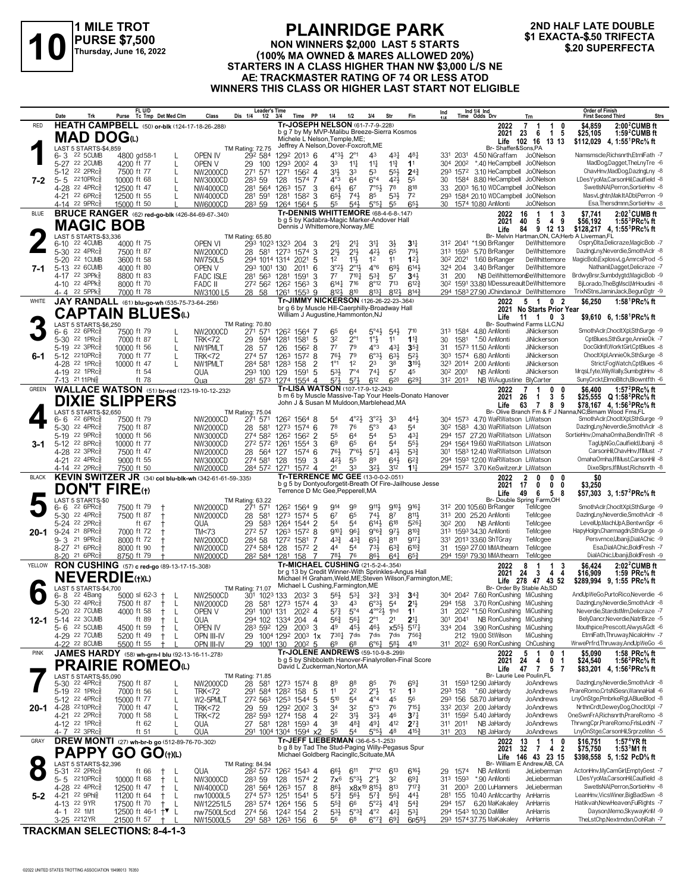# 10

**1 MILE TROT**
**PURSE $7,500**
**Thursday, June 16, 2022**

## PLAINRIDGE PARK

**NON WINNERS $2,000 LAST 5 STARTS**
**(100% MA OWNED & MARES ALLOWED 20%)**
**STARTERS IN A CLASS HIGHER THAN NW $3,000 L/S NE**
**AE: TRACKMASTER RATING OF 74 OR LESS ATOD**
**WINNERS THIS CLASS OR HIGHER LAST START NOT ELIGIBLE**

**2ND HALF LATE DOUBLE**
**$1 EXACTA-$.50 TRIFECTA**
**$.20 SUPERFECTA**

---

### 1 — RED — MAD DOG(L) — 7-2

**HEATH CAMPBELL** (50) or-blk (124-17-18-26-.288)
Tr-JOSEPH NELSON (61-7-7-9-.228)
b g 7 by MV MVP-Malibu Breeze-Sierra Kosmos
Michele L Nelson,Temple,ME; Jeffrey A Nelson,Dover-Foxcroft,ME
Br- Shaffer&Sons,PA

| | Starts | Win | Place | Show | Earnings | Record |
|---|---|---|---|---|---|---|
| 2022 | 7 | 1 | 1 | 0 | $4,859 | 2:00²CUMB ft |
| 2021 | 23 | 6 | 1 | 5 | $25,105 | 1:59²CUMB ft |
| Life | 102 | 16 | 13 | 13 | $112,029 | 4, 1:55¹PRc⅝ ft |

LAST 5 STARTS-$4,859 — TM Rating: 72.75

| Date | Trk | Purse | Cond | Class | Fractions | PP | 1/4 | 1/2 | 3/4 | Str | Fin | Time | Odds Drv | Trn | Order of Finish |
|---|---|---|---|---|---|---|---|---|---|---|---|---|---|---|---|
| 6-3 22 5CUMB | | 4800 gd58-1 | L | OPEN IV | 29² 58⁴ 129² 201³ | 6 | 4°3½ | 2°1 | 4³ | 4³½ | 4⁸½ | 33¹ 203¹ | 4.50 NiGraffam | JoONelson | Namsmscle,Richsnrth,EtrnlFath -7 |
| 5-27 22 2CUMB | | 4200 ft 77 | L | OPEN V | 29 100 129³ 200² | 4 | 3³ | 1¹½ | 1¹½ | 1¹½ | 1¹ | 30⁴ 200² | *.40 HeCampbell | JoONelson | MadDog,Dagget,TheLnyTre -6 |
| 5-12 22 2PRc⅝ | | 7500 ft 77 | L | NW2000CD | 27¹ 57¹ 127¹ 156² | 4 | 3¹½ | 3³ | 5³ | 5⁵½ | 2⁴¾ | 29³ 157² | 3.10 HeCampbell | JoONelson | ChavHnv,MadDog,DazlngLny -8 |
| 5-5 22 10PRc⅝ | | 10000 ft 68 | L | NW3000CD | 28³ 59 128 157⁴ | 7 | 4°3 | 6⁴ | 6°⁴ | 4²½ | 5⁵ | 30 158⁴ | 8.80 HeCampbell | JoONelson | LDesYyoMa,CarsonHil,Caulfield -8 |
| 4-28 22 4PRc⅝ | | 12500 ft 47 | L | NW4000CD | 28¹ 56⁴ 126³ 157 | 3 | 6⁴½ | 6⁷ | 7°⁵½ | 7⁸ | 8¹⁸ | 33 200³ | 16.10 WDCampbell | JoONelson | SwetlsNAl,Perron,SortieHnv -8 |
| 4-21 22 6PRc⅝ | | 12500 ft 55 | L | NW4000CD | 28¹ 59¹ 128¹ 158² | 3 | 6⁵½ | 7⁴½ | 8⁵ | 5³½ | 7² | 29³ 158⁴ | 20.10 WDCampbell | JoONelson | MasvLghtn,MakItADbl,Perron -9 |
| 4-14 22 9PRc⅝ | | 15000 ft 50 | L | NW6000CD | 28³ 59 126⁴ 156⁴ | 5 | 5⁵ | 5⁴½ | 5°⁵½ | 5⁵ | 6⁵½ | 30 157⁴ | 10.80 AnMonti | JoONelson | Esa,Thersdmnn,SortieHnv -8 |

### 2 — BLUE — MAGIC BOB — 7-1

**BRUCE RANGER** (62) red-go-blk (426-84-69-67-.340)
Tr-DENNIS WHITTEMORE (68-4-6-8-.147)
b g 5 by Kadabra-Magic Marker-Andover Hall
Dennis J Whittemore,Norway,ME
Br- Melvin Hartman,ON, CA;Herb A Liverman,FL

| | Starts | Win | Place | Show | Earnings | Record |
|---|---|---|---|---|---|---|
| 2022 | 16 | 1 | 1 | 3 | $7,741 | 2:02¹CUMB ft |
| 2021 | 40 | 5 | 4 | 9 | $56,192 | 1:55³PRc⅝ ft |
| Life | 84 | 9 | 12 | 13 | $128,217 | 4, 1:55³PRc⅝ ft |

LAST 5 STARTS-$3,336 — TM Rating: 65.80

| Date | Trk | Purse | Cond | Class | Fractions | PP | 1/4 | 1/2 | 3/4 | Str | Fin | Time | Odds Drv | Trn | Order of Finish |
|---|---|---|---|---|---|---|---|---|---|---|---|---|---|---|---|
| 6-10 22 4CUMB | | 4000 ft 75 | | OPEN VI | 29³ 102³ 132³ 204 | 3 | 2¹½ | 2¹½ | 3¹¼ | 3½ | 3¹¼ | 31² 204¹ | *1.90 BrRanger | DeWhittemore | OspryDlta,Delicraze,MagicBob -7 |
| 5-30 22 4PRc⅝ | | 7500 ft 87 | | NW2000CD | 28 58¹ 127³ 157⁴ | 3 | 2¹½ | 2¹½ | 4²½ | 6⁵ | 7⁹½ | 31³ 159³ | 5.70 BrRanger | DeWhittemore | DazlngLny,Neverdie,SmothAclr -8 |
| 5-20 22 1CUMB | | 3600 ft 58 | | NW750L5 | 29⁴ 101⁴ 131⁴ 202¹ | 5 | 1² | 1¹½ | 1² | 1¹ | 1²½ | 30² 202¹ | 1.60 BrRanger | DeWhittemore | MagicBob,ExplosvLg,AmrcsProd -5 |
| 5-13 22 6CUMB | | 4000 ft 80 | | OPEN V | 29³ 100¹ 130 201¹ | 6 | 3°2½ | 2°1½ | 4°⁶ | 6⁹½ | 6¹⁴¼ | 32⁴ 204 | 3.40 BrRanger | DeWhittemore | Nathanil,Dagget,Delicraze -7 |
| 4-17 22 3PPk⅝ | | 8800 ft 83 | | FADC ISLE | 28¹ 56³ 128¹ 159¹ | 3 | 7⁷ | 7¹⁰¼ | 5³¾ | 5⁷ | 3⁴½ | 31 200 | NB DeWhittemore | DeWhittemore | BrdwyBrsr,Sumbdygtd,MagicBob -9 |
| 4-10 22 4PPk⅝ | | 8000 ft 70 | | FADC II | 27² 56² 126² 156³ | 3 | 6¹⁴¼ | 7¹⁶ | 8°¹² | 7¹³ | 6¹²¾ | 30² 159¹ | 33.80 MDessureault | DeWhittemore | BjLorado,TheBgMscl,MrHoudini -8 |
| 4-4 22 5PPk⅝ | | 7000 ft 78 | | NW3100 L5 | 28 58 126¹ 155³ | 9 | 8¹²½ | 8¹⁰ | 8¹³¼ | 8¹²½ | 8¹⁴¾ | 29⁴ 158³ | 27.90 JChindanoJr | DeWhittemore | TrixNStns,JaminJack,BegunDgtr -9 |

### 3 — WHITE — CAPTAIN BLUES(L) — 6-1

**JAY RANDALL** (61) blu-go-wh (535-75-73-64-.256)
Tr-JIMMY NICKERSON (126-26-22-23-.364)
br g 6 by Muscle Hill-Caerphilly-Broadway Hall
William J Augustine,Hammonton,NJ
Br- Southwind Farms LLC,NJ

| | Starts | Win | Place | Show | Earnings | Record |
|---|---|---|---|---|---|---|
| 2022 | 5 | 1 | 0 | 2 | $6,250 | 1:58¹PRc⅝ ft |
| 2021 | No Starts Prior Year | | | | | |
| Life | 11 | 1 | 0 | 3 | $9,610 | 6, 1:58¹PRc⅝ ft |

LAST 5 STARTS-$6,250 — TM Rating: 70.80

| Date | Trk | Purse | Cond | Class | Fractions | PP | 1/4 | 1/2 | 3/4 | Str | Fin | Time | Odds Drv | Trn | Order of Finish |
|---|---|---|---|---|---|---|---|---|---|---|---|---|---|---|---|
| 6-6 22 6PRc⅝ | | 7500 ft 79 | L | NW2000CD | 27¹ 57¹ 126² 156⁴ | 7 | 6⁵ | 6⁴ | 5°⁴¼ | 5⁴½ | 7¹⁰ | 31³ 158⁴ | 4.80 AnMonti | JiNickerson | SmothAclr,ChocltXpl,SthSurge -9 |
| 5-30 22 1PRc⅝ | | 7000 ft 87 | L | TRK<72 | 29 59⁴ 128¹ 158¹ | 5 | 3² | 2°¹ | 1°½ | 1¹ | 1¹¾ | 30 158¹ | *.50 AnMonti | JiNickerson | CptBlues,SthSurge,AnnieOk -7 |
| 5-19 22 3PRc⅝ | | 10000 ft 56 | L | NW1PMLT | 28 57 126 156² | 8 | 7⁷ | 7⁹ | 4°³ | 4³½ | 3⁵¾ | 31 157³ | 11.50 AnMonti | JiNickerson | DocGldnfl,WorkItGirl,CptBlues -8 |
| 5-12 22 10PRc⅝ | | 7000 ft 77 | L | TRK<72 | 27⁴ 57 126³ 157² | 8 | 7⁶½ | 7⁹ | 6°³½ | 6³½ | 5²½ | 30¹ 157⁴ | 6.80 AnMonti | JiNickerson | ChocltXpl,AnnieOk,SthSurge -8 |
| 4-28 22 1PRc⅝ | | 10000 ft 47 | L | NW1PMLT | 28⁴ 58¹ 128³ 158 | 2 | 1°¹ | 1² | 2³ | 3⁸ | 3¹⁹½ | 32³ 201⁴ | 2.00 AnMonti | JiNickerson | Strict,FogWatch,CptBlues -6 |
| 4-19 22 1PRc⅝ | | ft 54 | | QUA | 29³ 100 129 159¹ | 5 | 5³½ | 7°⁴ | 7⁴¼ | 5⁷ | 4⁵ | 30² 200¹ | NB AnMonti | JiNickerson | MrqsLfyte,WilyWally,SumbgbHnv -8 |
| 7-13 21 11Phl⅝ | | ft 78 | | Qua | 28¹ 57³ 127⁴ 155⁴ | 4 | 5⁷½ | 5⁷½ | 6¹² | 6²⁰ | 6²⁹¼ | 31² 201³ | NB WiAugustine | BlyCarter | SunyCrckt,ElmoBltch,Blowntfth -6 |

### 4 — GREEN — DIXIE SLIPPERS — 3-1

**WALLACE WATSON** (51) br-red (123-19-10-12-.232)
Tr-LISA WATSON (107-17-9-12-.243)
b m 6 by Muscle Massive-Tap Your Heels-Donato Hanover
John J & Susan M Muldoon,Marblehead,MA
Br- Olive Branch Fm & F J Nanna,NC;Birnam Wood Fms,FL

| | Starts | Win | Place | Show | Earnings | Record |
|---|---|---|---|---|---|---|
| 2022 | 7 | 1 | 0 | 0 | $6,400 | 1:57²PRc⅝ ft |
| 2021 | 26 | 1 | 3 | 5 | $25,555 | Q 1:58²PRc⅝ ft |
| Life | 63 | 7 | 8 | 9 | $78,167 | 4, 1:56³PRc⅝ ft |

LAST 5 STARTS-$2,650 — TM Rating: 75.04

| Date | Trk | Purse | Cond | Class | Fractions | PP | 1/4 | 1/2 | 3/4 | Str | Fin | Time | Odds Drv | Trn | Order of Finish |
|---|---|---|---|---|---|---|---|---|---|---|---|---|---|---|---|
| 6-6 22 6PRc⅝ | | 7500 ft 79 | | NW2000CD | 27¹ 57¹ 126² 156⁴ | 8 | 5⁴ | 4°2½ | 3°2½ | 3³ | 4⁴½ | 30⁴ 157³ | 4.70 WaRWatson | LiWatson | SmothAclr,ChocltXpl,SthSurge -9 |
| 5-30 22 4PRc⅝ | | 7500 ft 87 | | NW2000CD | 28 58¹ 127³ 157⁴ | 6 | 7⁸ | 7⁶ | 5°³ | 4³ | 5⁴ | 30² 158³ | 4.30 WaRWatson | LiWatson | DazlngLny,Neverdie,SmothAclr -8 |
| 5-19 22 9PRc⅝ | | 10000 ft 56 | | NW2000CD | 27⁴ 58² 126² 156² | 2 | 5⁵ | 6⁴ | 5⁴ | 5³ | 4³½ | 29⁴ 157 | 27.20 WaRWatson | LiWatson | SortieHnv,OmahaOmha,BendInThR -8 |
| 5-12 22 8PRc⅝ | | 10000 ft 77 | | NW3000CD | 27² 57² 126¹ 155⁴ | 3 | 6⁹ | 6⁵ | 6⁴ | 5⁴ | 5⁵½ | 29⁴ 156⁴ | 19.60 WaRWatson | LiWatson | TagUpNGo,Caulfield,Ubanji -8 |
| 4-28 22 3PRc⅝ | | 7500 ft 47 | | NW2000CD | 28 56⁴ 127 157⁴ | 6 | 7⁶½ | 7°⁶½ | 5⁷¼ | 4³½ | 5³¾ | 30¹ 158³ | 12.40 WaRWatson | LiWatson | CarsonHil,ChavHnv,IflMust -7 |
| 4-21 22 4PRc⅝ | | 9000 ft 55 | | NW3000CD | 27⁴ 58¹ 128 159 | 3 | 4²½ | 5⁵ | 8⁹ | 6⁴½ | 6²¾ | 29⁴ 159³ | 12.00 WaRWatson | LiWatson | OmahaOmha,IflMust,CarsonHil -8 |
| 4-14 22 2PRc⅝ | | 7500 ft 50 | | NW2000CD | 28⁴ 57² 127¹ 157² | 4 | 2¹ | 3³ | 3²½ | 3¹² | 1¹¾ | 29⁴ 157² | 3.70 KeSwitzerJr | LiWatson | DixeSlprs,IflMust,Richsnrth -8 |

### 5 — BLACK — DON'T FIRE(†) — 20-1

**KEVIN SWITZER JR** (34) col blu-blk-wh (342-61-61-59-.335)
Tr-TERRENCE MC GEE (13-0-0-2-.051)
b g 5 by Dontyouforgetit-Breath Of Fire-Jailhouse Jesse
Terrence D Mc Gee,Pepperell,MA
Br- Double Spring Farm,OH

| | Starts | Win | Place | Show | Earnings | Record |
|---|---|---|---|---|---|---|
| 2022 | 2 | 0 | 0 | 0 | $0 | |
| 2021 | 17 | 0 | 0 | 0 | $3,250 | |
| Life | 49 | 6 | 5 | 8 | $57,303 | 3, 1:57²PRc⅝ ft |

LAST 5 STARTS-$0 — TM Rating: 63.22

| Date | Trk | Purse | Cond | Class | Fractions | PP | 1/4 | 1/2 | 3/4 | Str | Fin | Time | Odds Drv | Trn | Order of Finish |
|---|---|---|---|---|---|---|---|---|---|---|---|---|---|---|---|
| 6-6 22 6PRc⅝ | | 7500 ft 79 | † | NW2000CD | 27¹ 57¹ 126² 156⁴ | 9 | 9¹⁴ | 9⁹ | 9¹¹½ | 9¹⁰½ | 9¹⁶¼ | 31² 200 | 105.60 BrRanger | TeMcgee | SmothAclr,ChocltXpl,SthSurge -9 |
| 5-30 22 4PRc⅝ | | 7500 ft 87 | † | NW2000CD | 28 58¹ 127³ 157⁴ | 5 | 6⁷ | 6⁵ | 7⁴½ | 8⁷ | 8¹¹½ | 31³ 200 | 25.20 AnMonti | TeMcgee | DazlngLny,Neverdie,SmothAclr -8 |
| 5-24 22 2PRc⅝ | | ft 67 | † | QUA | 29 58³ 126⁴ 154⁴ | 2 | 5⁴ | 5⁴ | 6¹⁴½ | 6¹⁸ | 5²⁶½ | 30² 200 | NB AnMonti | TeMcgee | LevelUp,MachUpA,BentwnSpr -6 |
| 9-24 21 8PRc⅝ | | 7000 ft 72 | † | TM<73 | 27² 57 126³ 157² | 8 | 9¹⁰½ | 9⁶½ | 9°⁶½ | 9⁷½ | 8¹⁰¾ | 31³ 159³ | 34.30 AnMonti | TeMcgee | HapyHolgn,Charmagdn,SthSurge -9 |
| 9-3 21 9PRc⅝ | | 8000 ft 72 | † | NW2000CD | 28⁴ 58 127² 158¹ | 7 | 4³½ | 4³½ | 6⁵¼ | 8¹¹ | 9¹⁷¼ | 33¹ 201³ | 33.60 ShTGray | TeMcgee | Persvrnce,Ubanji,DialAChic -9 |
| 8-27 21 6PRc⅝ | | 8000 ft 90 | † | NW2000CD | 27⁴ 58⁴ 128 157² | 4 | 4⁴ | 5⁴ | 7³½ | 6³¾ | 6¹⁰¾ | 31 159³ | 27.00 MMAthearn | TeMcgee | Esa,DialAChic,BoldFresh -7 |
| 8-20 21 6PRc⅝ | | 8750 ft 79 | † | NW2000CD | 28² 58⁴ 128¹ 158 | 7 | 7⁸½ | 7⁶ | 8⁶½ | 6⁴¼ | 6⁵¾ | 29⁴ 159¹ | 79.30 MMAthearn | TeMcgee | DialAChic,Ubanji,BoldFresh -9 |

### 6 — YELLOW — NEVERDIE(†)(L) — 12-1

**RON CUSHING** (57) c red-go (89-13-17-15-.308)
Tr-MICHAEL CUSHING (21-5-2-4-.354)
br g 13 by Credit Winner-With Sprinkles-Angus Hall
Michael H Graham,Weld,ME;Steven Wilson,Farmington,ME; Michael L Cushing,Farmington,ME
Br- Order By Stable Ab,SD

| | Starts | Win | Place | Show | Earnings | Record |
|---|---|---|---|---|---|---|
| 2022 | 8 | 1 | 1 | 3 | $6,424 | 2:02²CUMB ft |
| 2021 | 24 | 3 | 4 | 4 | $16,909 | 1:59 PRc⅝ ft |
| Life | 278 | 47 | 43 | 52 | $289,994 | 9, 1:55 PRc⅝ ft |

LAST 5 STARTS-$4,700 — TM Rating: 71.07

| Date | Trk | Purse | Cond | Class | Fractions | PP | 1/4 | 1/2 | 3/4 | Str | Fin | Time | Odds Drv | Trn | Order of Finish |
|---|---|---|---|---|---|---|---|---|---|---|---|---|---|---|---|
| 6-8 22 4Bang | | 5000 sl 62-3 | † L | NW2500CD | 30¹ 102³ 133 203² | 3 | 5⁶½ | 5³½ | 3²¾ | 3³¾ | 3⁴¾ | 30⁴ 204² | 7.60 RonCushing | MiCushing | AndUpWeGo,PurtoRico,Neverdie -6 |
| 5-30 22 4PRc⅝ | | 7500 ft 87 | † L | NW2000CD | 28 58¹ 127³ 157⁴ | 4 | 3³ | 4³ | 6°³½ | 5⁴ | 2¹½ | 29⁴ 158 | 3.70 RonCushing | MiCushing | DazlngLny,Neverdie,SmothAclr -8 |
| 5-20 22 7CUMB | | 4000 ft 58 | † L | OPEN V | 29¹ 100¹ 131 202² | 4 | 5⁷¾ | 5°⁴ | 4°°2½ | 1hd | 1¹ | 31 202² | *1.50 RonCushing | MiCushing | Neverdie,StardstMn,Delicraze -7 |
| 5-14 22 3CUMB | | ft 89 | † L | QUA | 29⁴ 102 133⁴ 204 | 4 | 5⁶¾ | 5⁶¾ | 2°¹ | 2¹ | 2¹½ | 30¹ 204¹ | NB RonCushing | MiCushing | BelyDancr,Neverdie,NatrlBrze -5 |
| 5-6 22 5CUMB | | 4500 ft 59 | † L | OPEN IV | 28³ 59² 129 200³ | 3 | 4⁹ | 4⁵½ | 4⁶½ | x5⁵½ | 5¹⁷¼ | 33⁴ 204 | 3.90 RonCushing | MiCushing | Mouthpice,Prescott,AlwysAGdt -6 |
| 4-29 22 7CUMB | | 5200 ft 49 | † L | OPN III-IV | 29 100⁴ 129² 200³ | 1x | 7³⁰½ | 7dis | 7dis | 7dis | 7⁵⁶¾ | 212 | 19.00 StWilson | MiCushing | EtrnlFath,Thruway,NicaloHnv -7 |
| 4-22 22 8CUMB | | 5500 ft 55 | † L | OPN III-IV | 29 100¹ 130 200² | 5 | 6⁹ | 6⁸ | 6°⁶½ | 5⁸¾ | 4¹⁰ | 31¹ 202² | 6.90 RonCushing | ChCushing | WrwePrfrd,Thruway,AndUpWeGo -6 |

### 7 — PINK — PRAIRIE ROMEO(L) — 20-1

**JAMES HARDY** (58) wh-grn-l blu (92-13-16-11-.278)
Tr-JOLENE ANDREWS (59-10-9-8-.299)
b g 5 by Shibboleth Hanover-Finalyrollen-Final Score
David L Zuckerman,Norton,MA
Br- Laurie Lee Poulin,FL

| | Starts | Win | Place | Show | Earnings | Record |
|---|---|---|---|---|---|---|
| 2022 | 5 | 1 | 0 | 1 | $5,090 | 1:58 PRc⅝ ft |
| 2021 | 24 | 4 | 0 | 1 | $24,540 | 1:56²PRc⅝ ft |
| Life | 47 | 7 | 5 | 7 | $83,201 | 4, 1:56²PRc⅝ ft |

LAST 5 STARTS-$5,090 — TM Rating: 71.85

| Date | Trk | Purse | Cond | Class | Fractions | PP | 1/4 | 1/2 | 3/4 | Str | Fin | Time | Odds Drv | Trn | Order of Finish |
|---|---|---|---|---|---|---|---|---|---|---|---|---|---|---|---|
| 5-30 22 4PRc⅝ | | 7500 ft 87 | L | NW2000CD | 28 58¹ 127³ 157⁴ | 8 | 8⁹ | 8⁸ | 8⁵ | 7⁶ | 6⁹½ | 31 159³ | 12.90 JaHardy | JoAndrews | DazlngLny,Neverdie,SmothAclr -8 |
| 5-19 22 1PRc⅝ | | 7000 ft 56 | L | TRK<72 | 29¹ 58⁴ 128² 158 | 1 | 1¹ | 2² | 2°½ | 1² | 1³ | 29³ 158 | *.60 JaHardy | JoAndrews | PrareRomo,CrtsNSesn,WannaHall -6 |
| 5-12 22 4PRc⅝ | | 15000 ft 77 | L | W2-5PMLT | 27² 56³ 125³ 154⁴ | 5 | 5¹⁰ | 5⁴ | 4°⁴ | 4⁵ | 5⁶ | 29³ 156 | 58.70 JaHardy | JoAndrews | LnyOnStge,PmbrkeRgl,ABlueBlod -8 |
| 4-28 22 10PRc⅝ | | 7000 ft 47 | L | TRK<72 | 29 59 129² 200² | 3 | 3⁴ | 3² | 5°³ | 7⁶ | 7¹⁵¼ | 33² 203² | 20.70 JaHardy | JoAndrews | NrthnCrdt,DeweyDog,ChocltXpl -7 |
| 4-21 22 2PRc⅝ | | 7000 ft 58 | L | TRK<72 | 28² 59³ 127⁴ 158 | 4 | 2² | 3¹½ | 3²½ | 4⁶ | 3⁷¼ | 31¹ 159² | 5.40 JaHardy | JoAndrews | OneSwnFrA,Richsnrth,PrareRomo -8 |
| 4-12 22 1PRc⅝ | | ft 62 | L | QUA | 27 58¹ 128¹ 159³ | 4 | 3⁸ | 4⁸¾ | 4⁹½ | 4¹² | 2⁷¾ | 31¹ 201¹ | NB JaHardy | JoAndrews | ThrwngCpr,PrareRomo,FrlsLedrN -7 |
| 4-7 22 3PRc⅝ | | ft 51 | L | QUA | 29¹ 100⁴ 130⁴ 159⁴ | x2 | 5⁵ | 5⁴ | 5°⁵½ | 4⁸ | 4¹⁵¾ | 31¹ 203 | NB JaHardy | JoAndrews | LnyOnStge,CarsonHil,SrprzeMsn -5 |

### 8 — GRAY — PAPPY GO GO(†)(L) — 5-2

**DREW MONTI** (27) wh-br-b go (512-89-76-70-.302)
Tr-JEFF LIEBERMAN (36-6-5-1-.253)
b g 8 by Tad The Stud-Paging Willy-Pegasus Spur
Michael Goldberg Racingllc,Scituate,MA
Br- William E Andrew,AB, CA

| | Starts | Win | Place | Show | Earnings | Record |
|---|---|---|---|---|---|---|
| 2022 | 13 | 1 | 1 | 0 | $16,751 | 1:57⁴YR ft |
| 2021 | 32 | 7 | 4 | 2 | $75,750 | 1:53³M1 ft |
| Life | 146 | 43 | 23 | 15 | $398,558 | 5, 1:52 PcD⅝ ft |

LAST 5 STARTS-$2,396 — TM Rating: 84.94

| Date | Trk | Purse | Cond | Class | Fractions | PP | 1/4 | 1/2 | 3/4 | Str | Fin | Time | Odds Drv | Trn | Order of Finish |
|---|---|---|---|---|---|---|---|---|---|---|---|---|---|---|---|
| 5-31 22 2PRc⅝ | | ft 66 | † L | QUA | 28² 57² 126² 154³ | 4 | 6⁶½ | 6¹¹ | 7°¹² | 6¹³ | 6¹⁶½ | 29 157⁴ | NB AnMonti | JeLieberman | ActonHnv,MyCamGirl,EmptyGest -7 |
| 5-5 22 10PRc⅝ | | 10000 ft 68 | † L | NW3000CD | 28³ 59 128 157⁴ | 2 | 7x6 | 5°³½ | 2°½ | 3² | 6⁹½ | 31³ 159³ | *.90 AnMonti | JeLieberman | LDesYyoMa,CarsonHil,Caulfield -8 |
| 4-28 22 4PRc⅝ | | 12500 ft 47 | † L | NW4000CD | 28¹ 56⁴ 126³ 157 | 8 | 8⁶½ | x8x¹⁹ | 8¹⁵½ | 8¹³ | 7¹⁷¾ | 31 200³ | 2.00 LuHanners | JeLieberman | SwetlsNAl,Perron,SortieHnv -8 |
| 4-21 22 9Phl⅝ | | 11200 ft 64 | † L | nw10000L5 | 27⁴ 57³ 125¹ 154¹ | 5 | 5⁷¾ | 5⁶½ | 5⁷¾ | 5⁶½ | 4⁴½ | 28¹ 155 | 10.40 AnMccarthy | AnHarris | LeanHnv,VicsWiner,BigBadSwn -8 |
| 4-13 22 9YR | | 17500 ft 70 | † L | NW12251L5 | 28³ 57⁴ 126⁴ 156 | 5 | 5⁵¾ | 6⁶ | 5°²½ | 4¹¾ | 5⁴¾ | 29⁴ 157 | 6.20 MaKakaley | AnHarris | Hatikvah,NewHeaven,FulRights -7 |
| 4-1 22 1M1 | | 12500 ft 46-1 | †▼ L | nw7500L5cd | 27⁴ 56 124² 154 | 2 | 5³½ | 5°³¾ | 4°² | 4²½ | 5³¼ | 29⁴ 154³ | 10.30 DaMiller | AnHarris | Dayson,Memo,SkywayKnM -9 |
| 3-25 22 12YR | | 21500 ft 57 | † L | NW15000L5 | 29¹ 58³ 126³ 156 | 6 | 5⁶ | 6⁸ | 6°⁷¾ | 6⁹¼ | 6p5⁹½ | 29³ 157⁴ | 37.75 MaKakaley | AnHarris | TheLstChp,Nextrndsn,OohRah -7 |

**TRACKMAN SELECTIONS: 8-4-1-3**